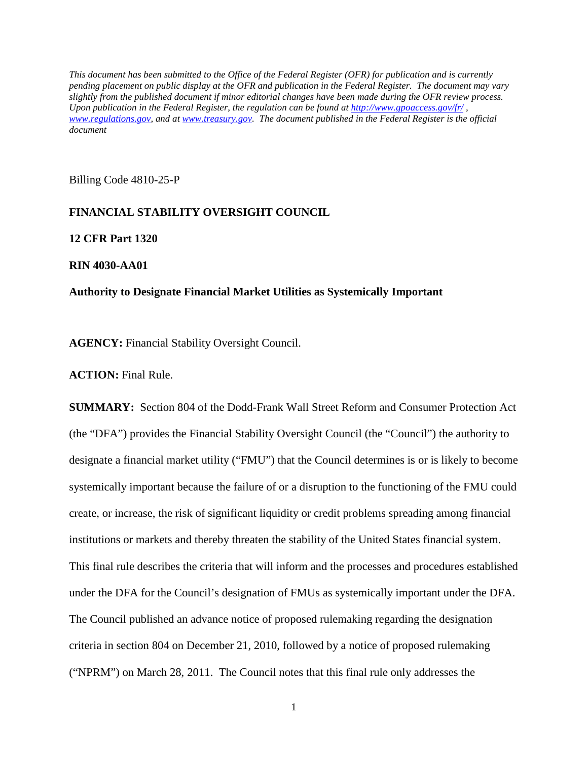*This document has been submitted to the Office of the Federal Register (OFR) for publication and is currently pending placement on public display at the OFR and publication in the Federal Register. The document may vary slightly from the published document if minor editorial changes have been made during the OFR review process. Upon publication in the Federal Register, the regulation can be found at [http://www.gpoaccess.gov/fr/](http://www.gpoaccess.gov/fr/) , [www.regulations.gov](www.regulations.gov), and at [www.treasury.gov](www.treasury.gov). The document published in the Federal Register is the official document*

Billing Code 4810-25-P

**FINANCIAL STABILITY OVERSIGHT COUNCIL**

**12 CFR Part 1320**

**RIN 4030-AA01**

**Authority to Designate Financial Market Utilities as Systemically Important**

**AGENCY:** Financial Stability Oversight Council.

**ACTION:** Final Rule.

**SUMMARY:** Section 804 of the Dodd-Frank Wall Street Reform and Consumer Protection Act (the "DFA") provides the Financial Stability Oversight Council (the "Council") the authority to designate a financial market utility ("FMU") that the Council determines is or is likely to become systemically important because the failure of or a disruption to the functioning of the FMU could create, or increase, the risk of significant liquidity or credit problems spreading among financial institutions or markets and thereby threaten the stability of the United States financial system. This final rule describes the criteria that will inform and the processes and procedures established under the DFA for the Council's designation of FMUs as systemically important under the DFA. The Council published an advance notice of proposed rulemaking regarding the designation criteria in section 804 on December 21, 2010, followed by a notice of proposed rulemaking ("NPRM") on March 28, 2011. The Council notes that this final rule only addresses the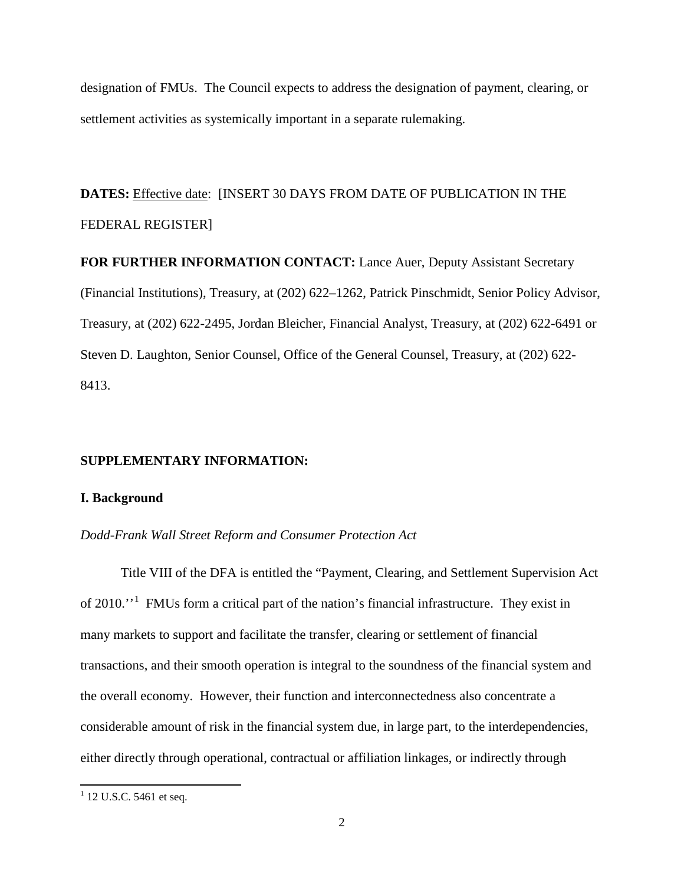designation of FMUs. The Council expects to address the designation of payment, clearing, or settlement activities as systemically important in a separate rulemaking.

**DATES:** Effective date: [INSERT 30 DAYS FROM DATE OF PUBLICATION IN THE FEDERAL REGISTER]

**FOR FURTHER INFORMATION CONTACT:** Lance Auer, Deputy Assistant Secretary (Financial Institutions), Treasury, at (202) 622–1262, Patrick Pinschmidt, Senior Policy Advisor, Treasury, at (202) 622-2495, Jordan Bleicher, Financial Analyst, Treasury, at (202) 622-6491 or Steven D. Laughton, Senior Counsel, Office of the General Counsel, Treasury, at (202) 622-8413.

**SUPPLEMENTARY INFORMATION:**

**I. Background**

*Dodd-Frank Wall Street Reform and Consumer Protection Act*

Title VIII of the DFA is entitled the "Payment, Clearing, and Settlement Supervision Act of 2010.''[1] FMUs form a critical part of the nation's financial infrastructure. They exist in many markets to support and facilitate the transfer, clearing or settlement of financial transactions, and their smooth operation is integral to the soundness of the financial system and the overall economy. However, their function and interconnectedness also concentrate a considerable amount of risk in the financial system due, in large part, to the interdependencies, either directly through operational, contractual or affiliation linkages, or indirectly through

[1] 12 U.S.C. 5461 et seq.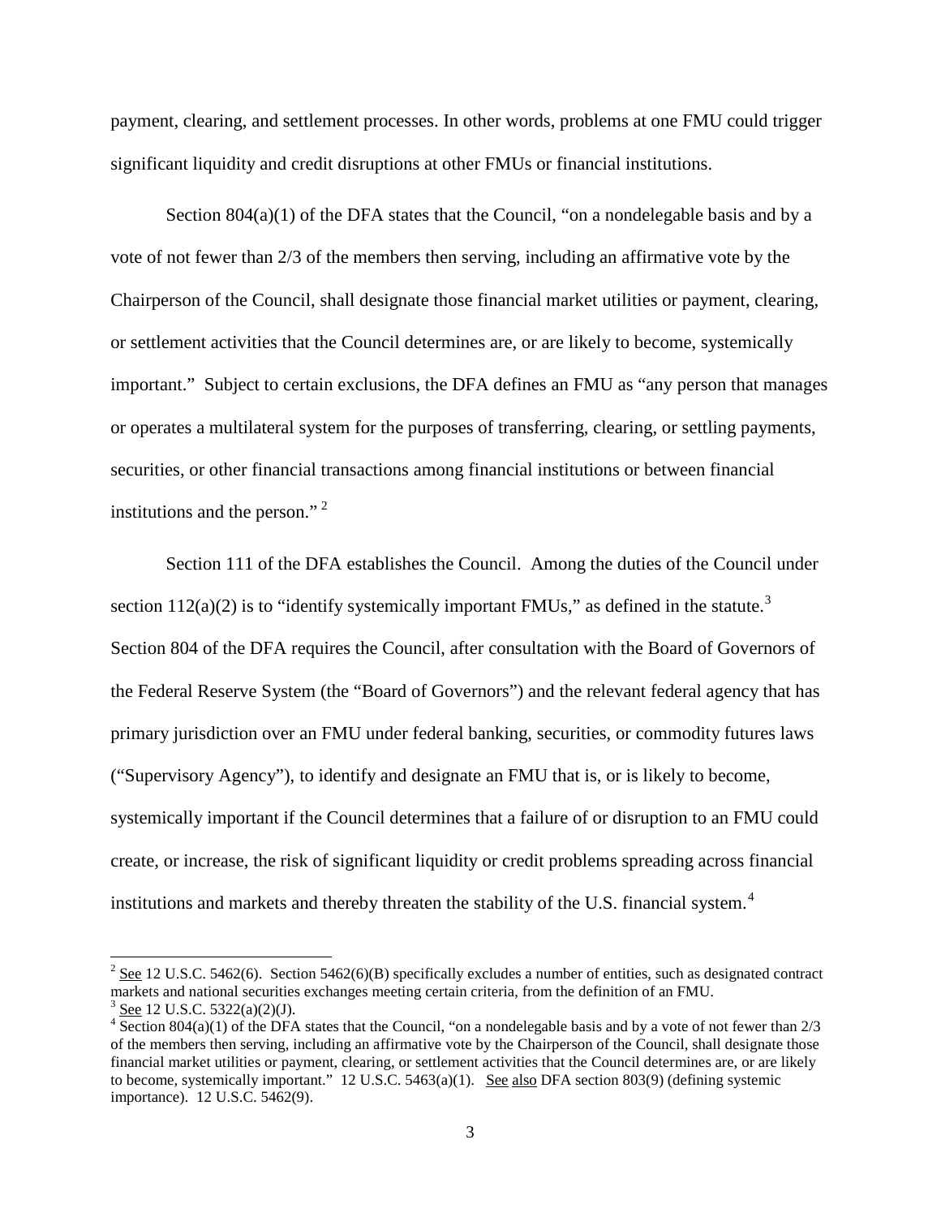payment, clearing, and settlement processes. In other words, problems at one FMU could trigger significant liquidity and credit disruptions at other FMUs or financial institutions.

Section 804(a)(1) of the DFA states that the Council, "on a nondelegable basis and by a vote of not fewer than 2/3 of the members then serving, including an affirmative vote by the Chairperson of the Council, shall designate those financial market utilities or payment, clearing, or settlement activities that the Council determines are, or are likely to become, systemically important." Subject to certain exclusions, the DFA defines an FMU as "any person that manages or operates a multilateral system for the purposes of transferring, clearing, or settling payments, securities, or other financial transactions among financial institutions or between financial institutions and the person." [2]

Section 111 of the DFA establishes the Council. Among the duties of the Council under section 112(a)(2) is to "identify systemically important FMUs," as defined in the statute.[3] Section 804 of the DFA requires the Council, after consultation with the Board of Governors of the Federal Reserve System (the "Board of Governors") and the relevant federal agency that has primary jurisdiction over an FMU under federal banking, securities, or commodity futures laws ("Supervisory Agency"), to identify and designate an FMU that is, or is likely to become, systemically important if the Council determines that a failure of or disruption to an FMU could create, or increase, the risk of significant liquidity or credit problems spreading across financial institutions and markets and thereby threaten the stability of the U.S. financial system.[4]

---

[2] See 12 U.S.C. 5462(6). Section 5462(6)(B) specifically excludes a number of entities, such as designated contract markets and national securities exchanges meeting certain criteria, from the definition of an FMU.

[3] See 12 U.S.C. 5322(a)(2)(J).

[4] Section 804(a)(1) of the DFA states that the Council, "on a nondelegable basis and by a vote of not fewer than 2/3 of the members then serving, including an affirmative vote by the Chairperson of the Council, shall designate those financial market utilities or payment, clearing, or settlement activities that the Council determines are, or are likely to become, systemically important." 12 U.S.C. 5463(a)(1). See also DFA section 803(9) (defining systemic importance). 12 U.S.C. 5462(9).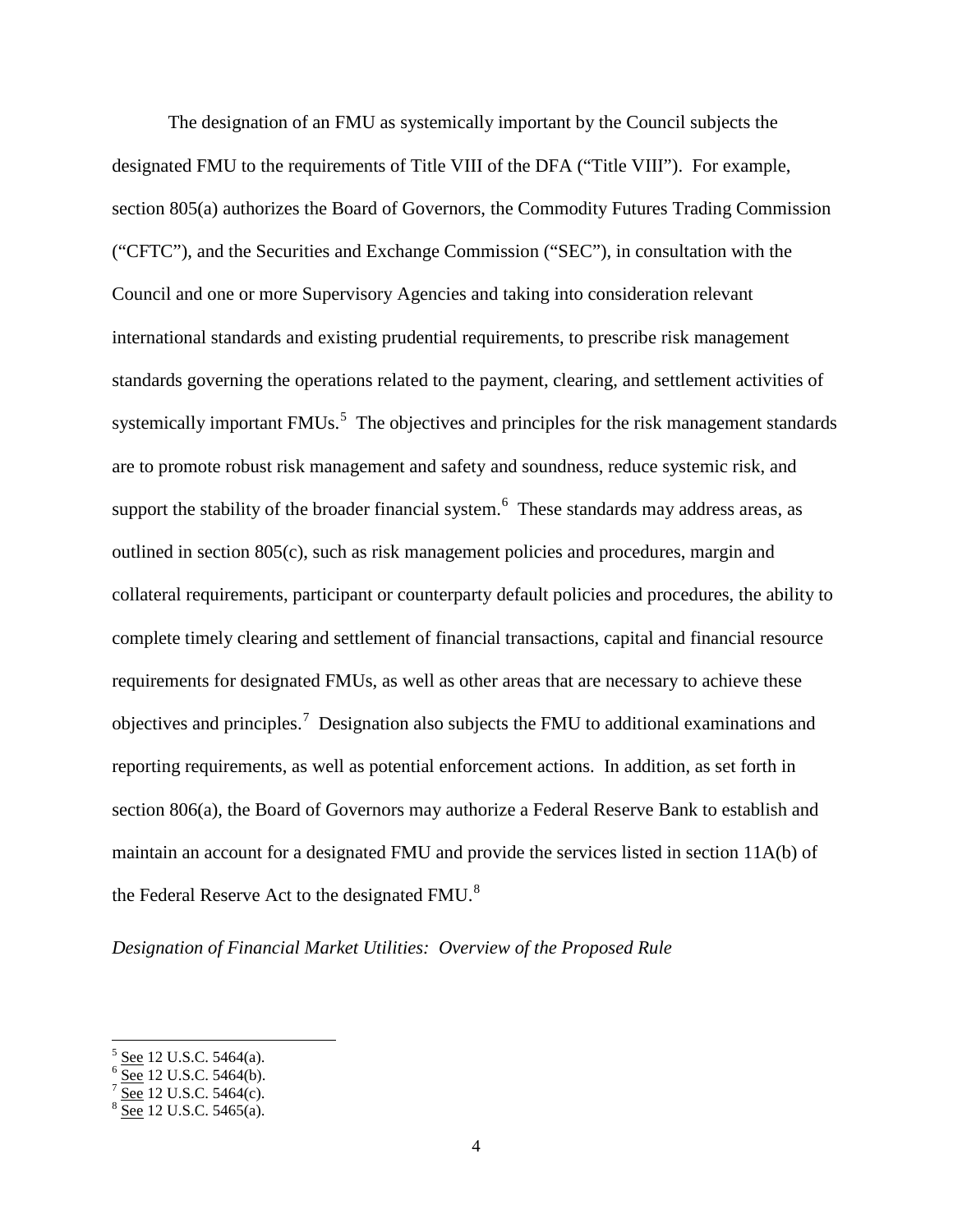The designation of an FMU as systemically important by the Council subjects the designated FMU to the requirements of Title VIII of the DFA ("Title VIII"). For example, section 805(a) authorizes the Board of Governors, the Commodity Futures Trading Commission ("CFTC"), and the Securities and Exchange Commission ("SEC"), in consultation with the Council and one or more Supervisory Agencies and taking into consideration relevant international standards and existing prudential requirements, to prescribe risk management standards governing the operations related to the payment, clearing, and settlement activities of systemically important FMUs.[5] The objectives and principles for the risk management standards are to promote robust risk management and safety and soundness, reduce systemic risk, and support the stability of the broader financial system.[6] These standards may address areas, as outlined in section 805(c), such as risk management policies and procedures, margin and collateral requirements, participant or counterparty default policies and procedures, the ability to complete timely clearing and settlement of financial transactions, capital and financial resource requirements for designated FMUs, as well as other areas that are necessary to achieve these objectives and principles.[7] Designation also subjects the FMU to additional examinations and reporting requirements, as well as potential enforcement actions. In addition, as set forth in section 806(a), the Board of Governors may authorize a Federal Reserve Bank to establish and maintain an account for a designated FMU and provide the services listed in section 11A(b) of the Federal Reserve Act to the designated FMU.[8]

*Designation of Financial Market Utilities: Overview of the Proposed Rule*

---

[5] See 12 U.S.C. 5464(a).
[6] See 12 U.S.C. 5464(b).
[7] See 12 U.S.C. 5464(c).
[8] See 12 U.S.C. 5465(a).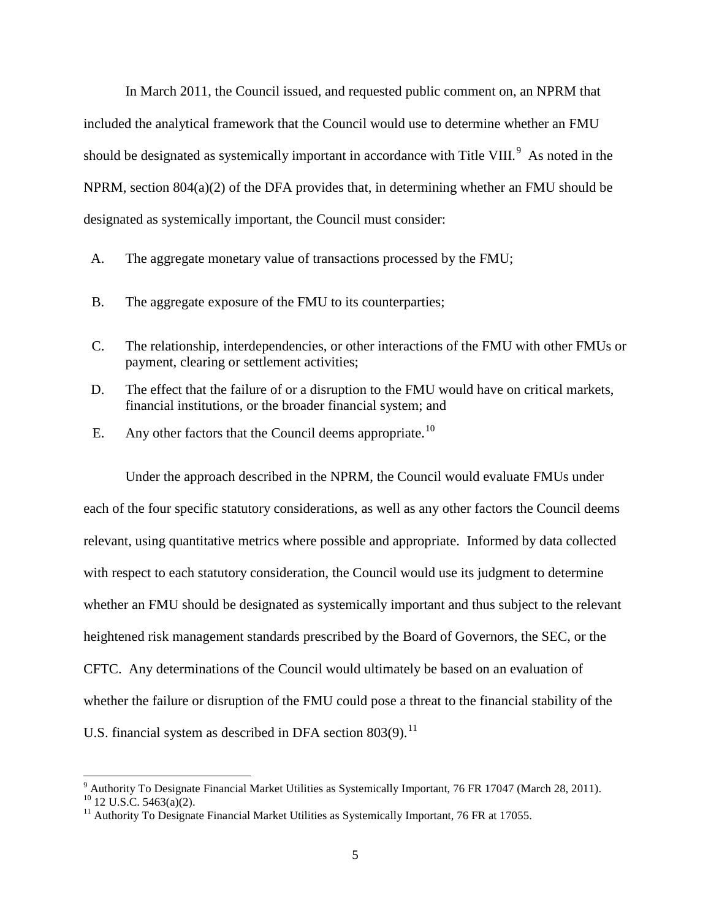In March 2011, the Council issued, and requested public comment on, an NPRM that included the analytical framework that the Council would use to determine whether an FMU should be designated as systemically important in accordance with Title VIII.[9] As noted in the NPRM, section 804(a)(2) of the DFA provides that, in determining whether an FMU should be designated as systemically important, the Council must consider:

A. The aggregate monetary value of transactions processed by the FMU;

B. The aggregate exposure of the FMU to its counterparties;

C. The relationship, interdependencies, or other interactions of the FMU with other FMUs or payment, clearing or settlement activities;

D. The effect that the failure of or a disruption to the FMU would have on critical markets, financial institutions, or the broader financial system; and

E. Any other factors that the Council deems appropriate.[10]

Under the approach described in the NPRM, the Council would evaluate FMUs under each of the four specific statutory considerations, as well as any other factors the Council deems relevant, using quantitative metrics where possible and appropriate. Informed by data collected with respect to each statutory consideration, the Council would use its judgment to determine whether an FMU should be designated as systemically important and thus subject to the relevant heightened risk management standards prescribed by the Board of Governors, the SEC, or the CFTC. Any determinations of the Council would ultimately be based on an evaluation of whether the failure or disruption of the FMU could pose a threat to the financial stability of the U.S. financial system as described in DFA section 803(9).[11]

[9] Authority To Designate Financial Market Utilities as Systemically Important, 76 FR 17047 (March 28, 2011).
[10] 12 U.S.C. 5463(a)(2).
[11] Authority To Designate Financial Market Utilities as Systemically Important, 76 FR at 17055.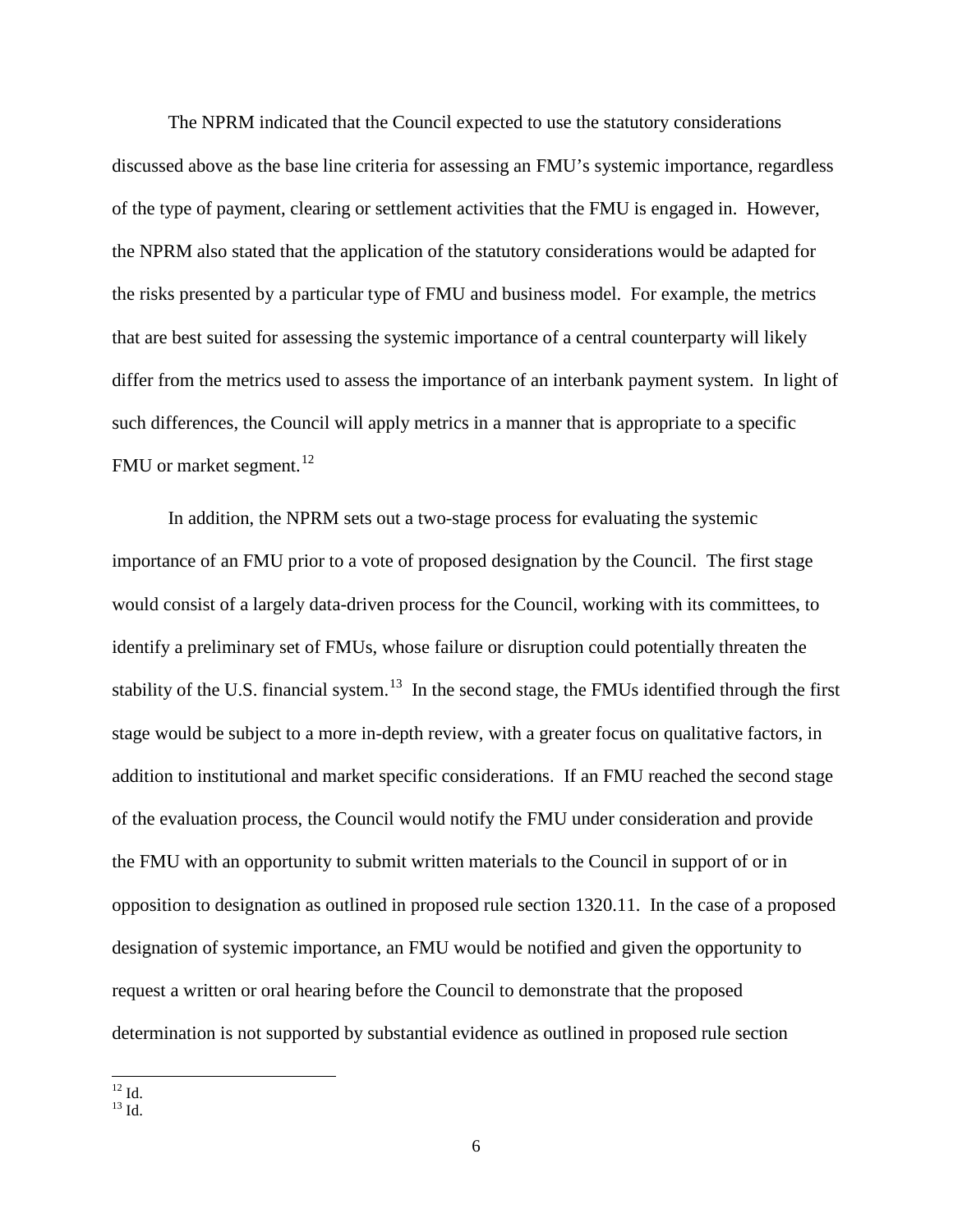The NPRM indicated that the Council expected to use the statutory considerations discussed above as the base line criteria for assessing an FMU's systemic importance, regardless of the type of payment, clearing or settlement activities that the FMU is engaged in. However, the NPRM also stated that the application of the statutory considerations would be adapted for the risks presented by a particular type of FMU and business model. For example, the metrics that are best suited for assessing the systemic importance of a central counterparty will likely differ from the metrics used to assess the importance of an interbank payment system. In light of such differences, the Council will apply metrics in a manner that is appropriate to a specific FMU or market segment.[12]

In addition, the NPRM sets out a two-stage process for evaluating the systemic importance of an FMU prior to a vote of proposed designation by the Council. The first stage would consist of a largely data-driven process for the Council, working with its committees, to identify a preliminary set of FMUs, whose failure or disruption could potentially threaten the stability of the U.S. financial system.[13] In the second stage, the FMUs identified through the first stage would be subject to a more in-depth review, with a greater focus on qualitative factors, in addition to institutional and market specific considerations. If an FMU reached the second stage of the evaluation process, the Council would notify the FMU under consideration and provide the FMU with an opportunity to submit written materials to the Council in support of or in opposition to designation as outlined in proposed rule section 1320.11. In the case of a proposed designation of systemic importance, an FMU would be notified and given the opportunity to request a written or oral hearing before the Council to demonstrate that the proposed determination is not supported by substantial evidence as outlined in proposed rule section

[12] Id.

[13] Id.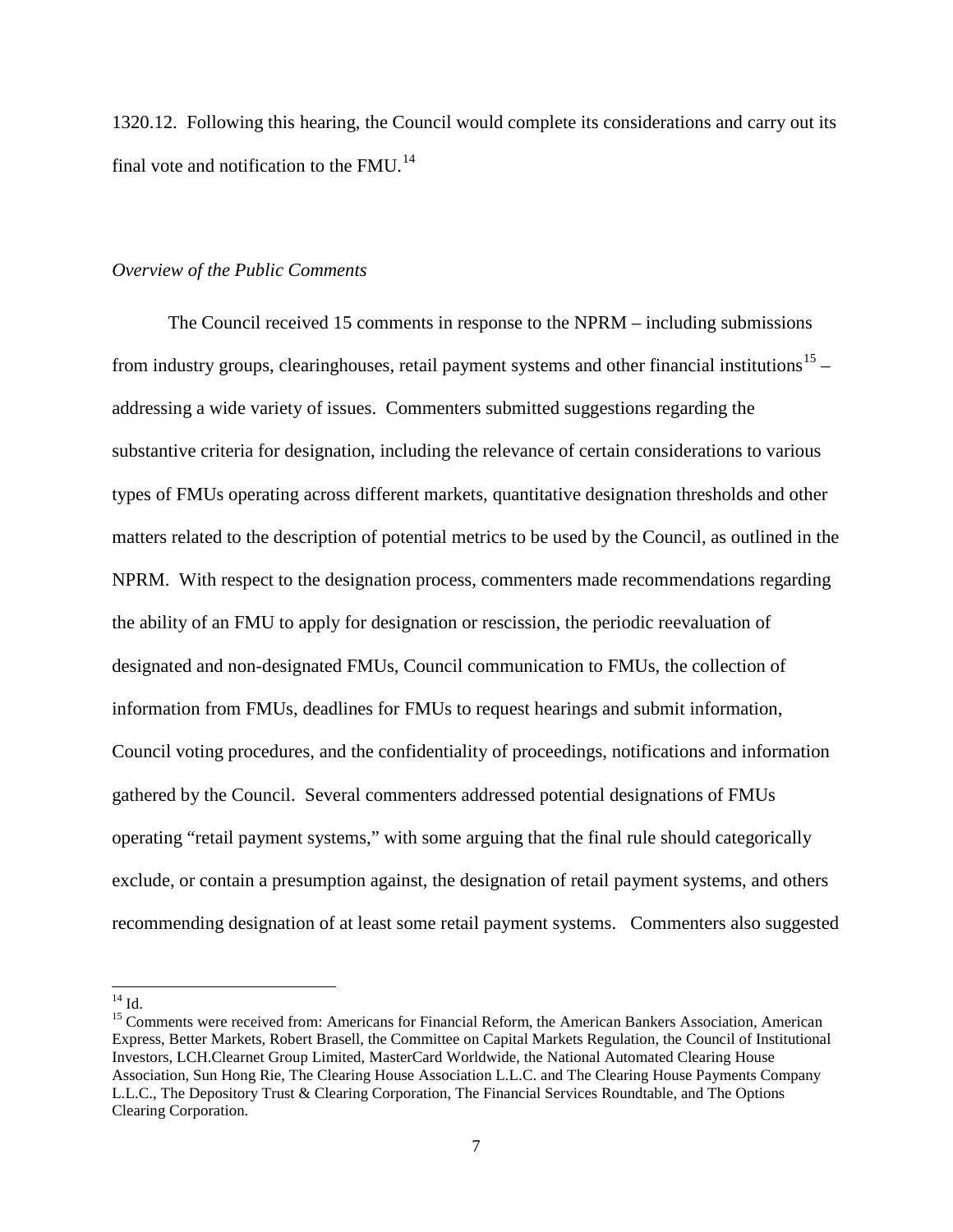1320.12. Following this hearing, the Council would complete its considerations and carry out its final vote and notification to the FMU.[14]

*Overview of the Public Comments*

The Council received 15 comments in response to the NPRM – including submissions from industry groups, clearinghouses, retail payment systems and other financial institutions[15] – addressing a wide variety of issues. Commenters submitted suggestions regarding the substantive criteria for designation, including the relevance of certain considerations to various types of FMUs operating across different markets, quantitative designation thresholds and other matters related to the description of potential metrics to be used by the Council, as outlined in the NPRM. With respect to the designation process, commenters made recommendations regarding the ability of an FMU to apply for designation or rescission, the periodic reevaluation of designated and non-designated FMUs, Council communication to FMUs, the collection of information from FMUs, deadlines for FMUs to request hearings and submit information, Council voting procedures, and the confidentiality of proceedings, notifications and information gathered by the Council. Several commenters addressed potential designations of FMUs operating "retail payment systems," with some arguing that the final rule should categorically exclude, or contain a presumption against, the designation of retail payment systems, and others recommending designation of at least some retail payment systems. Commenters also suggested

[14] Id.

[15] Comments were received from: Americans for Financial Reform, the American Bankers Association, American Express, Better Markets, Robert Brasell, the Committee on Capital Markets Regulation, the Council of Institutional Investors, LCH.Clearnet Group Limited, MasterCard Worldwide, the National Automated Clearing House Association, Sun Hong Rie, The Clearing House Association L.L.C. and The Clearing House Payments Company L.L.C., The Depository Trust & Clearing Corporation, The Financial Services Roundtable, and The Options Clearing Corporation.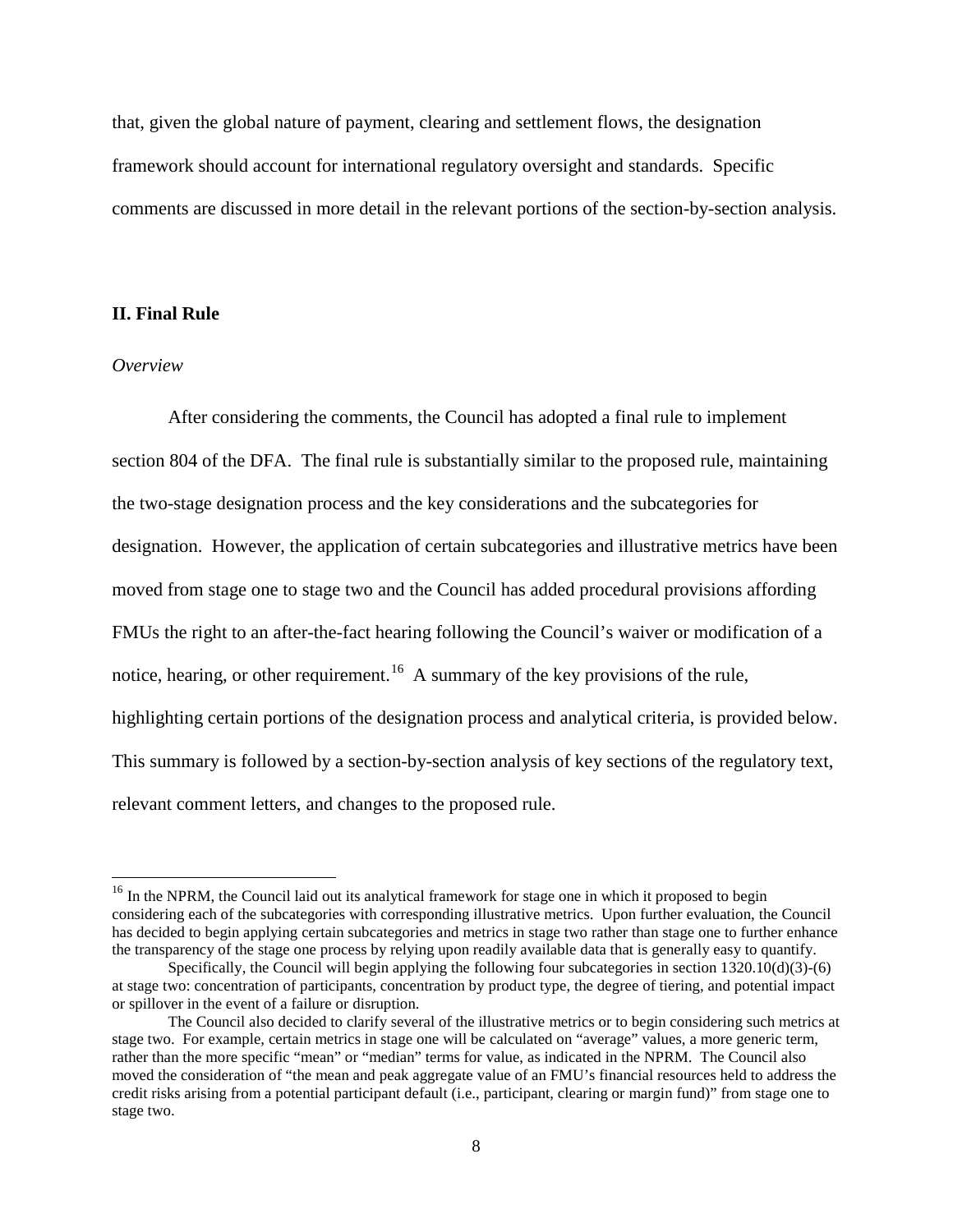that, given the global nature of payment, clearing and settlement flows, the designation framework should account for international regulatory oversight and standards. Specific comments are discussed in more detail in the relevant portions of the section-by-section analysis.

## II. Final Rule

*Overview*

After considering the comments, the Council has adopted a final rule to implement section 804 of the DFA. The final rule is substantially similar to the proposed rule, maintaining the two-stage designation process and the key considerations and the subcategories for designation. However, the application of certain subcategories and illustrative metrics have been moved from stage one to stage two and the Council has added procedural provisions affording FMUs the right to an after-the-fact hearing following the Council's waiver or modification of a notice, hearing, or other requirement.[16] A summary of the key provisions of the rule, highlighting certain portions of the designation process and analytical criteria, is provided below. This summary is followed by a section-by-section analysis of key sections of the regulatory text, relevant comment letters, and changes to the proposed rule.

---

[16] In the NPRM, the Council laid out its analytical framework for stage one in which it proposed to begin considering each of the subcategories with corresponding illustrative metrics. Upon further evaluation, the Council has decided to begin applying certain subcategories and metrics in stage two rather than stage one to further enhance the transparency of the stage one process by relying upon readily available data that is generally easy to quantify.

Specifically, the Council will begin applying the following four subcategories in section 1320.10(d)(3)-(6) at stage two: concentration of participants, concentration by product type, the degree of tiering, and potential impact or spillover in the event of a failure or disruption.

The Council also decided to clarify several of the illustrative metrics or to begin considering such metrics at stage two. For example, certain metrics in stage one will be calculated on "average" values, a more generic term, rather than the more specific "mean" or "median" terms for value, as indicated in the NPRM. The Council also moved the consideration of "the mean and peak aggregate value of an FMU's financial resources held to address the credit risks arising from a potential participant default (i.e., participant, clearing or margin fund)" from stage one to stage two.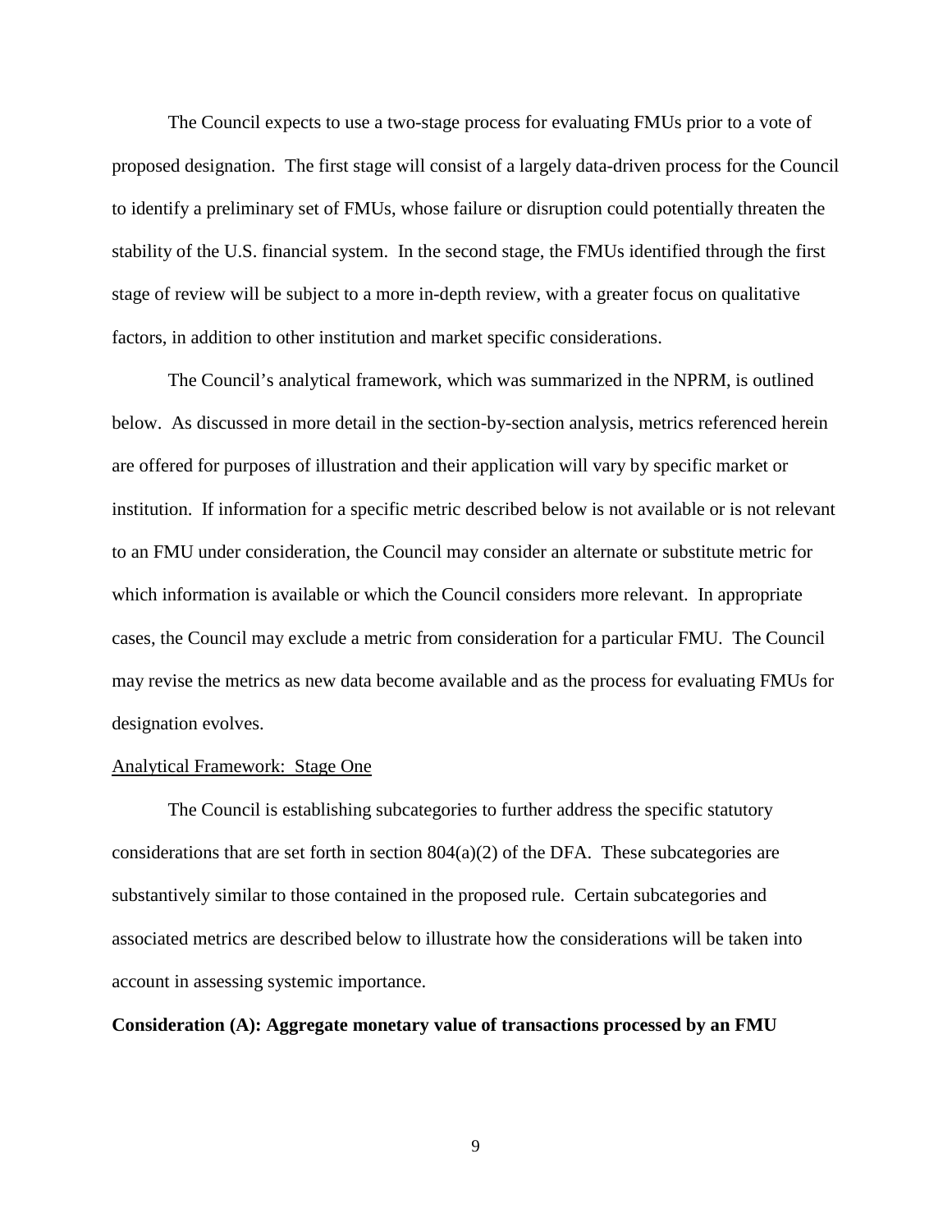The Council expects to use a two-stage process for evaluating FMUs prior to a vote of proposed designation. The first stage will consist of a largely data-driven process for the Council to identify a preliminary set of FMUs, whose failure or disruption could potentially threaten the stability of the U.S. financial system. In the second stage, the FMUs identified through the first stage of review will be subject to a more in-depth review, with a greater focus on qualitative factors, in addition to other institution and market specific considerations.

The Council's analytical framework, which was summarized in the NPRM, is outlined below. As discussed in more detail in the section-by-section analysis, metrics referenced herein are offered for purposes of illustration and their application will vary by specific market or institution. If information for a specific metric described below is not available or is not relevant to an FMU under consideration, the Council may consider an alternate or substitute metric for which information is available or which the Council considers more relevant. In appropriate cases, the Council may exclude a metric from consideration for a particular FMU. The Council may revise the metrics as new data become available and as the process for evaluating FMUs for designation evolves.

Analytical Framework: Stage One

The Council is establishing subcategories to further address the specific statutory considerations that are set forth in section 804(a)(2) of the DFA. These subcategories are substantively similar to those contained in the proposed rule. Certain subcategories and associated metrics are described below to illustrate how the considerations will be taken into account in assessing systemic importance.

**Consideration (A): Aggregate monetary value of transactions processed by an FMU**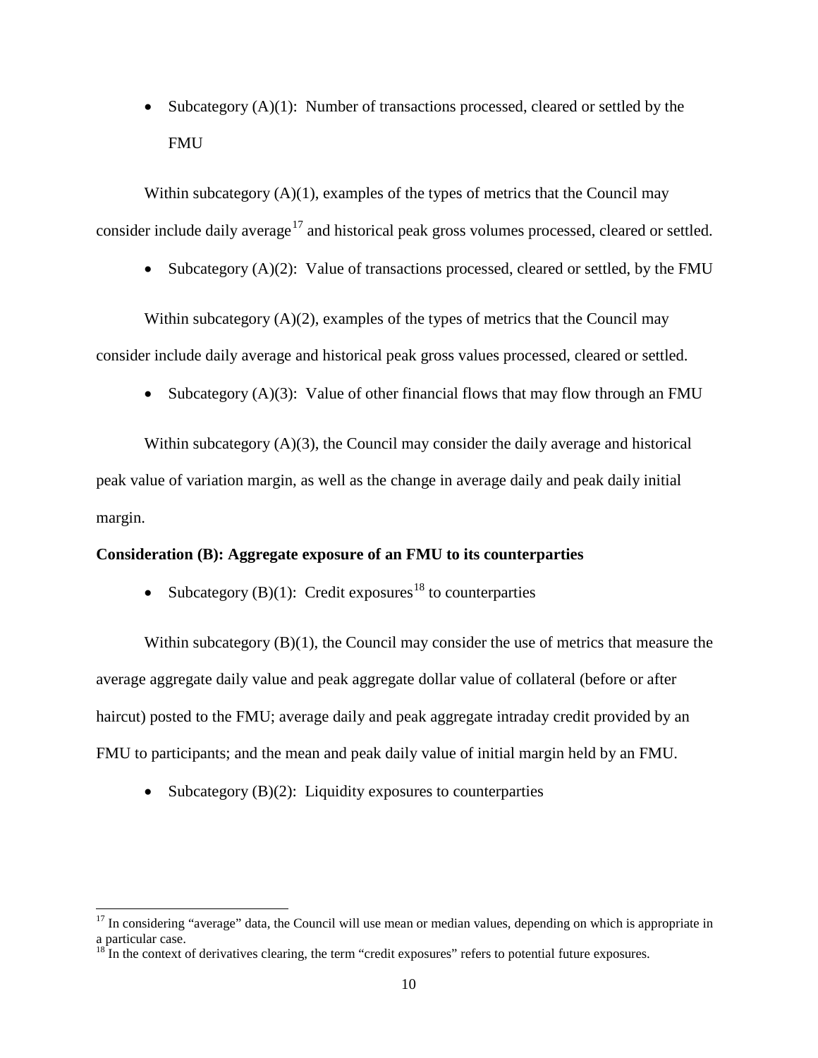- Subcategory (A)(1): Number of transactions processed, cleared or settled by the FMU

Within subcategory (A)(1), examples of the types of metrics that the Council may consider include daily average[17] and historical peak gross volumes processed, cleared or settled.

- Subcategory (A)(2): Value of transactions processed, cleared or settled, by the FMU

Within subcategory (A)(2), examples of the types of metrics that the Council may consider include daily average and historical peak gross values processed, cleared or settled.

- Subcategory (A)(3): Value of other financial flows that may flow through an FMU

Within subcategory (A)(3), the Council may consider the daily average and historical peak value of variation margin, as well as the change in average daily and peak daily initial margin.

**Consideration (B): Aggregate exposure of an FMU to its counterparties**

- Subcategory (B)(1): Credit exposures[18] to counterparties

Within subcategory (B)(1), the Council may consider the use of metrics that measure the average aggregate daily value and peak aggregate dollar value of collateral (before or after haircut) posted to the FMU; average daily and peak aggregate intraday credit provided by an FMU to participants; and the mean and peak daily value of initial margin held by an FMU.

- Subcategory (B)(2): Liquidity exposures to counterparties

---

[17] In considering "average" data, the Council will use mean or median values, depending on which is appropriate in a particular case.

[18] In the context of derivatives clearing, the term "credit exposures" refers to potential future exposures.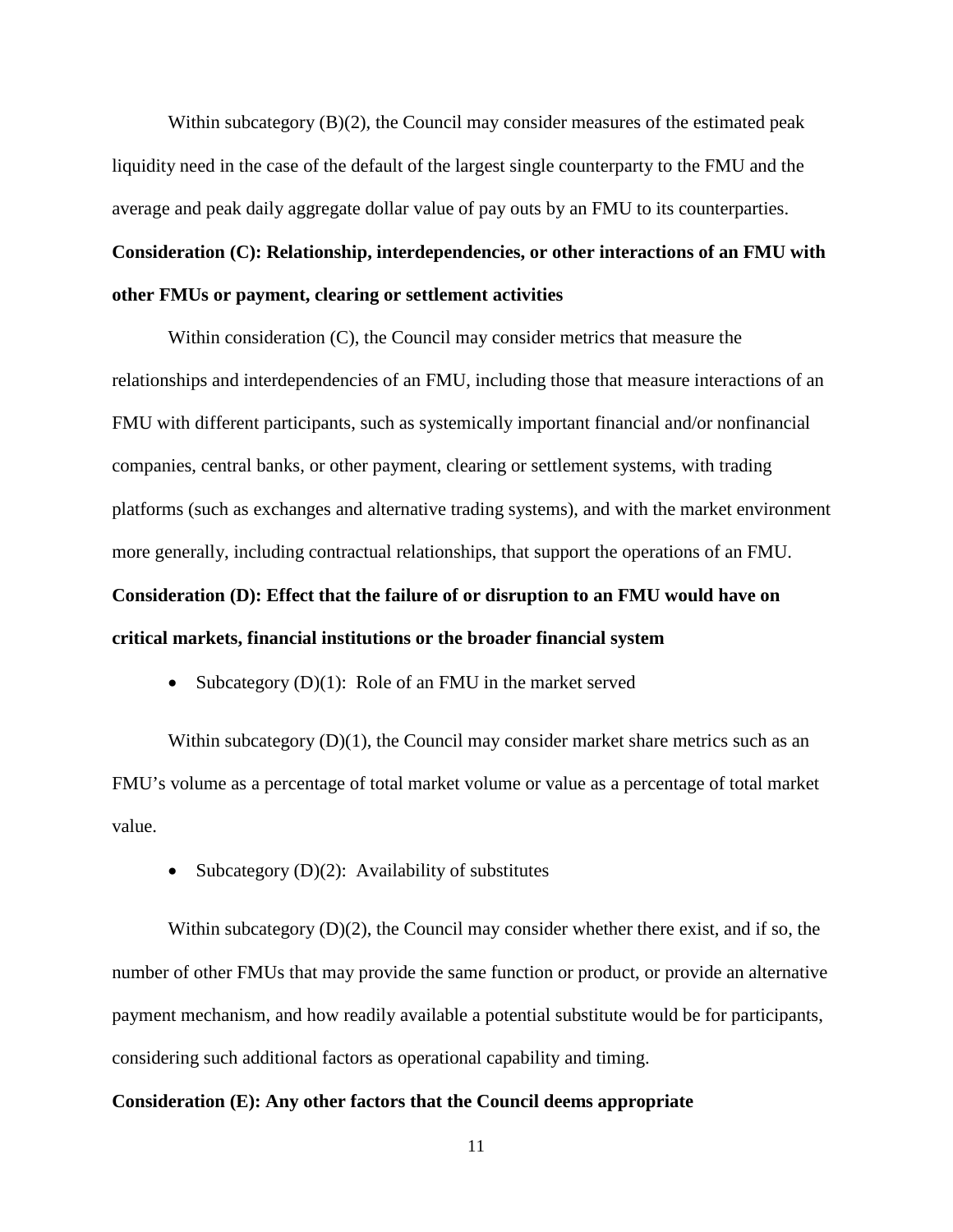Within subcategory (B)(2), the Council may consider measures of the estimated peak liquidity need in the case of the default of the largest single counterparty to the FMU and the average and peak daily aggregate dollar value of pay outs by an FMU to its counterparties.

**Consideration (C): Relationship, interdependencies, or other interactions of an FMU with other FMUs or payment, clearing or settlement activities**

Within consideration (C), the Council may consider metrics that measure the relationships and interdependencies of an FMU, including those that measure interactions of an FMU with different participants, such as systemically important financial and/or nonfinancial companies, central banks, or other payment, clearing or settlement systems, with trading platforms (such as exchanges and alternative trading systems), and with the market environment more generally, including contractual relationships, that support the operations of an FMU.

**Consideration (D): Effect that the failure of or disruption to an FMU would have on critical markets, financial institutions or the broader financial system**

- Subcategory (D)(1): Role of an FMU in the market served

Within subcategory (D)(1), the Council may consider market share metrics such as an FMU's volume as a percentage of total market volume or value as a percentage of total market value.

- Subcategory (D)(2): Availability of substitutes

Within subcategory (D)(2), the Council may consider whether there exist, and if so, the number of other FMUs that may provide the same function or product, or provide an alternative payment mechanism, and how readily available a potential substitute would be for participants, considering such additional factors as operational capability and timing.

**Consideration (E): Any other factors that the Council deems appropriate**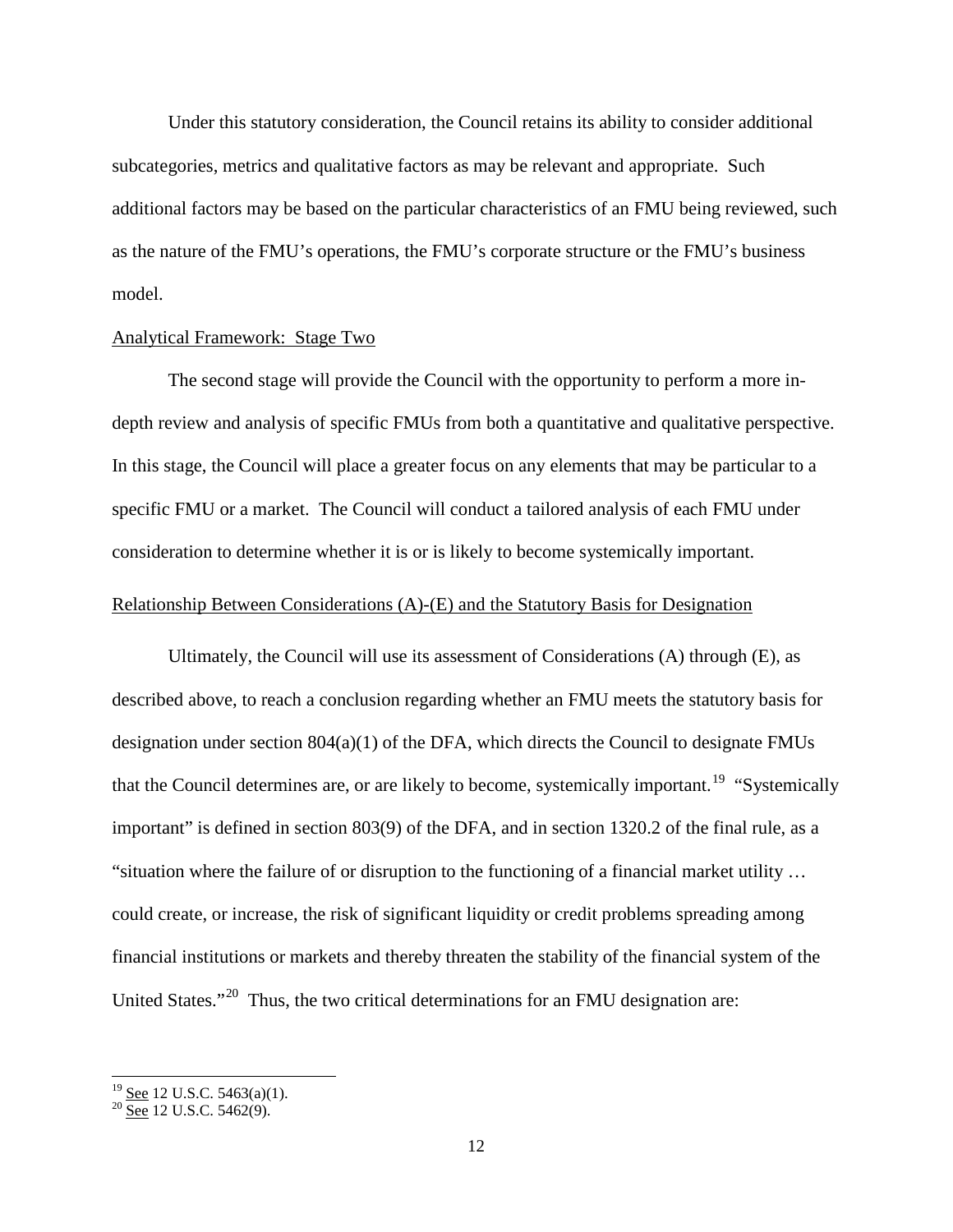Under this statutory consideration, the Council retains its ability to consider additional subcategories, metrics and qualitative factors as may be relevant and appropriate. Such additional factors may be based on the particular characteristics of an FMU being reviewed, such as the nature of the FMU's operations, the FMU's corporate structure or the FMU's business model.

Analytical Framework: Stage Two

The second stage will provide the Council with the opportunity to perform a more in-depth review and analysis of specific FMUs from both a quantitative and qualitative perspective. In this stage, the Council will place a greater focus on any elements that may be particular to a specific FMU or a market. The Council will conduct a tailored analysis of each FMU under consideration to determine whether it is or is likely to become systemically important.

Relationship Between Considerations (A)-(E) and the Statutory Basis for Designation

Ultimately, the Council will use its assessment of Considerations (A) through (E), as described above, to reach a conclusion regarding whether an FMU meets the statutory basis for designation under section 804(a)(1) of the DFA, which directs the Council to designate FMUs that the Council determines are, or are likely to become, systemically important.[19] "Systemically important" is defined in section 803(9) of the DFA, and in section 1320.2 of the final rule, as a "situation where the failure of or disruption to the functioning of a financial market utility … could create, or increase, the risk of significant liquidity or credit problems spreading among financial institutions or markets and thereby threaten the stability of the financial system of the United States."[20] Thus, the two critical determinations for an FMU designation are:

[19] See 12 U.S.C. 5463(a)(1).

[20] See 12 U.S.C. 5462(9).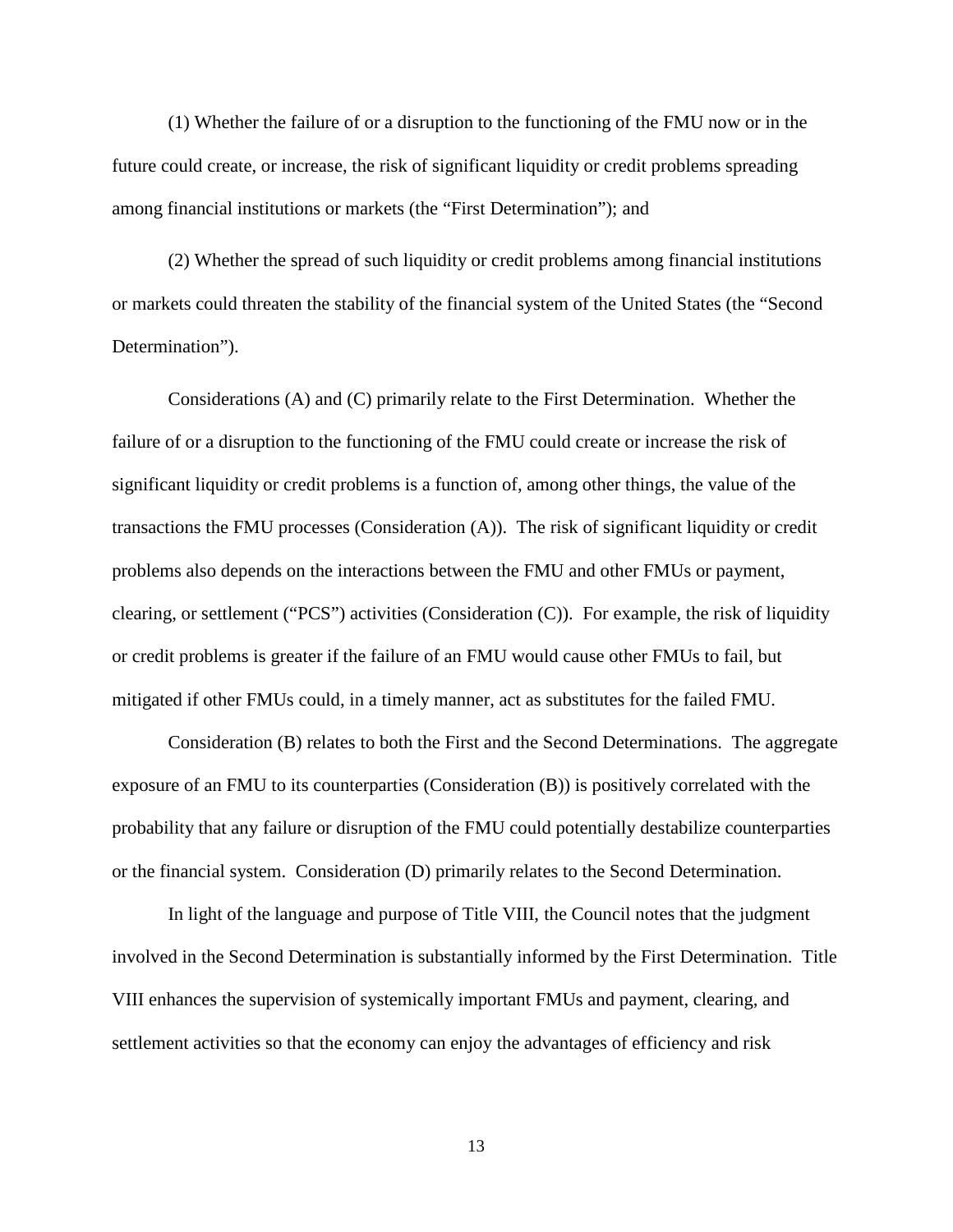(1) Whether the failure of or a disruption to the functioning of the FMU now or in the future could create, or increase, the risk of significant liquidity or credit problems spreading among financial institutions or markets (the "First Determination"); and

(2) Whether the spread of such liquidity or credit problems among financial institutions or markets could threaten the stability of the financial system of the United States (the "Second Determination").

Considerations (A) and (C) primarily relate to the First Determination. Whether the failure of or a disruption to the functioning of the FMU could create or increase the risk of significant liquidity or credit problems is a function of, among other things, the value of the transactions the FMU processes (Consideration (A)). The risk of significant liquidity or credit problems also depends on the interactions between the FMU and other FMUs or payment, clearing, or settlement ("PCS") activities (Consideration (C)). For example, the risk of liquidity or credit problems is greater if the failure of an FMU would cause other FMUs to fail, but mitigated if other FMUs could, in a timely manner, act as substitutes for the failed FMU.

Consideration (B) relates to both the First and the Second Determinations. The aggregate exposure of an FMU to its counterparties (Consideration (B)) is positively correlated with the probability that any failure or disruption of the FMU could potentially destabilize counterparties or the financial system. Consideration (D) primarily relates to the Second Determination.

In light of the language and purpose of Title VIII, the Council notes that the judgment involved in the Second Determination is substantially informed by the First Determination. Title VIII enhances the supervision of systemically important FMUs and payment, clearing, and settlement activities so that the economy can enjoy the advantages of efficiency and risk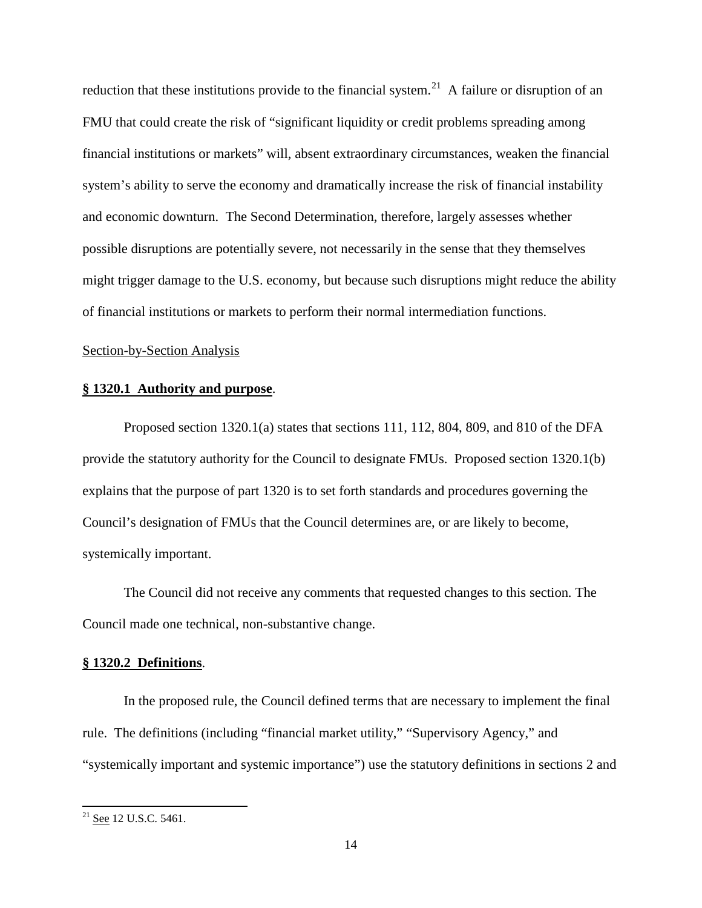reduction that these institutions provide to the financial system.[21] A failure or disruption of an FMU that could create the risk of "significant liquidity or credit problems spreading among financial institutions or markets" will, absent extraordinary circumstances, weaken the financial system's ability to serve the economy and dramatically increase the risk of financial instability and economic downturn. The Second Determination, therefore, largely assesses whether possible disruptions are potentially severe, not necessarily in the sense that they themselves might trigger damage to the U.S. economy, but because such disruptions might reduce the ability of financial institutions or markets to perform their normal intermediation functions.

Section-by-Section Analysis

**§ 1320.1 Authority and purpose**.

Proposed section 1320.1(a) states that sections 111, 112, 804, 809, and 810 of the DFA provide the statutory authority for the Council to designate FMUs. Proposed section 1320.1(b) explains that the purpose of part 1320 is to set forth standards and procedures governing the Council's designation of FMUs that the Council determines are, or are likely to become, systemically important.

The Council did not receive any comments that requested changes to this section. The Council made one technical, non-substantive change.

**§ 1320.2 Definitions**.

In the proposed rule, the Council defined terms that are necessary to implement the final rule. The definitions (including "financial market utility," "Supervisory Agency," and "systemically important and systemic importance") use the statutory definitions in sections 2 and

[21] See 12 U.S.C. 5461.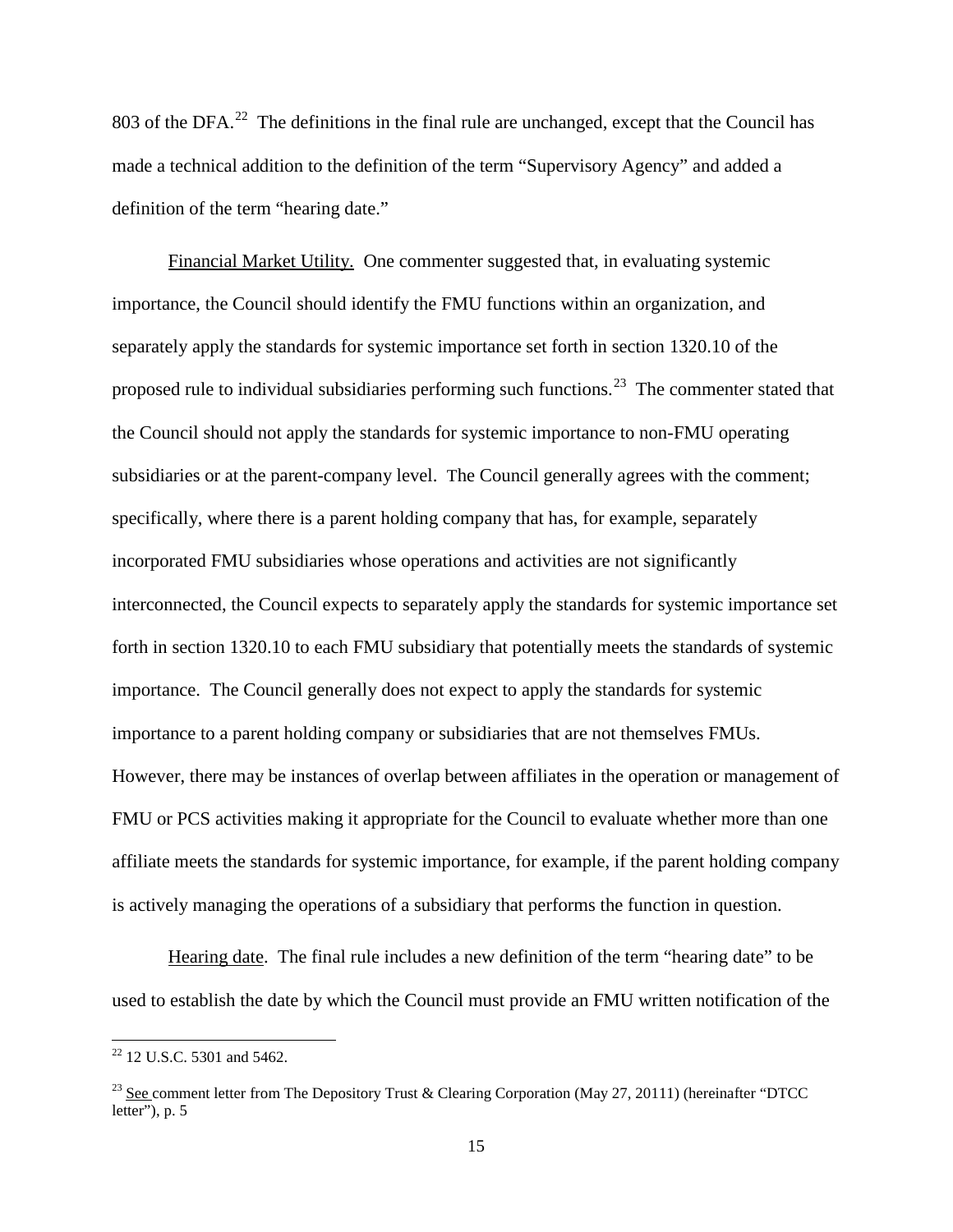803 of the DFA.[22] The definitions in the final rule are unchanged, except that the Council has made a technical addition to the definition of the term "Supervisory Agency" and added a definition of the term "hearing date."

Financial Market Utility. One commenter suggested that, in evaluating systemic importance, the Council should identify the FMU functions within an organization, and separately apply the standards for systemic importance set forth in section 1320.10 of the proposed rule to individual subsidiaries performing such functions.[23] The commenter stated that the Council should not apply the standards for systemic importance to non-FMU operating subsidiaries or at the parent-company level. The Council generally agrees with the comment; specifically, where there is a parent holding company that has, for example, separately incorporated FMU subsidiaries whose operations and activities are not significantly interconnected, the Council expects to separately apply the standards for systemic importance set forth in section 1320.10 to each FMU subsidiary that potentially meets the standards of systemic importance. The Council generally does not expect to apply the standards for systemic importance to a parent holding company or subsidiaries that are not themselves FMUs. However, there may be instances of overlap between affiliates in the operation or management of FMU or PCS activities making it appropriate for the Council to evaluate whether more than one affiliate meets the standards for systemic importance, for example, if the parent holding company is actively managing the operations of a subsidiary that performs the function in question.

Hearing date. The final rule includes a new definition of the term "hearing date" to be used to establish the date by which the Council must provide an FMU written notification of the

[22] 12 U.S.C. 5301 and 5462.

[23] See comment letter from The Depository Trust & Clearing Corporation (May 27, 20111) (hereinafter "DTCC letter"), p. 5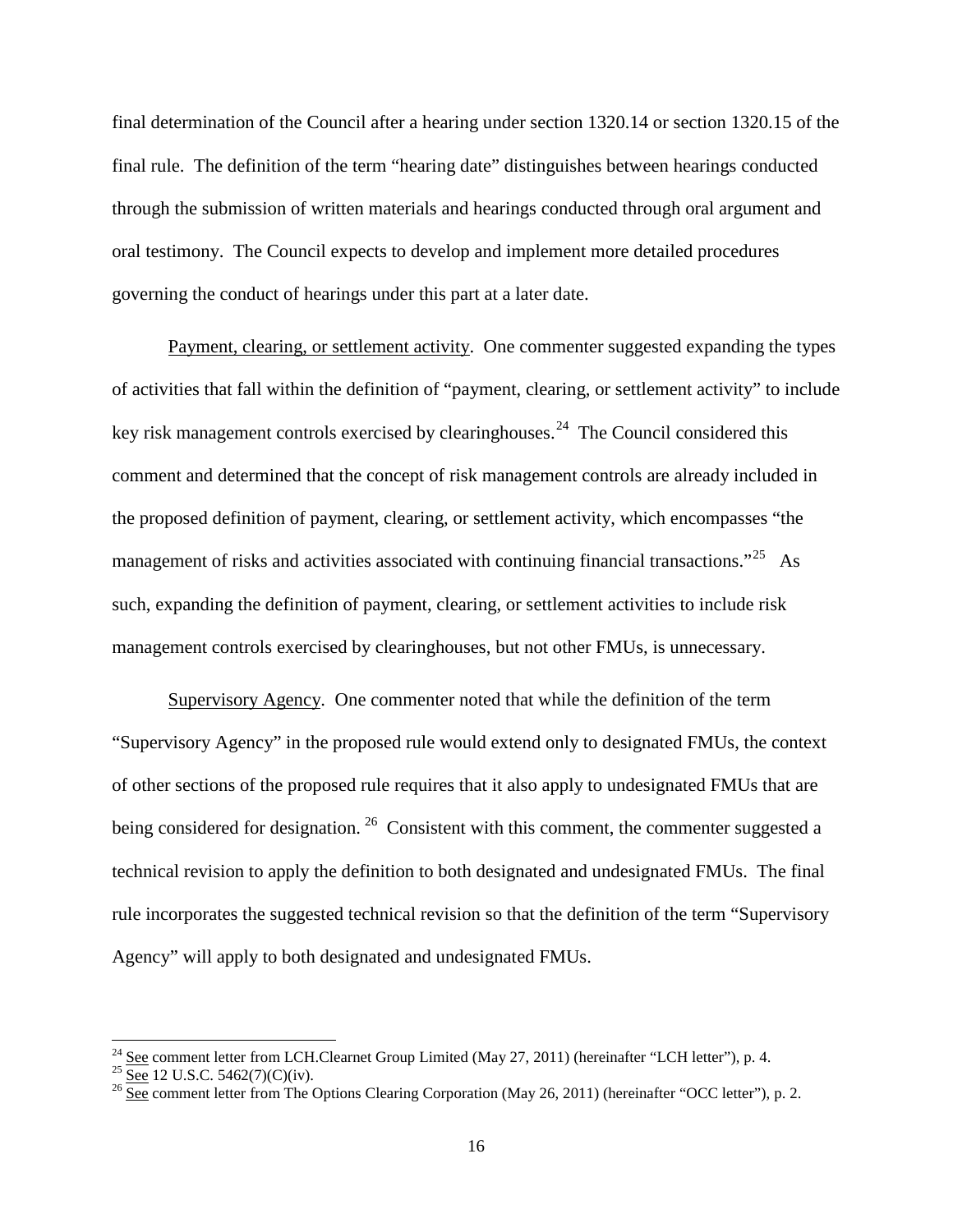final determination of the Council after a hearing under section 1320.14 or section 1320.15 of the final rule. The definition of the term "hearing date" distinguishes between hearings conducted through the submission of written materials and hearings conducted through oral argument and oral testimony. The Council expects to develop and implement more detailed procedures governing the conduct of hearings under this part at a later date.

Payment, clearing, or settlement activity. One commenter suggested expanding the types of activities that fall within the definition of "payment, clearing, or settlement activity" to include key risk management controls exercised by clearinghouses.[24] The Council considered this comment and determined that the concept of risk management controls are already included in the proposed definition of payment, clearing, or settlement activity, which encompasses "the management of risks and activities associated with continuing financial transactions."[25] As such, expanding the definition of payment, clearing, or settlement activities to include risk management controls exercised by clearinghouses, but not other FMUs, is unnecessary.

Supervisory Agency. One commenter noted that while the definition of the term "Supervisory Agency" in the proposed rule would extend only to designated FMUs, the context of other sections of the proposed rule requires that it also apply to undesignated FMUs that are being considered for designation.[26] Consistent with this comment, the commenter suggested a technical revision to apply the definition to both designated and undesignated FMUs. The final rule incorporates the suggested technical revision so that the definition of the term "Supervisory Agency" will apply to both designated and undesignated FMUs.

---

[24] See comment letter from LCH.Clearnet Group Limited (May 27, 2011) (hereinafter "LCH letter"), p. 4.

[25] See 12 U.S.C. 5462(7)(C)(iv).

[26] See comment letter from The Options Clearing Corporation (May 26, 2011) (hereinafter "OCC letter"), p. 2.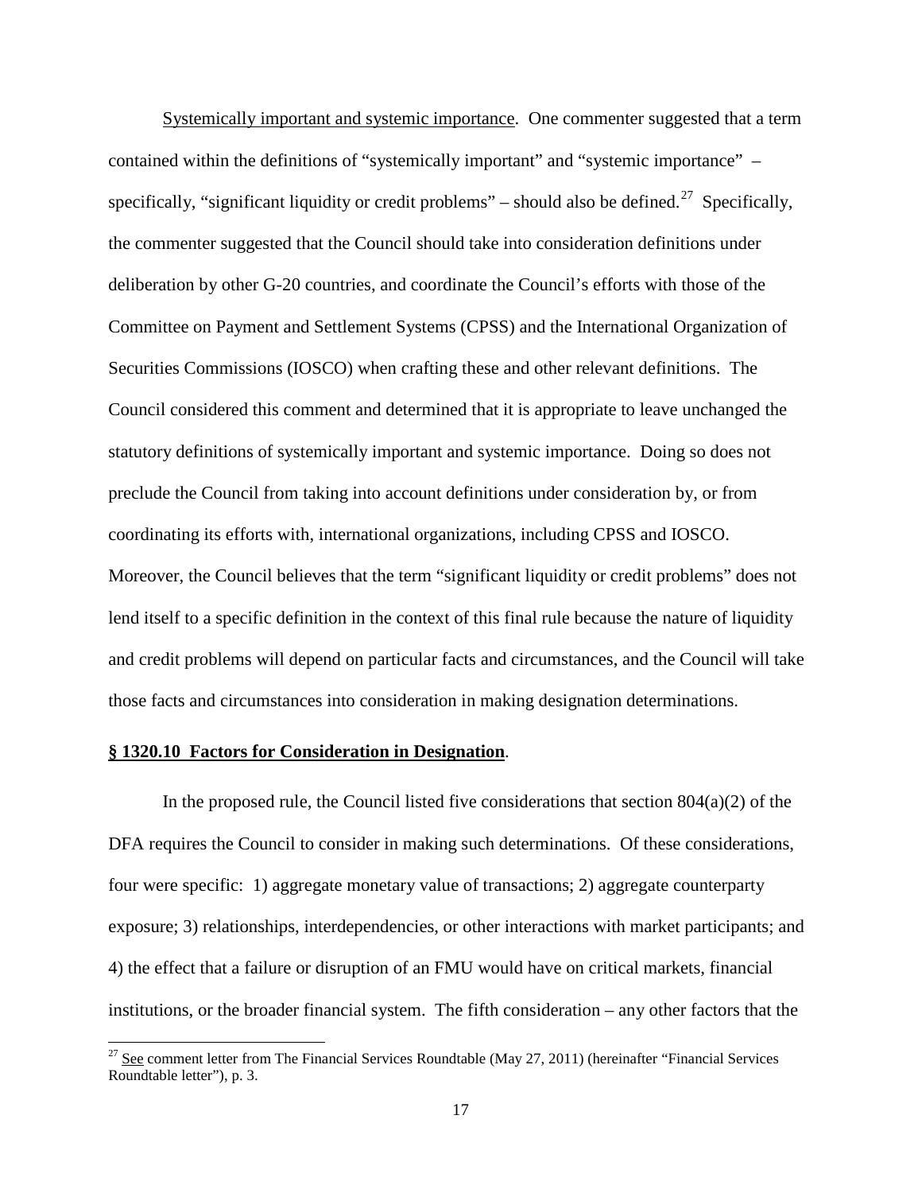<u>Systemically important and systemic importance</u>. One commenter suggested that a term contained within the definitions of "systemically important" and "systemic importance" – specifically, "significant liquidity or credit problems" – should also be defined.[27] Specifically, the commenter suggested that the Council should take into consideration definitions under deliberation by other G-20 countries, and coordinate the Council's efforts with those of the Committee on Payment and Settlement Systems (CPSS) and the International Organization of Securities Commissions (IOSCO) when crafting these and other relevant definitions. The Council considered this comment and determined that it is appropriate to leave unchanged the statutory definitions of systemically important and systemic importance. Doing so does not preclude the Council from taking into account definitions under consideration by, or from coordinating its efforts with, international organizations, including CPSS and IOSCO. Moreover, the Council believes that the term "significant liquidity or credit problems" does not lend itself to a specific definition in the context of this final rule because the nature of liquidity and credit problems will depend on particular facts and circumstances, and the Council will take those facts and circumstances into consideration in making designation determinations.

**<u>§ 1320.10 Factors for Consideration in Designation</u>**.

In the proposed rule, the Council listed five considerations that section 804(a)(2) of the DFA requires the Council to consider in making such determinations. Of these considerations, four were specific: 1) aggregate monetary value of transactions; 2) aggregate counterparty exposure; 3) relationships, interdependencies, or other interactions with market participants; and 4) the effect that a failure or disruption of an FMU would have on critical markets, financial institutions, or the broader financial system. The fifth consideration – any other factors that the

---

[27] <u>See</u> comment letter from The Financial Services Roundtable (May 27, 2011) (hereinafter "Financial Services Roundtable letter"), p. 3.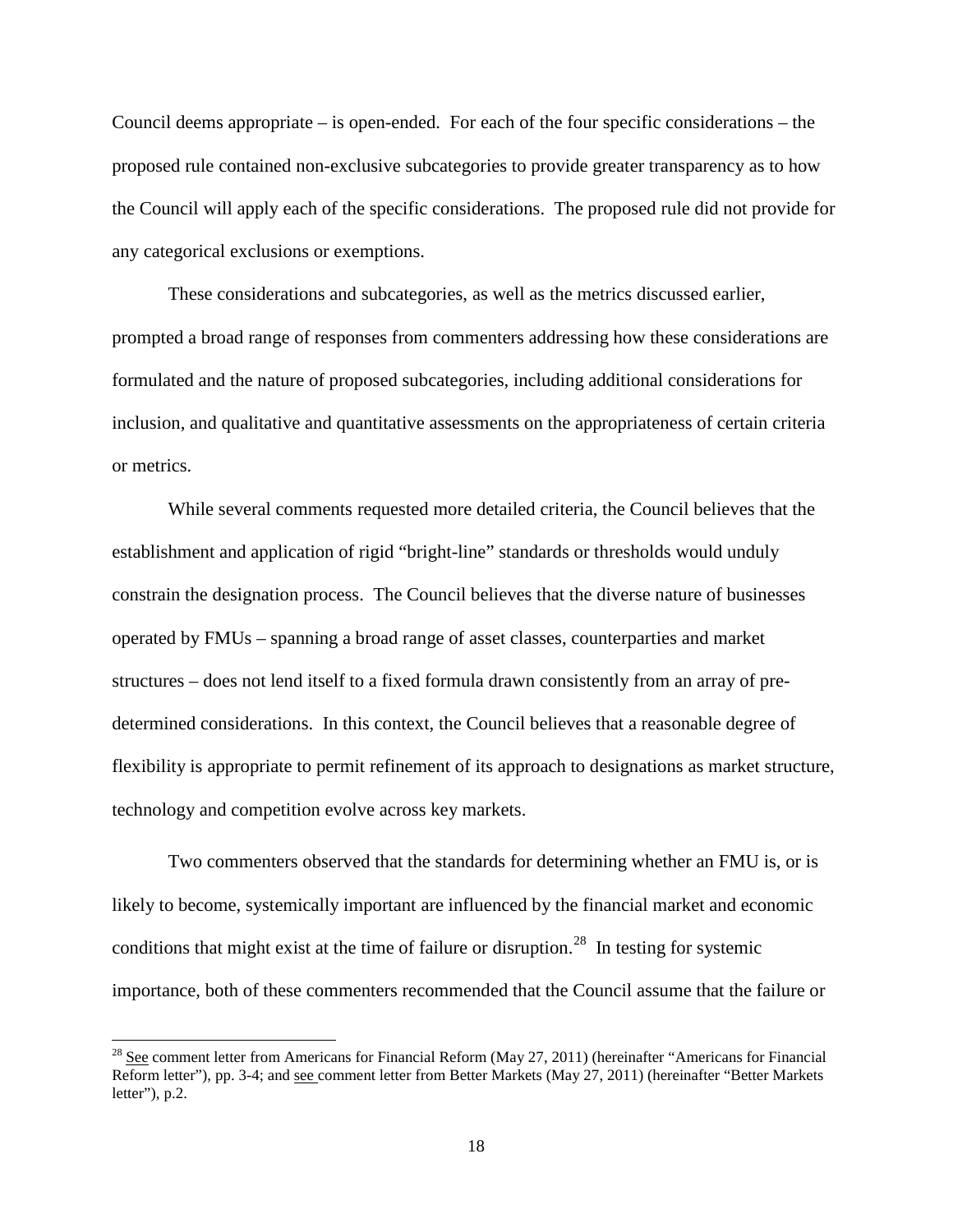Council deems appropriate – is open-ended. For each of the four specific considerations – the proposed rule contained non-exclusive subcategories to provide greater transparency as to how the Council will apply each of the specific considerations. The proposed rule did not provide for any categorical exclusions or exemptions.

These considerations and subcategories, as well as the metrics discussed earlier, prompted a broad range of responses from commenters addressing how these considerations are formulated and the nature of proposed subcategories, including additional considerations for inclusion, and qualitative and quantitative assessments on the appropriateness of certain criteria or metrics.

While several comments requested more detailed criteria, the Council believes that the establishment and application of rigid "bright-line" standards or thresholds would unduly constrain the designation process. The Council believes that the diverse nature of businesses operated by FMUs – spanning a broad range of asset classes, counterparties and market structures – does not lend itself to a fixed formula drawn consistently from an array of pre-determined considerations. In this context, the Council believes that a reasonable degree of flexibility is appropriate to permit refinement of its approach to designations as market structure, technology and competition evolve across key markets.

Two commenters observed that the standards for determining whether an FMU is, or is likely to become, systemically important are influenced by the financial market and economic conditions that might exist at the time of failure or disruption.[28] In testing for systemic importance, both of these commenters recommended that the Council assume that the failure or

[28] See comment letter from Americans for Financial Reform (May 27, 2011) (hereinafter "Americans for Financial Reform letter"), pp. 3-4; and see comment letter from Better Markets (May 27, 2011) (hereinafter "Better Markets letter"), p.2.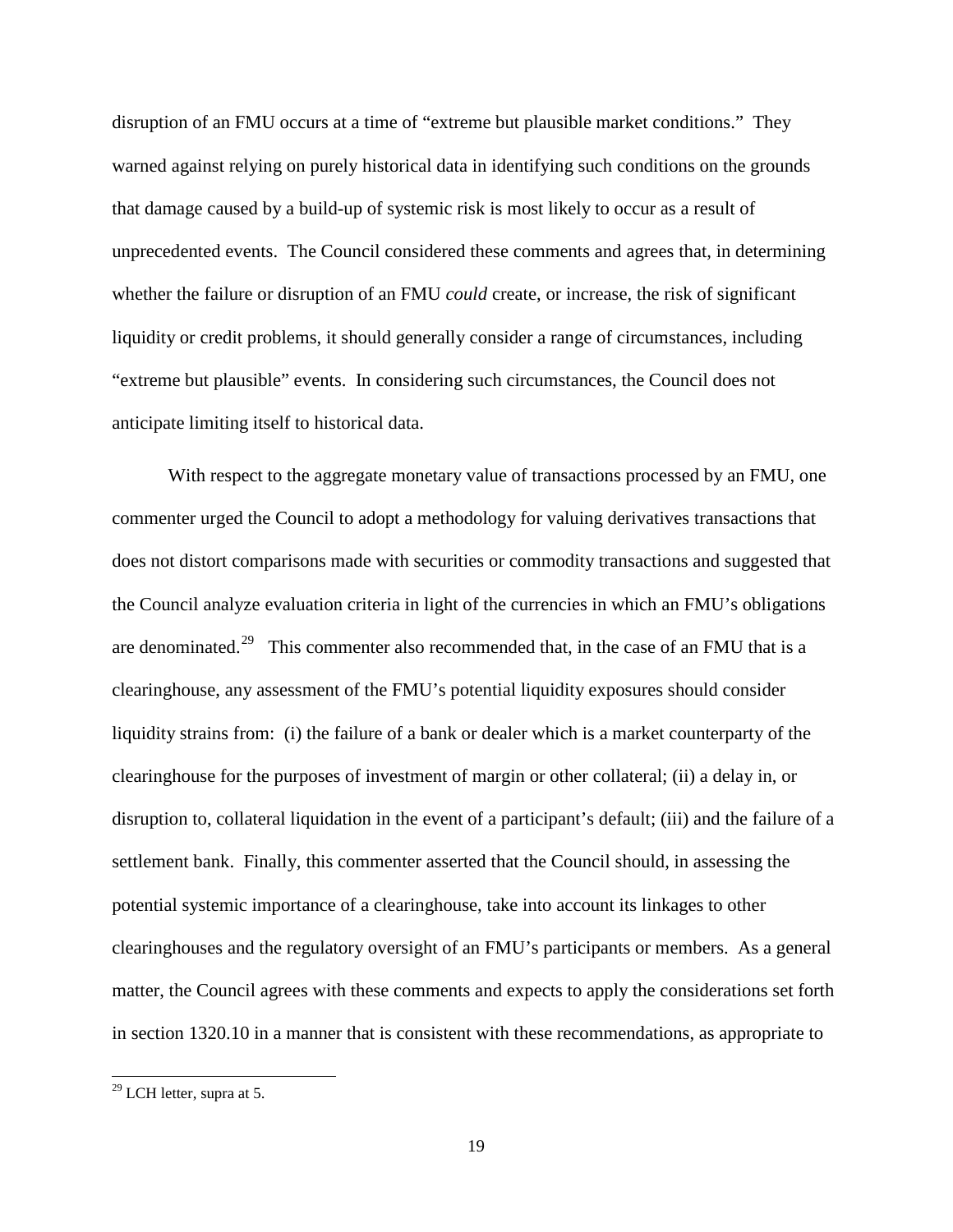disruption of an FMU occurs at a time of "extreme but plausible market conditions." They warned against relying on purely historical data in identifying such conditions on the grounds that damage caused by a build-up of systemic risk is most likely to occur as a result of unprecedented events. The Council considered these comments and agrees that, in determining whether the failure or disruption of an FMU *could* create, or increase, the risk of significant liquidity or credit problems, it should generally consider a range of circumstances, including "extreme but plausible" events. In considering such circumstances, the Council does not anticipate limiting itself to historical data.

With respect to the aggregate monetary value of transactions processed by an FMU, one commenter urged the Council to adopt a methodology for valuing derivatives transactions that does not distort comparisons made with securities or commodity transactions and suggested that the Council analyze evaluation criteria in light of the currencies in which an FMU's obligations are denominated.[29] This commenter also recommended that, in the case of an FMU that is a clearinghouse, any assessment of the FMU's potential liquidity exposures should consider liquidity strains from: (i) the failure of a bank or dealer which is a market counterparty of the clearinghouse for the purposes of investment of margin or other collateral; (ii) a delay in, or disruption to, collateral liquidation in the event of a participant's default; (iii) and the failure of a settlement bank. Finally, this commenter asserted that the Council should, in assessing the potential systemic importance of a clearinghouse, take into account its linkages to other clearinghouses and the regulatory oversight of an FMU's participants or members. As a general matter, the Council agrees with these comments and expects to apply the considerations set forth in section 1320.10 in a manner that is consistent with these recommendations, as appropriate to

[29] LCH letter, supra at 5.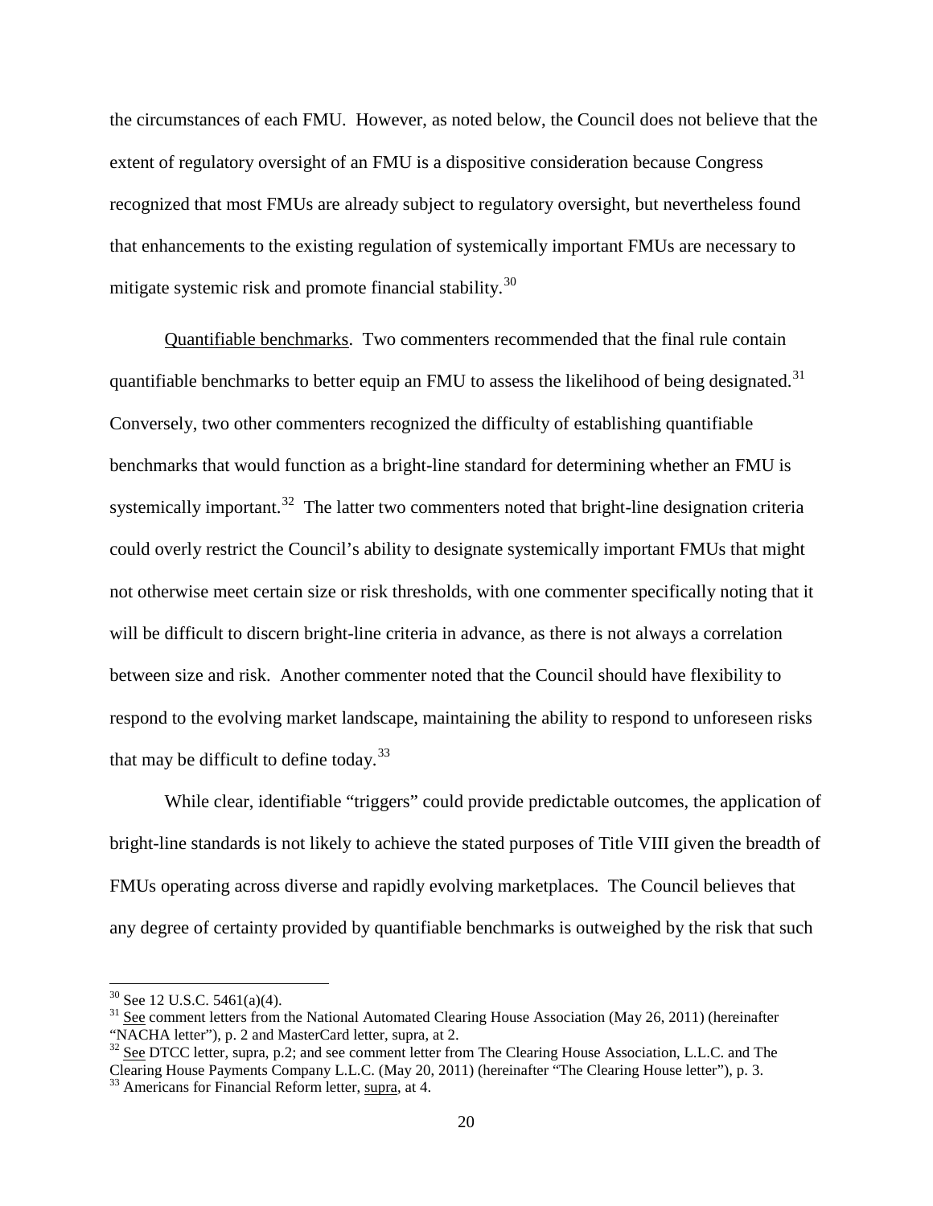the circumstances of each FMU. However, as noted below, the Council does not believe that the extent of regulatory oversight of an FMU is a dispositive consideration because Congress recognized that most FMUs are already subject to regulatory oversight, but nevertheless found that enhancements to the existing regulation of systemically important FMUs are necessary to mitigate systemic risk and promote financial stability.[30]

Quantifiable benchmarks. Two commenters recommended that the final rule contain quantifiable benchmarks to better equip an FMU to assess the likelihood of being designated.[31] Conversely, two other commenters recognized the difficulty of establishing quantifiable benchmarks that would function as a bright-line standard for determining whether an FMU is systemically important.[32] The latter two commenters noted that bright-line designation criteria could overly restrict the Council's ability to designate systemically important FMUs that might not otherwise meet certain size or risk thresholds, with one commenter specifically noting that it will be difficult to discern bright-line criteria in advance, as there is not always a correlation between size and risk. Another commenter noted that the Council should have flexibility to respond to the evolving market landscape, maintaining the ability to respond to unforeseen risks that may be difficult to define today.[33]

While clear, identifiable "triggers" could provide predictable outcomes, the application of bright-line standards is not likely to achieve the stated purposes of Title VIII given the breadth of FMUs operating across diverse and rapidly evolving marketplaces. The Council believes that any degree of certainty provided by quantifiable benchmarks is outweighed by the risk that such

---

[30] See 12 U.S.C. 5461(a)(4).

[31] See comment letters from the National Automated Clearing House Association (May 26, 2011) (hereinafter "NACHA letter"), p. 2 and MasterCard letter, supra, at 2.

[32] See DTCC letter, supra, p.2; and see comment letter from The Clearing House Association, L.L.C. and The Clearing House Payments Company L.L.C. (May 20, 2011) (hereinafter "The Clearing House letter"), p. 3.

[33] Americans for Financial Reform letter, supra, at 4.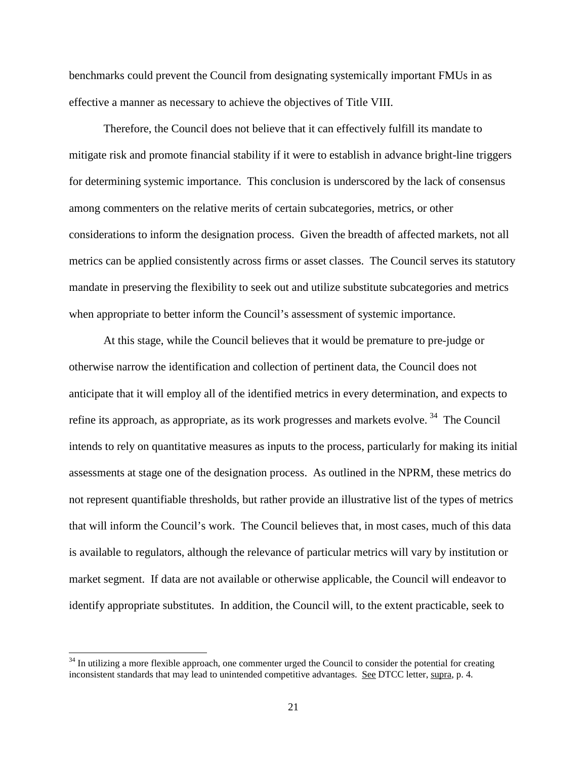benchmarks could prevent the Council from designating systemically important FMUs in as effective a manner as necessary to achieve the objectives of Title VIII.

Therefore, the Council does not believe that it can effectively fulfill its mandate to mitigate risk and promote financial stability if it were to establish in advance bright-line triggers for determining systemic importance. This conclusion is underscored by the lack of consensus among commenters on the relative merits of certain subcategories, metrics, or other considerations to inform the designation process. Given the breadth of affected markets, not all metrics can be applied consistently across firms or asset classes. The Council serves its statutory mandate in preserving the flexibility to seek out and utilize substitute subcategories and metrics when appropriate to better inform the Council's assessment of systemic importance.

At this stage, while the Council believes that it would be premature to pre-judge or otherwise narrow the identification and collection of pertinent data, the Council does not anticipate that it will employ all of the identified metrics in every determination, and expects to refine its approach, as appropriate, as its work progresses and markets evolve.[34] The Council intends to rely on quantitative measures as inputs to the process, particularly for making its initial assessments at stage one of the designation process. As outlined in the NPRM, these metrics do not represent quantifiable thresholds, but rather provide an illustrative list of the types of metrics that will inform the Council's work. The Council believes that, in most cases, much of this data is available to regulators, although the relevance of particular metrics will vary by institution or market segment. If data are not available or otherwise applicable, the Council will endeavor to identify appropriate substitutes. In addition, the Council will, to the extent practicable, seek to

---

[34] In utilizing a more flexible approach, one commenter urged the Council to consider the potential for creating inconsistent standards that may lead to unintended competitive advantages. See DTCC letter, supra, p. 4.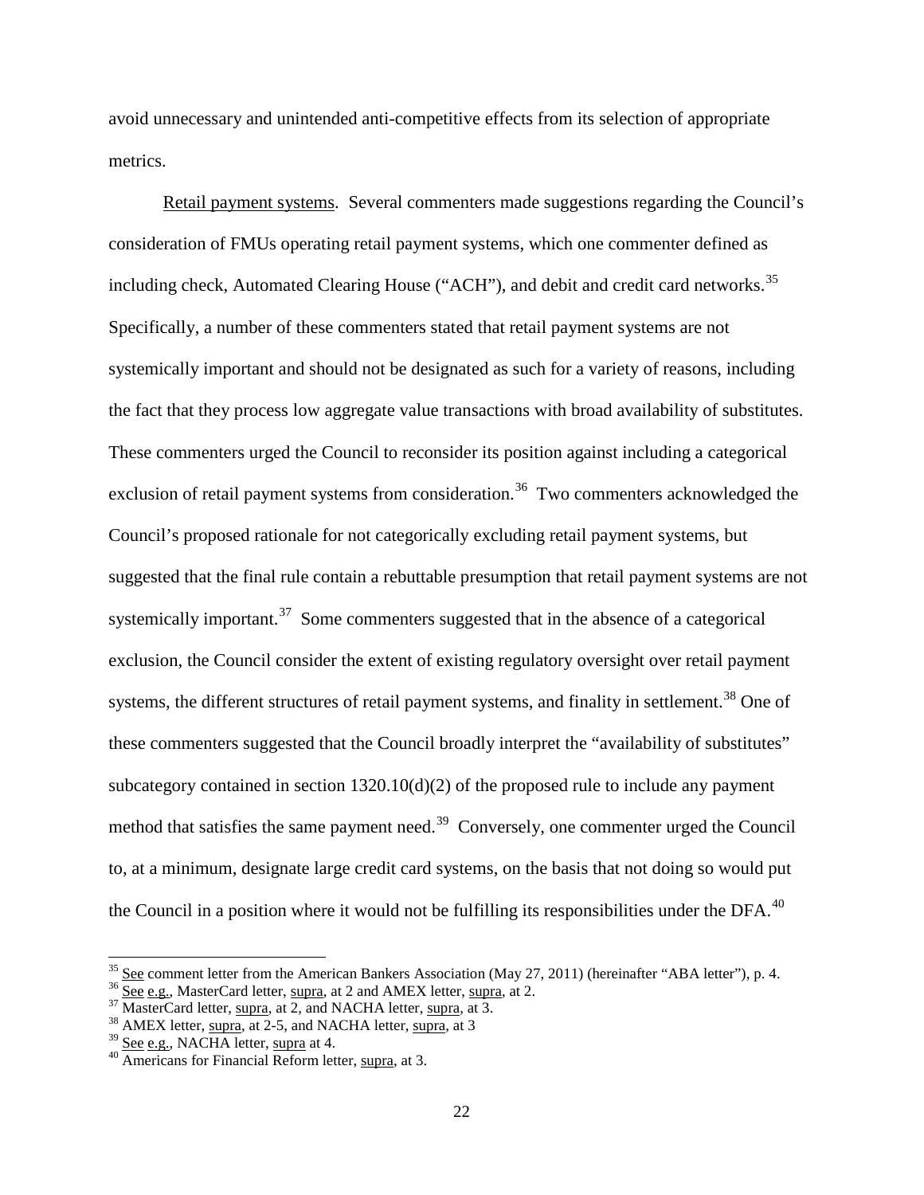avoid unnecessary and unintended anti-competitive effects from its selection of appropriate metrics.

Retail payment systems. Several commenters made suggestions regarding the Council's consideration of FMUs operating retail payment systems, which one commenter defined as including check, Automated Clearing House ("ACH"), and debit and credit card networks.[35] Specifically, a number of these commenters stated that retail payment systems are not systemically important and should not be designated as such for a variety of reasons, including the fact that they process low aggregate value transactions with broad availability of substitutes. These commenters urged the Council to reconsider its position against including a categorical exclusion of retail payment systems from consideration.[36] Two commenters acknowledged the Council's proposed rationale for not categorically excluding retail payment systems, but suggested that the final rule contain a rebuttable presumption that retail payment systems are not systemically important.[37] Some commenters suggested that in the absence of a categorical exclusion, the Council consider the extent of existing regulatory oversight over retail payment systems, the different structures of retail payment systems, and finality in settlement.[38] One of these commenters suggested that the Council broadly interpret the "availability of substitutes" subcategory contained in section 1320.10(d)(2) of the proposed rule to include any payment method that satisfies the same payment need.[39] Conversely, one commenter urged the Council to, at a minimum, designate large credit card systems, on the basis that not doing so would put the Council in a position where it would not be fulfilling its responsibilities under the DFA.[40]

---

[35] See comment letter from the American Bankers Association (May 27, 2011) (hereinafter "ABA letter"), p. 4.

[36] See e.g., MasterCard letter, supra, at 2 and AMEX letter, supra, at 2.

[37] MasterCard letter, supra, at 2, and NACHA letter, supra, at 3.

[38] AMEX letter, supra, at 2-5, and NACHA letter, supra, at 3

[39] See e.g., NACHA letter, supra at 4.

[40] Americans for Financial Reform letter, supra, at 3.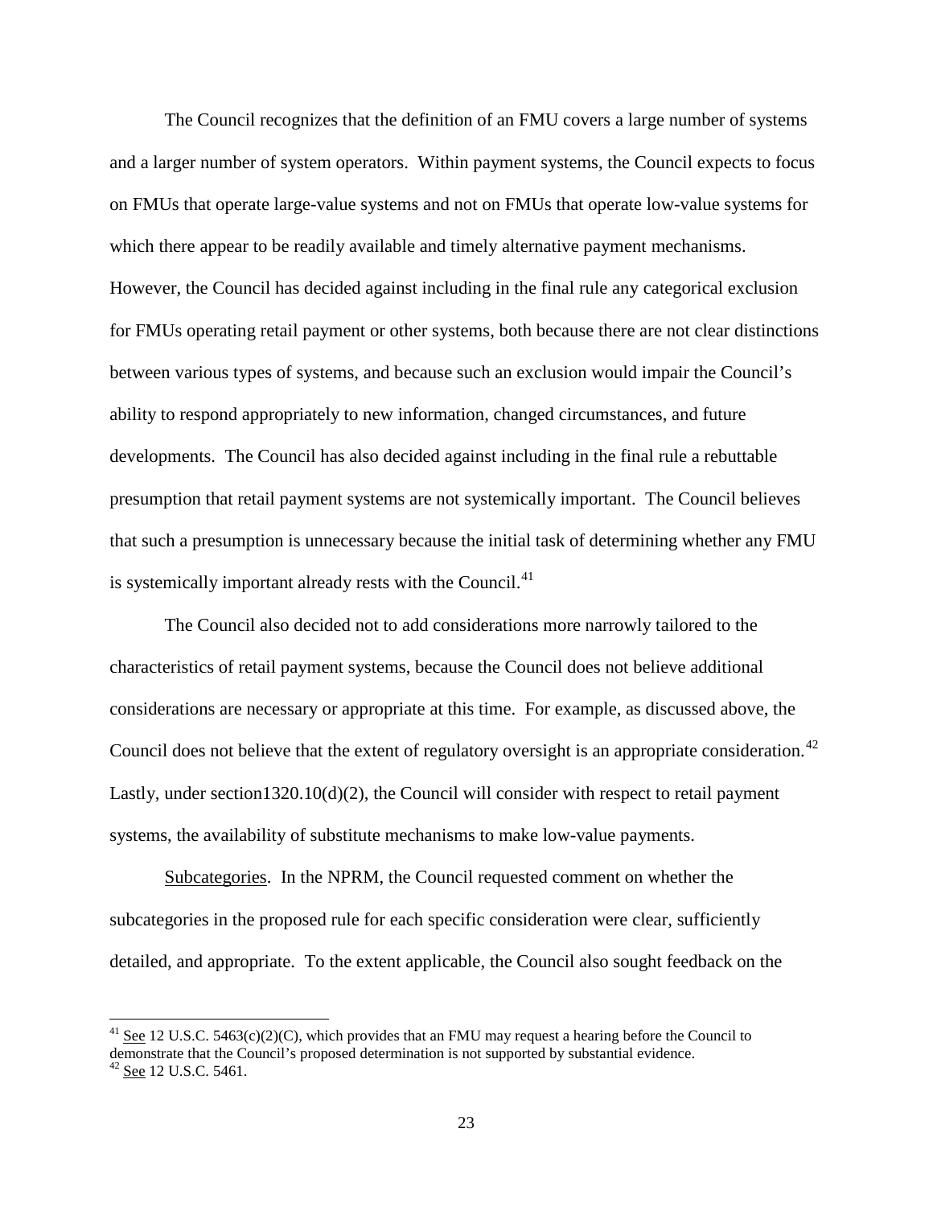The Council recognizes that the definition of an FMU covers a large number of systems and a larger number of system operators. Within payment systems, the Council expects to focus on FMUs that operate large-value systems and not on FMUs that operate low-value systems for which there appear to be readily available and timely alternative payment mechanisms. However, the Council has decided against including in the final rule any categorical exclusion for FMUs operating retail payment or other systems, both because there are not clear distinctions between various types of systems, and because such an exclusion would impair the Council's ability to respond appropriately to new information, changed circumstances, and future developments. The Council has also decided against including in the final rule a rebuttable presumption that retail payment systems are not systemically important. The Council believes that such a presumption is unnecessary because the initial task of determining whether any FMU is systemically important already rests with the Council.[41]

The Council also decided not to add considerations more narrowly tailored to the characteristics of retail payment systems, because the Council does not believe additional considerations are necessary or appropriate at this time. For example, as discussed above, the Council does not believe that the extent of regulatory oversight is an appropriate consideration.[42] Lastly, under section1320.10(d)(2), the Council will consider with respect to retail payment systems, the availability of substitute mechanisms to make low-value payments.

Subcategories. In the NPRM, the Council requested comment on whether the subcategories in the proposed rule for each specific consideration were clear, sufficiently detailed, and appropriate. To the extent applicable, the Council also sought feedback on the

[41] See 12 U.S.C. 5463(c)(2)(C), which provides that an FMU may request a hearing before the Council to demonstrate that the Council's proposed determination is not supported by substantial evidence.

[42] See 12 U.S.C. 5461.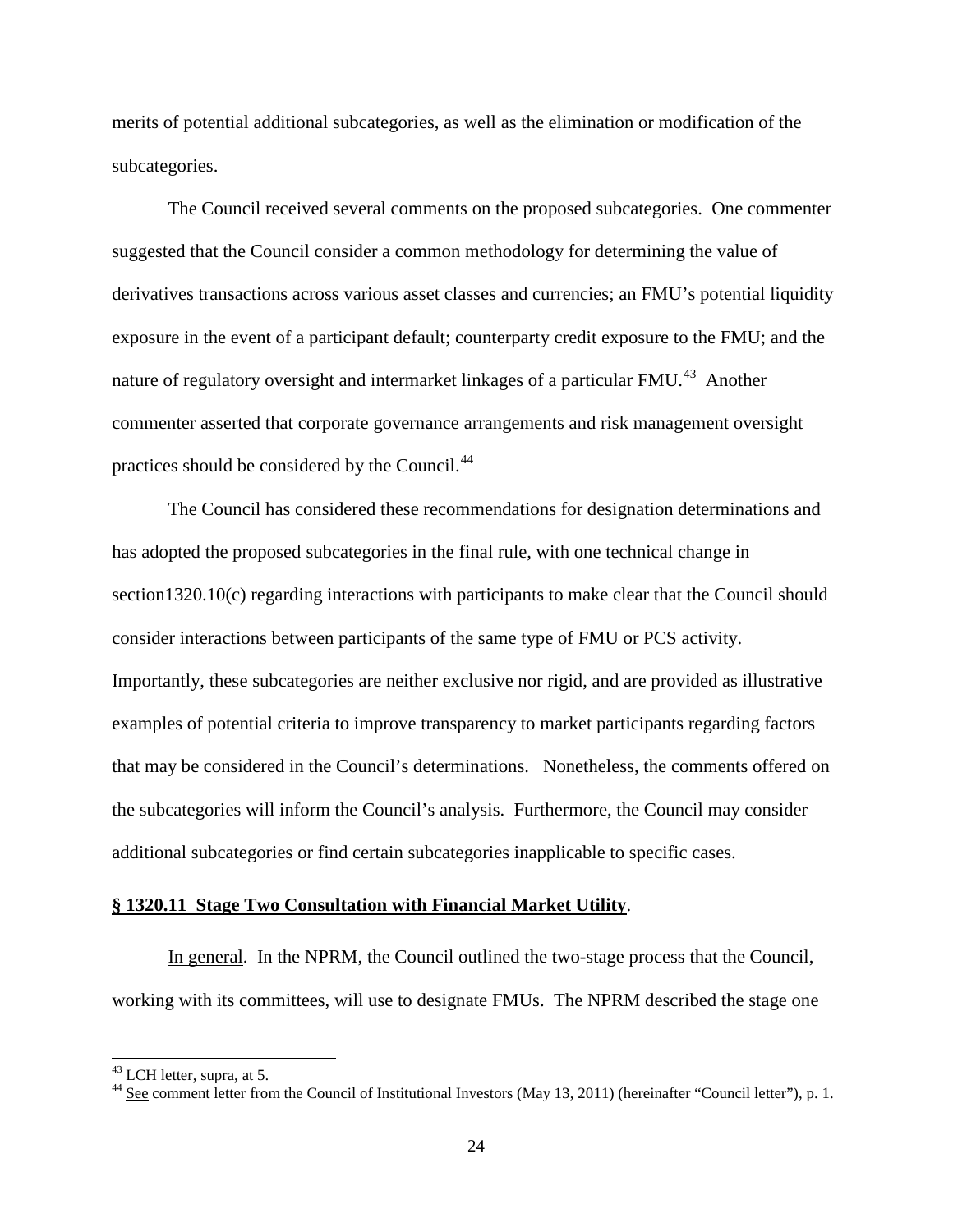merits of potential additional subcategories, as well as the elimination or modification of the subcategories.

The Council received several comments on the proposed subcategories. One commenter suggested that the Council consider a common methodology for determining the value of derivatives transactions across various asset classes and currencies; an FMU's potential liquidity exposure in the event of a participant default; counterparty credit exposure to the FMU; and the nature of regulatory oversight and intermarket linkages of a particular FMU.[43] Another commenter asserted that corporate governance arrangements and risk management oversight practices should be considered by the Council.[44]

The Council has considered these recommendations for designation determinations and has adopted the proposed subcategories in the final rule, with one technical change in section1320.10(c) regarding interactions with participants to make clear that the Council should consider interactions between participants of the same type of FMU or PCS activity. Importantly, these subcategories are neither exclusive nor rigid, and are provided as illustrative examples of potential criteria to improve transparency to market participants regarding factors that may be considered in the Council's determinations. Nonetheless, the comments offered on the subcategories will inform the Council's analysis. Furthermore, the Council may consider additional subcategories or find certain subcategories inapplicable to specific cases.

**§ 1320.11 Stage Two Consultation with Financial Market Utility**.

In general. In the NPRM, the Council outlined the two-stage process that the Council, working with its committees, will use to designate FMUs. The NPRM described the stage one

[43] LCH letter, supra, at 5.

[44] See comment letter from the Council of Institutional Investors (May 13, 2011) (hereinafter "Council letter"), p. 1.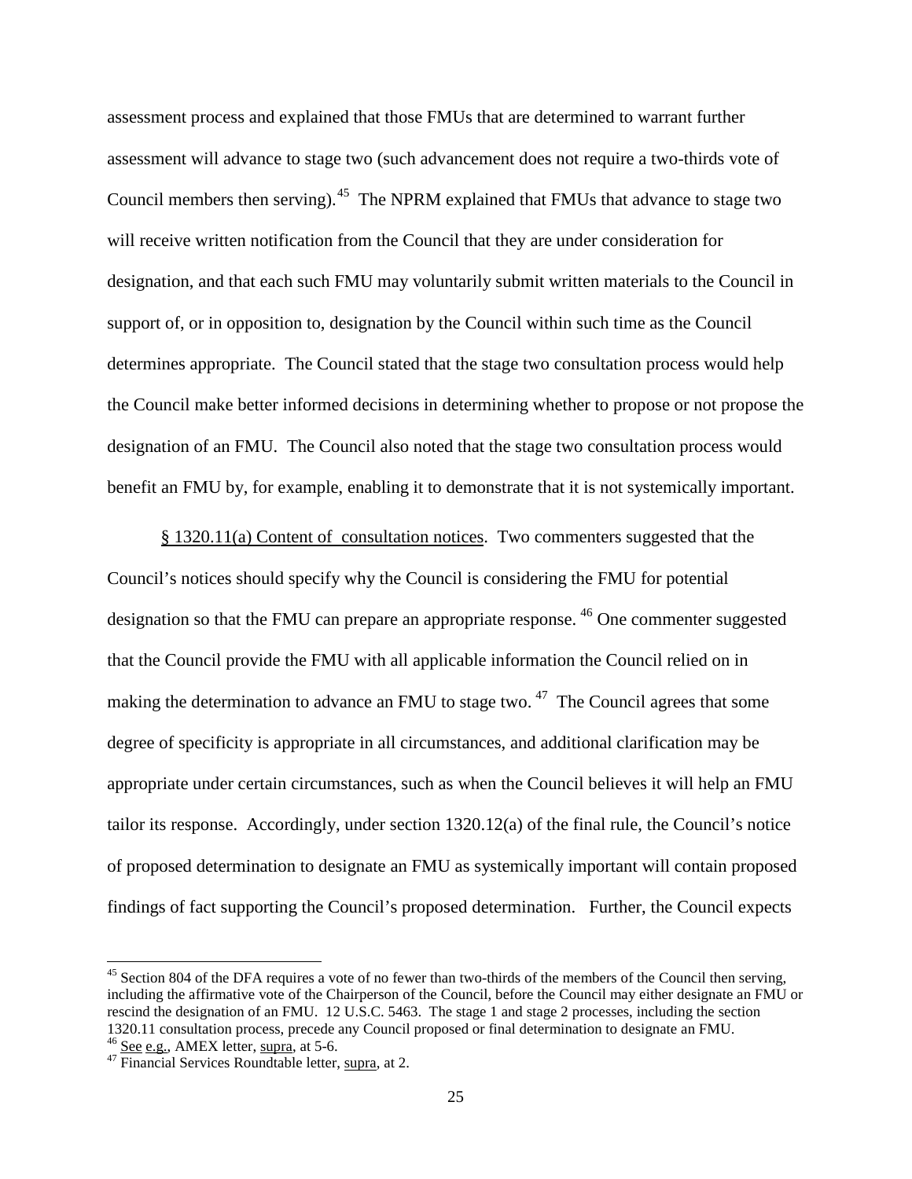assessment process and explained that those FMUs that are determined to warrant further assessment will advance to stage two (such advancement does not require a two-thirds vote of Council members then serving).[45] The NPRM explained that FMUs that advance to stage two will receive written notification from the Council that they are under consideration for designation, and that each such FMU may voluntarily submit written materials to the Council in support of, or in opposition to, designation by the Council within such time as the Council determines appropriate. The Council stated that the stage two consultation process would help the Council make better informed decisions in determining whether to propose or not propose the designation of an FMU. The Council also noted that the stage two consultation process would benefit an FMU by, for example, enabling it to demonstrate that it is not systemically important.

§ 1320.11(a) Content of consultation notices. Two commenters suggested that the Council's notices should specify why the Council is considering the FMU for potential designation so that the FMU can prepare an appropriate response.[46] One commenter suggested that the Council provide the FMU with all applicable information the Council relied on in making the determination to advance an FMU to stage two.[47] The Council agrees that some degree of specificity is appropriate in all circumstances, and additional clarification may be appropriate under certain circumstances, such as when the Council believes it will help an FMU tailor its response. Accordingly, under section 1320.12(a) of the final rule, the Council's notice of proposed determination to designate an FMU as systemically important will contain proposed findings of fact supporting the Council's proposed determination. Further, the Council expects

---

[45] Section 804 of the DFA requires a vote of no fewer than two-thirds of the members of the Council then serving, including the affirmative vote of the Chairperson of the Council, before the Council may either designate an FMU or rescind the designation of an FMU. 12 U.S.C. 5463. The stage 1 and stage 2 processes, including the section 1320.11 consultation process, precede any Council proposed or final determination to designate an FMU.

[46] See e.g., AMEX letter, supra, at 5-6.

[47] Financial Services Roundtable letter, supra, at 2.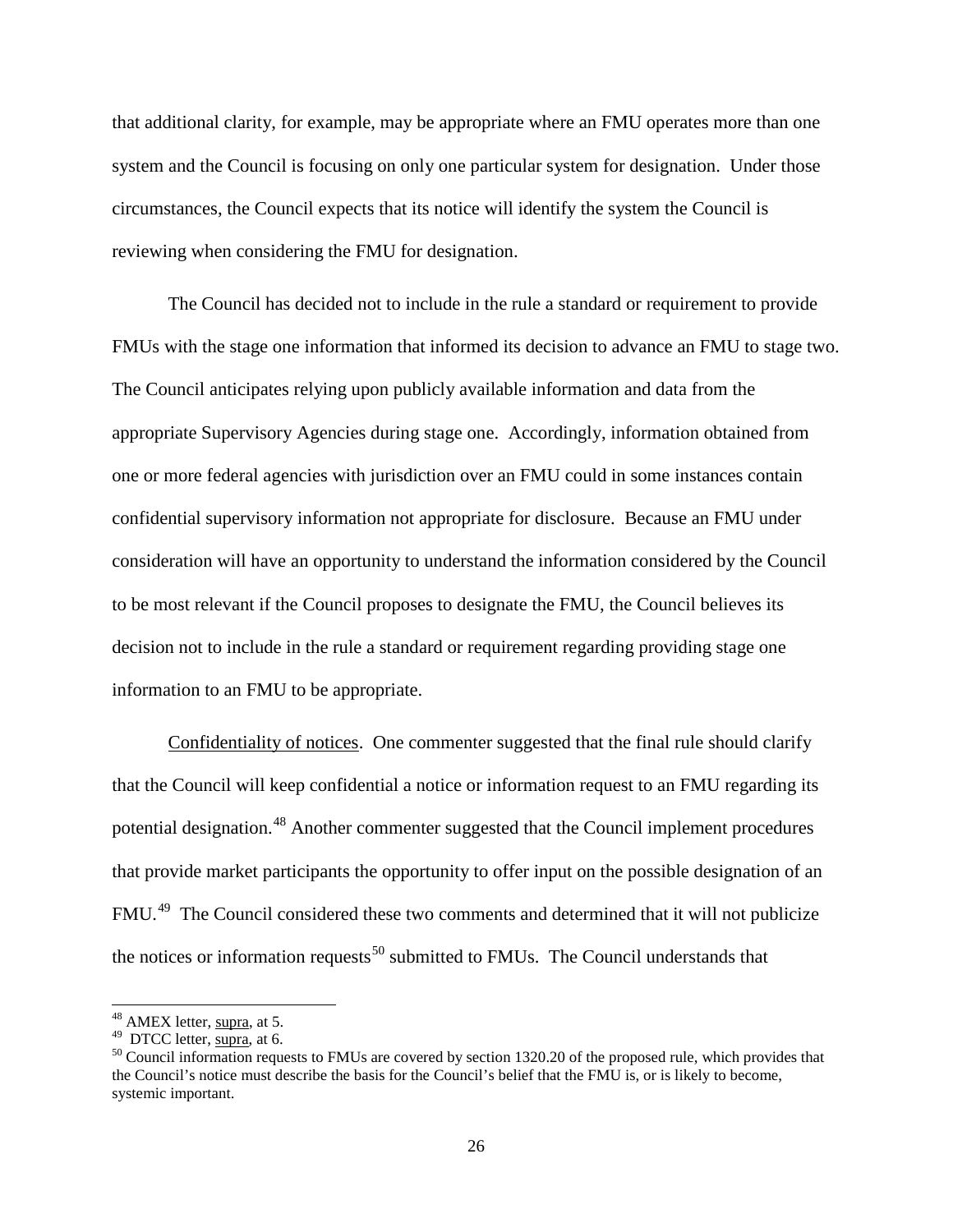that additional clarity, for example, may be appropriate where an FMU operates more than one system and the Council is focusing on only one particular system for designation. Under those circumstances, the Council expects that its notice will identify the system the Council is reviewing when considering the FMU for designation.

The Council has decided not to include in the rule a standard or requirement to provide FMUs with the stage one information that informed its decision to advance an FMU to stage two. The Council anticipates relying upon publicly available information and data from the appropriate Supervisory Agencies during stage one. Accordingly, information obtained from one or more federal agencies with jurisdiction over an FMU could in some instances contain confidential supervisory information not appropriate for disclosure. Because an FMU under consideration will have an opportunity to understand the information considered by the Council to be most relevant if the Council proposes to designate the FMU, the Council believes its decision not to include in the rule a standard or requirement regarding providing stage one information to an FMU to be appropriate.

Confidentiality of notices. One commenter suggested that the final rule should clarify that the Council will keep confidential a notice or information request to an FMU regarding its potential designation.[48] Another commenter suggested that the Council implement procedures that provide market participants the opportunity to offer input on the possible designation of an FMU.[49] The Council considered these two comments and determined that it will not publicize the notices or information requests[50] submitted to FMUs. The Council understands that

---

[48] AMEX letter, supra, at 5.

[49] DTCC letter, supra, at 6.

[50] Council information requests to FMUs are covered by section 1320.20 of the proposed rule, which provides that the Council's notice must describe the basis for the Council's belief that the FMU is, or is likely to become, systemic important.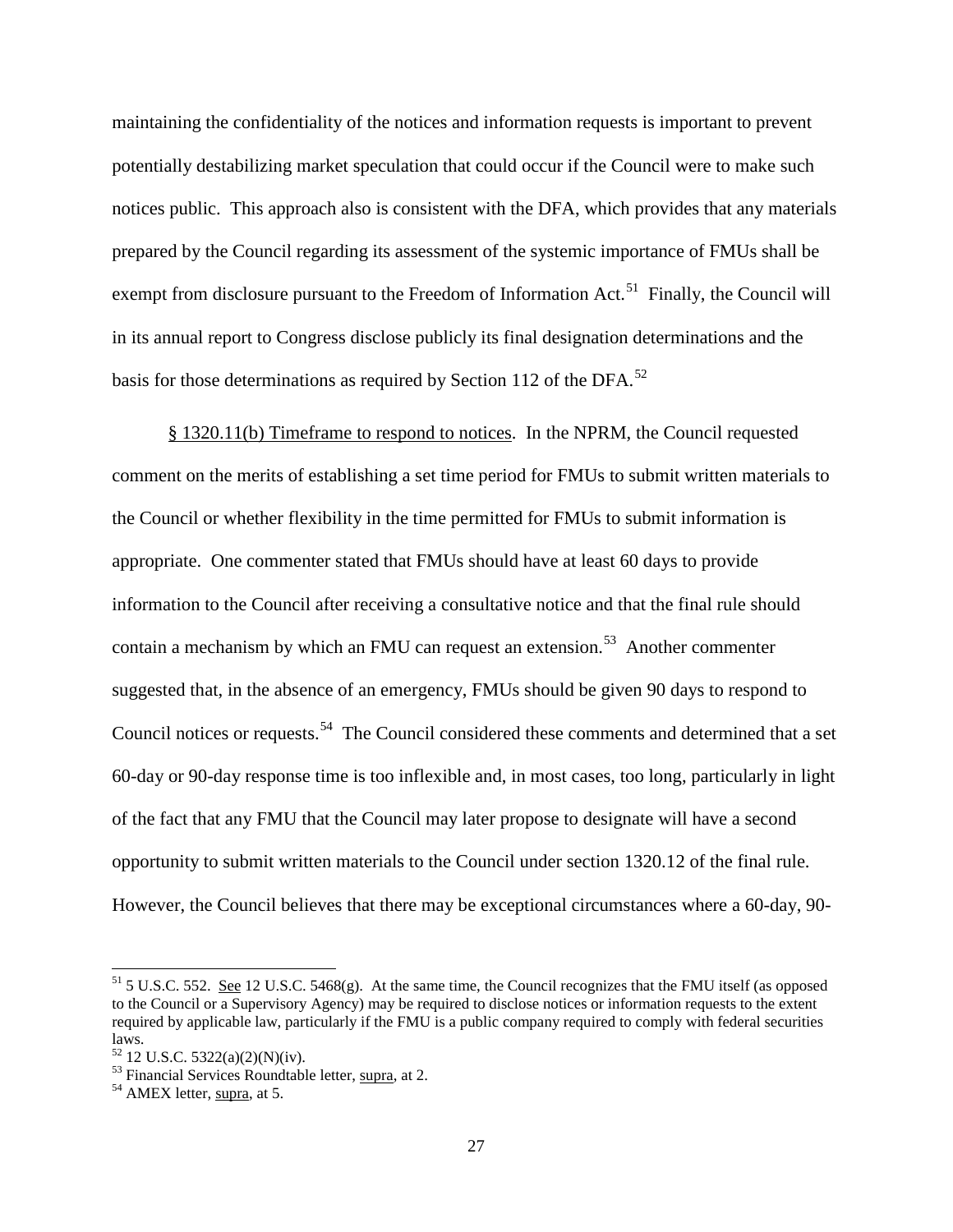maintaining the confidentiality of the notices and information requests is important to prevent potentially destabilizing market speculation that could occur if the Council were to make such notices public. This approach also is consistent with the DFA, which provides that any materials prepared by the Council regarding its assessment of the systemic importance of FMUs shall be exempt from disclosure pursuant to the Freedom of Information Act.[51] Finally, the Council will in its annual report to Congress disclose publicly its final designation determinations and the basis for those determinations as required by Section 112 of the DFA.[52]

§ 1320.11(b) Timeframe to respond to notices. In the NPRM, the Council requested comment on the merits of establishing a set time period for FMUs to submit written materials to the Council or whether flexibility in the time permitted for FMUs to submit information is appropriate. One commenter stated that FMUs should have at least 60 days to provide information to the Council after receiving a consultative notice and that the final rule should contain a mechanism by which an FMU can request an extension.[53] Another commenter suggested that, in the absence of an emergency, FMUs should be given 90 days to respond to Council notices or requests.[54] The Council considered these comments and determined that a set 60-day or 90-day response time is too inflexible and, in most cases, too long, particularly in light of the fact that any FMU that the Council may later propose to designate will have a second opportunity to submit written materials to the Council under section 1320.12 of the final rule. However, the Council believes that there may be exceptional circumstances where a 60-day, 90-

[51] 5 U.S.C. 552. See 12 U.S.C. 5468(g). At the same time, the Council recognizes that the FMU itself (as opposed to the Council or a Supervisory Agency) may be required to disclose notices or information requests to the extent required by applicable law, particularly if the FMU is a public company required to comply with federal securities laws.

[52] 12 U.S.C. 5322(a)(2)(N)(iv).

[53] Financial Services Roundtable letter, supra, at 2.

[54] AMEX letter, supra, at 5.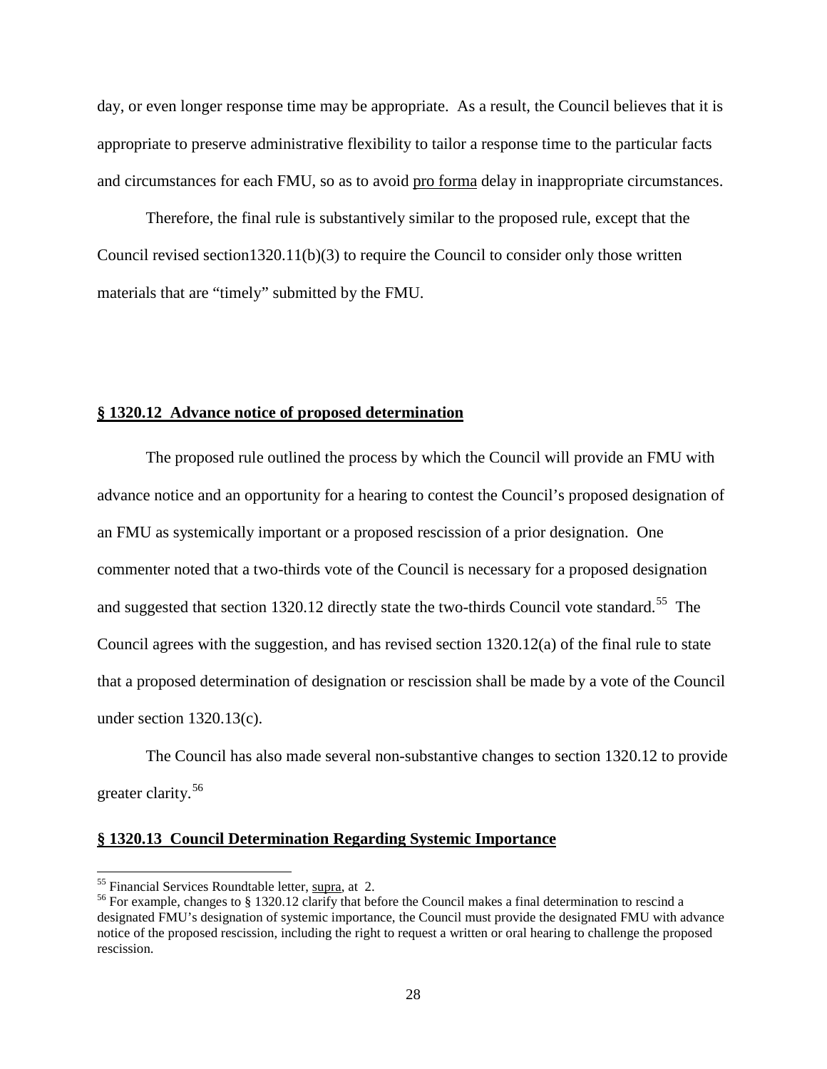day, or even longer response time may be appropriate. As a result, the Council believes that it is appropriate to preserve administrative flexibility to tailor a response time to the particular facts and circumstances for each FMU, so as to avoid pro forma delay in inappropriate circumstances.

Therefore, the final rule is substantively similar to the proposed rule, except that the Council revised section1320.11(b)(3) to require the Council to consider only those written materials that are "timely" submitted by the FMU.

## § 1320.12 Advance notice of proposed determination

The proposed rule outlined the process by which the Council will provide an FMU with advance notice and an opportunity for a hearing to contest the Council's proposed designation of an FMU as systemically important or a proposed rescission of a prior designation. One commenter noted that a two-thirds vote of the Council is necessary for a proposed designation and suggested that section 1320.12 directly state the two-thirds Council vote standard.[55] The Council agrees with the suggestion, and has revised section 1320.12(a) of the final rule to state that a proposed determination of designation or rescission shall be made by a vote of the Council under section 1320.13(c).

The Council has also made several non-substantive changes to section 1320.12 to provide greater clarity.[56]

## § 1320.13 Council Determination Regarding Systemic Importance

[55] Financial Services Roundtable letter, supra, at 2.

[56] For example, changes to § 1320.12 clarify that before the Council makes a final determination to rescind a designated FMU's designation of systemic importance, the Council must provide the designated FMU with advance notice of the proposed rescission, including the right to request a written or oral hearing to challenge the proposed rescission.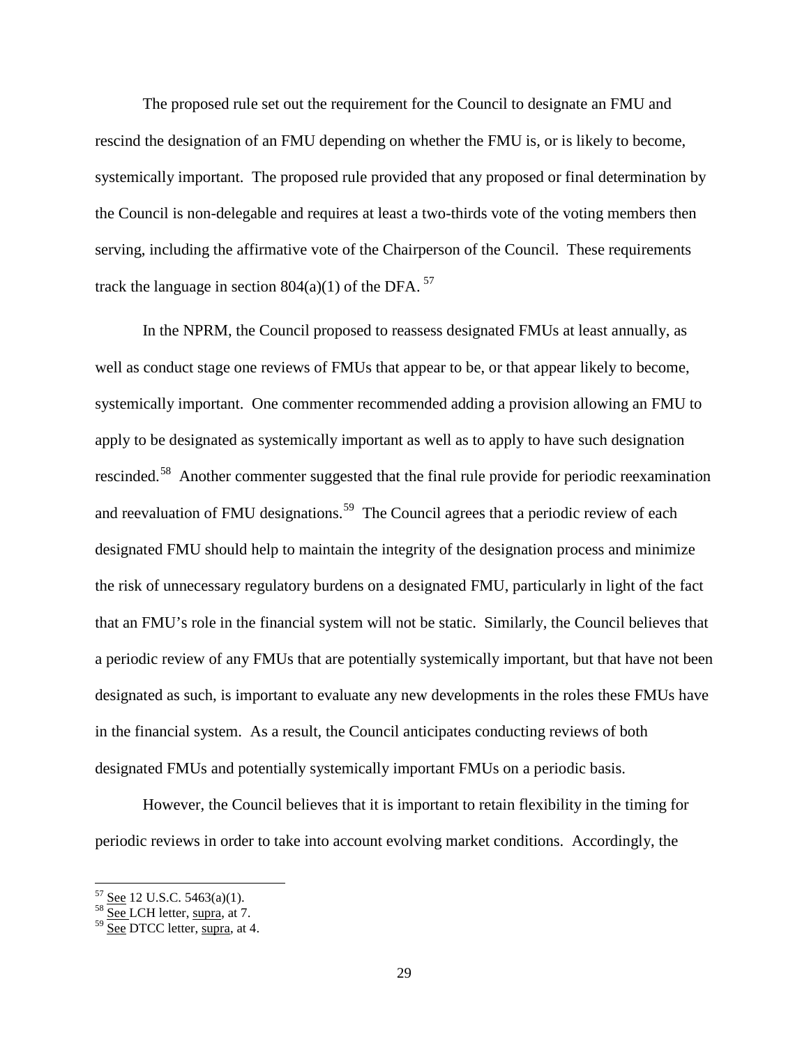The proposed rule set out the requirement for the Council to designate an FMU and rescind the designation of an FMU depending on whether the FMU is, or is likely to become, systemically important. The proposed rule provided that any proposed or final determination by the Council is non-delegable and requires at least a two-thirds vote of the voting members then serving, including the affirmative vote of the Chairperson of the Council. These requirements track the language in section 804(a)(1) of the DFA. [57]

In the NPRM, the Council proposed to reassess designated FMUs at least annually, as well as conduct stage one reviews of FMUs that appear to be, or that appear likely to become, systemically important. One commenter recommended adding a provision allowing an FMU to apply to be designated as systemically important as well as to apply to have such designation rescinded.[58] Another commenter suggested that the final rule provide for periodic reexamination and reevaluation of FMU designations.[59] The Council agrees that a periodic review of each designated FMU should help to maintain the integrity of the designation process and minimize the risk of unnecessary regulatory burdens on a designated FMU, particularly in light of the fact that an FMU's role in the financial system will not be static. Similarly, the Council believes that a periodic review of any FMUs that are potentially systemically important, but that have not been designated as such, is important to evaluate any new developments in the roles these FMUs have in the financial system. As a result, the Council anticipates conducting reviews of both designated FMUs and potentially systemically important FMUs on a periodic basis.

However, the Council believes that it is important to retain flexibility in the timing for periodic reviews in order to take into account evolving market conditions. Accordingly, the

---

[57] See 12 U.S.C. 5463(a)(1).

[58] See LCH letter, supra, at 7.

[59] See DTCC letter, supra, at 4.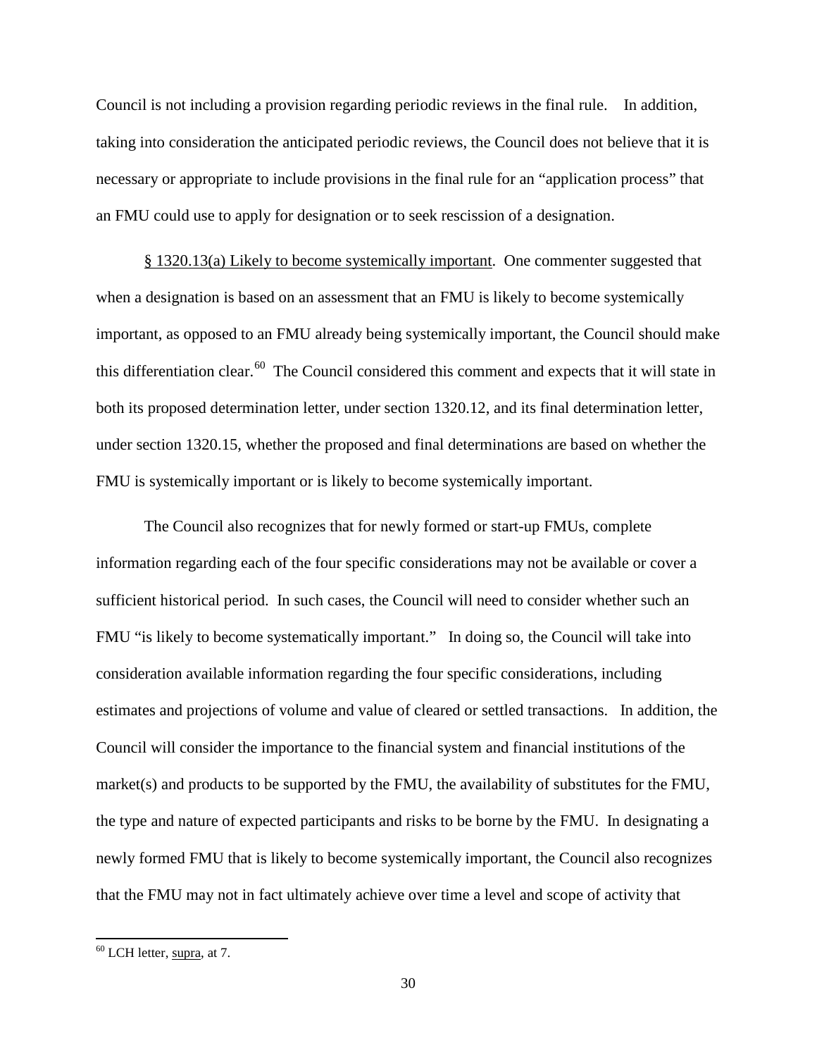Council is not including a provision regarding periodic reviews in the final rule. In addition, taking into consideration the anticipated periodic reviews, the Council does not believe that it is necessary or appropriate to include provisions in the final rule for an "application process" that an FMU could use to apply for designation or to seek rescission of a designation.

§ 1320.13(a) Likely to become systemically important. One commenter suggested that when a designation is based on an assessment that an FMU is likely to become systemically important, as opposed to an FMU already being systemically important, the Council should make this differentiation clear.[60] The Council considered this comment and expects that it will state in both its proposed determination letter, under section 1320.12, and its final determination letter, under section 1320.15, whether the proposed and final determinations are based on whether the FMU is systemically important or is likely to become systemically important.

The Council also recognizes that for newly formed or start-up FMUs, complete information regarding each of the four specific considerations may not be available or cover a sufficient historical period. In such cases, the Council will need to consider whether such an FMU "is likely to become systematically important." In doing so, the Council will take into consideration available information regarding the four specific considerations, including estimates and projections of volume and value of cleared or settled transactions. In addition, the Council will consider the importance to the financial system and financial institutions of the market(s) and products to be supported by the FMU, the availability of substitutes for the FMU, the type and nature of expected participants and risks to be borne by the FMU. In designating a newly formed FMU that is likely to become systemically important, the Council also recognizes that the FMU may not in fact ultimately achieve over time a level and scope of activity that

[60] LCH letter, supra, at 7.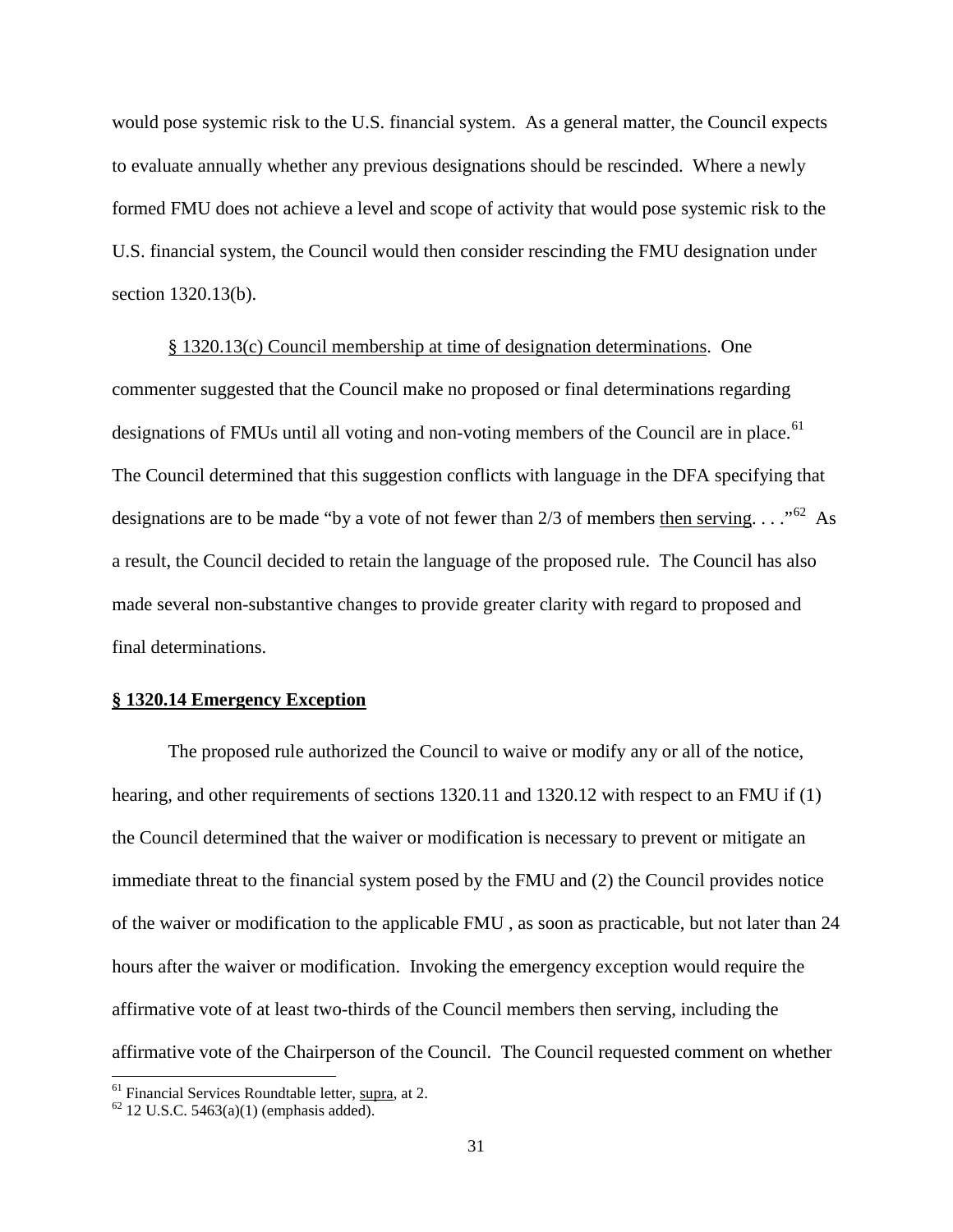would pose systemic risk to the U.S. financial system. As a general matter, the Council expects to evaluate annually whether any previous designations should be rescinded. Where a newly formed FMU does not achieve a level and scope of activity that would pose systemic risk to the U.S. financial system, the Council would then consider rescinding the FMU designation under section 1320.13(b).

§ 1320.13(c) Council membership at time of designation determinations. One commenter suggested that the Council make no proposed or final determinations regarding designations of FMUs until all voting and non-voting members of the Council are in place.[61] The Council determined that this suggestion conflicts with language in the DFA specifying that designations are to be made "by a vote of not fewer than 2/3 of members then serving. . . ."[62] As a result, the Council decided to retain the language of the proposed rule. The Council has also made several non-substantive changes to provide greater clarity with regard to proposed and final determinations.

**§ 1320.14 Emergency Exception**

The proposed rule authorized the Council to waive or modify any or all of the notice, hearing, and other requirements of sections 1320.11 and 1320.12 with respect to an FMU if (1) the Council determined that the waiver or modification is necessary to prevent or mitigate an immediate threat to the financial system posed by the FMU and (2) the Council provides notice of the waiver or modification to the applicable FMU , as soon as practicable, but not later than 24 hours after the waiver or modification. Invoking the emergency exception would require the affirmative vote of at least two-thirds of the Council members then serving, including the affirmative vote of the Chairperson of the Council. The Council requested comment on whether

[61] Financial Services Roundtable letter, supra, at 2.

[62] 12 U.S.C. 5463(a)(1) (emphasis added).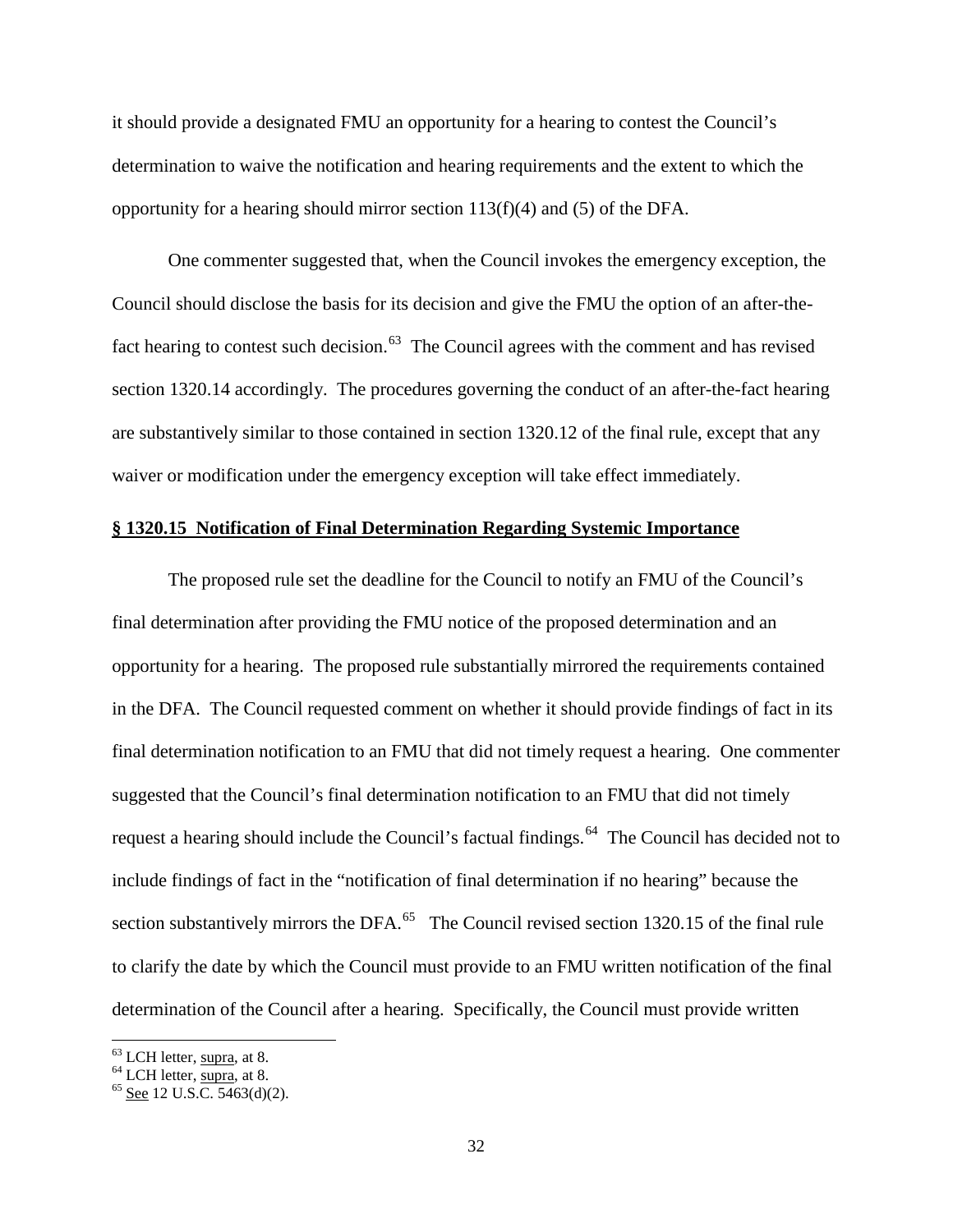it should provide a designated FMU an opportunity for a hearing to contest the Council's determination to waive the notification and hearing requirements and the extent to which the opportunity for a hearing should mirror section 113(f)(4) and (5) of the DFA.

One commenter suggested that, when the Council invokes the emergency exception, the Council should disclose the basis for its decision and give the FMU the option of an after-the-fact hearing to contest such decision.[63] The Council agrees with the comment and has revised section 1320.14 accordingly. The procedures governing the conduct of an after-the-fact hearing are substantively similar to those contained in section 1320.12 of the final rule, except that any waiver or modification under the emergency exception will take effect immediately.

**§ 1320.15 Notification of Final Determination Regarding Systemic Importance**

The proposed rule set the deadline for the Council to notify an FMU of the Council's final determination after providing the FMU notice of the proposed determination and an opportunity for a hearing. The proposed rule substantially mirrored the requirements contained in the DFA. The Council requested comment on whether it should provide findings of fact in its final determination notification to an FMU that did not timely request a hearing. One commenter suggested that the Council's final determination notification to an FMU that did not timely request a hearing should include the Council's factual findings.[64] The Council has decided not to include findings of fact in the "notification of final determination if no hearing" because the section substantively mirrors the DFA.[65] The Council revised section 1320.15 of the final rule to clarify the date by which the Council must provide to an FMU written notification of the final determination of the Council after a hearing. Specifically, the Council must provide written

[63] LCH letter, supra, at 8.
[64] LCH letter, supra, at 8.
[65] See 12 U.S.C. 5463(d)(2).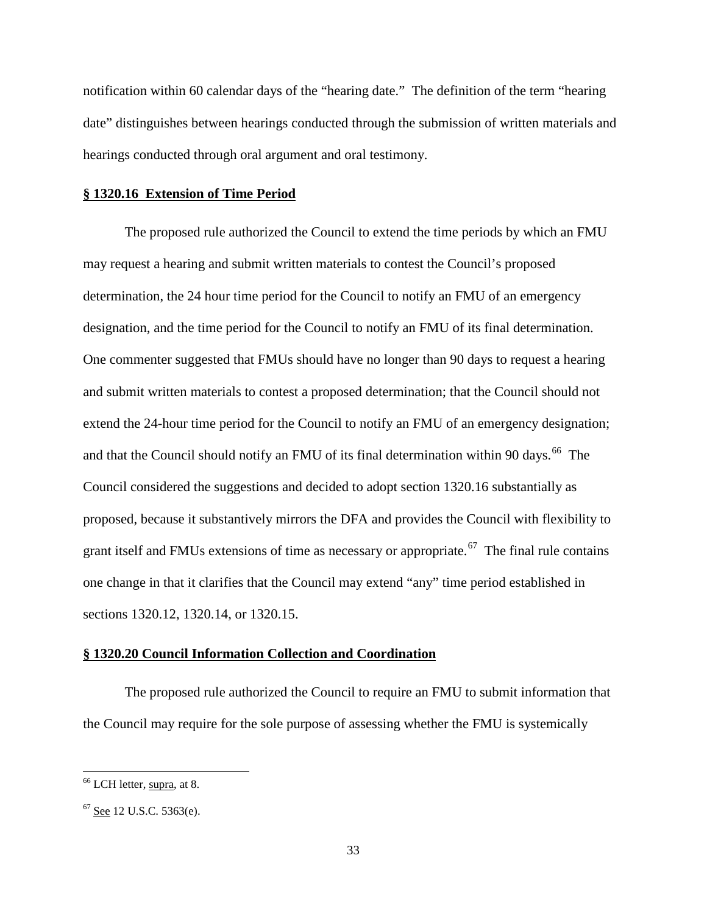notification within 60 calendar days of the "hearing date." The definition of the term "hearing date" distinguishes between hearings conducted through the submission of written materials and hearings conducted through oral argument and oral testimony.

**§ 1320.16 Extension of Time Period**

The proposed rule authorized the Council to extend the time periods by which an FMU may request a hearing and submit written materials to contest the Council's proposed determination, the 24 hour time period for the Council to notify an FMU of an emergency designation, and the time period for the Council to notify an FMU of its final determination. One commenter suggested that FMUs should have no longer than 90 days to request a hearing and submit written materials to contest a proposed determination; that the Council should not extend the 24-hour time period for the Council to notify an FMU of an emergency designation; and that the Council should notify an FMU of its final determination within 90 days.[66] The Council considered the suggestions and decided to adopt section 1320.16 substantially as proposed, because it substantively mirrors the DFA and provides the Council with flexibility to grant itself and FMUs extensions of time as necessary or appropriate.[67] The final rule contains one change in that it clarifies that the Council may extend "any" time period established in sections 1320.12, 1320.14, or 1320.15.

**§ 1320.20 Council Information Collection and Coordination**

The proposed rule authorized the Council to require an FMU to submit information that the Council may require for the sole purpose of assessing whether the FMU is systemically

---

[66] LCH letter, supra, at 8.

[67] See 12 U.S.C. 5363(e).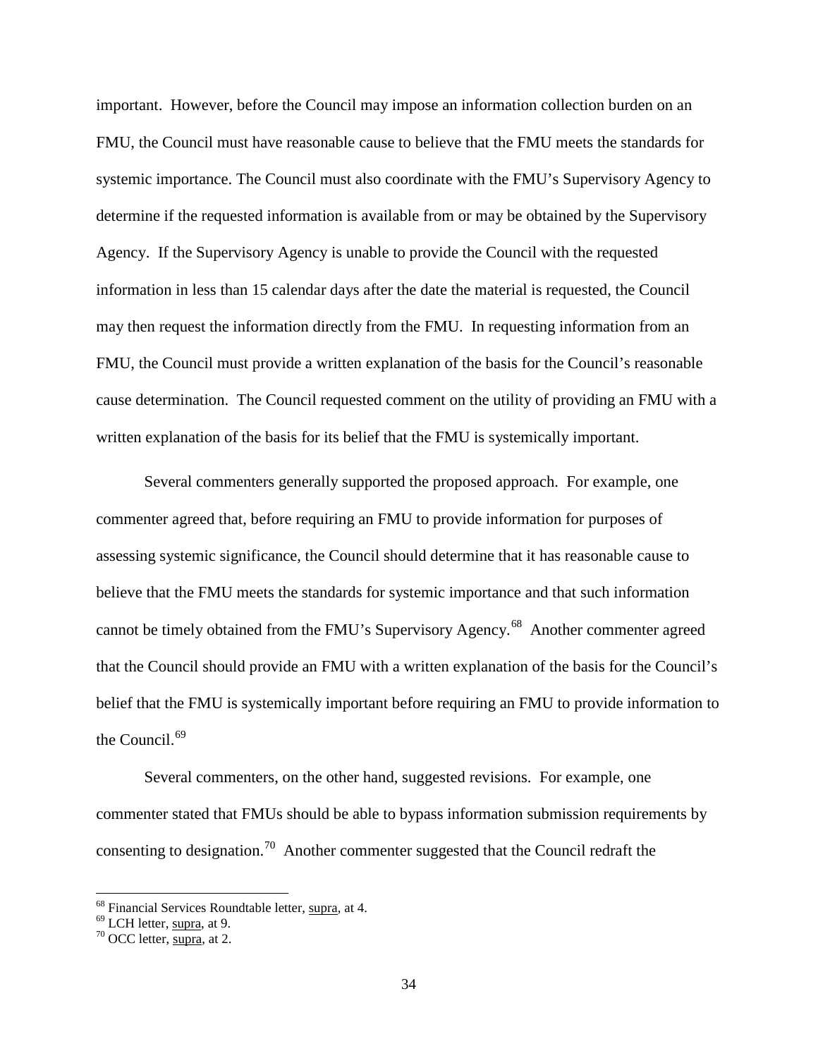important. However, before the Council may impose an information collection burden on an FMU, the Council must have reasonable cause to believe that the FMU meets the standards for systemic importance. The Council must also coordinate with the FMU's Supervisory Agency to determine if the requested information is available from or may be obtained by the Supervisory Agency. If the Supervisory Agency is unable to provide the Council with the requested information in less than 15 calendar days after the date the material is requested, the Council may then request the information directly from the FMU. In requesting information from an FMU, the Council must provide a written explanation of the basis for the Council's reasonable cause determination. The Council requested comment on the utility of providing an FMU with a written explanation of the basis for its belief that the FMU is systemically important.

Several commenters generally supported the proposed approach. For example, one commenter agreed that, before requiring an FMU to provide information for purposes of assessing systemic significance, the Council should determine that it has reasonable cause to believe that the FMU meets the standards for systemic importance and that such information cannot be timely obtained from the FMU's Supervisory Agency.[68] Another commenter agreed that the Council should provide an FMU with a written explanation of the basis for the Council's belief that the FMU is systemically important before requiring an FMU to provide information to the Council.[69]

Several commenters, on the other hand, suggested revisions. For example, one commenter stated that FMUs should be able to bypass information submission requirements by consenting to designation.[70] Another commenter suggested that the Council redraft the

[68] Financial Services Roundtable letter, supra, at 4.

[69] LCH letter, supra, at 9.

[70] OCC letter, supra, at 2.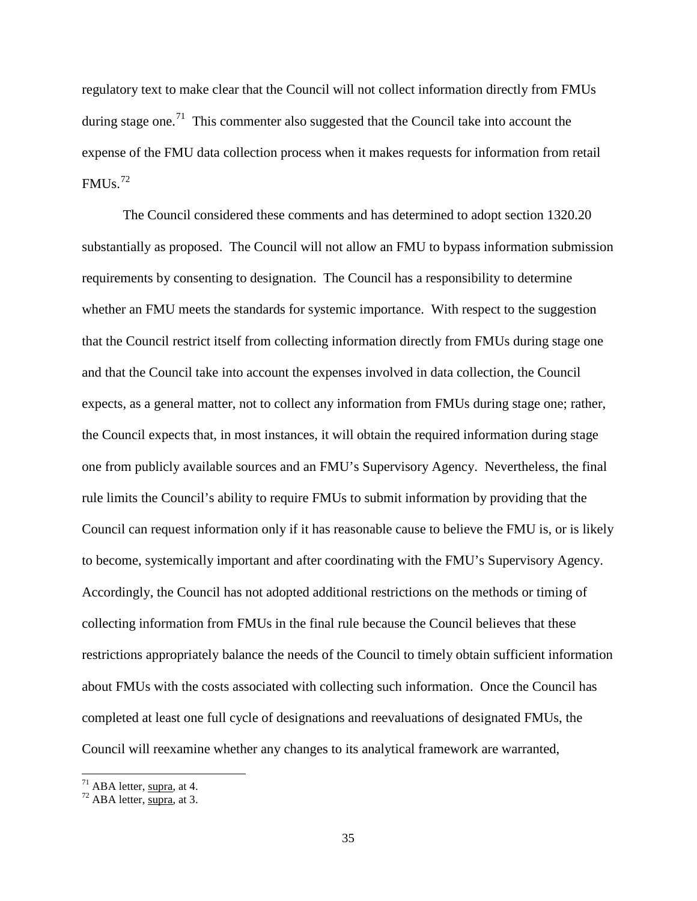regulatory text to make clear that the Council will not collect information directly from FMUs during stage one.[71] This commenter also suggested that the Council take into account the expense of the FMU data collection process when it makes requests for information from retail FMUs.[72]

The Council considered these comments and has determined to adopt section 1320.20 substantially as proposed. The Council will not allow an FMU to bypass information submission requirements by consenting to designation. The Council has a responsibility to determine whether an FMU meets the standards for systemic importance. With respect to the suggestion that the Council restrict itself from collecting information directly from FMUs during stage one and that the Council take into account the expenses involved in data collection, the Council expects, as a general matter, not to collect any information from FMUs during stage one; rather, the Council expects that, in most instances, it will obtain the required information during stage one from publicly available sources and an FMU's Supervisory Agency. Nevertheless, the final rule limits the Council's ability to require FMUs to submit information by providing that the Council can request information only if it has reasonable cause to believe the FMU is, or is likely to become, systemically important and after coordinating with the FMU's Supervisory Agency. Accordingly, the Council has not adopted additional restrictions on the methods or timing of collecting information from FMUs in the final rule because the Council believes that these restrictions appropriately balance the needs of the Council to timely obtain sufficient information about FMUs with the costs associated with collecting such information. Once the Council has completed at least one full cycle of designations and reevaluations of designated FMUs, the Council will reexamine whether any changes to its analytical framework are warranted,

[71] ABA letter, supra, at 4.

[72] ABA letter, supra, at 3.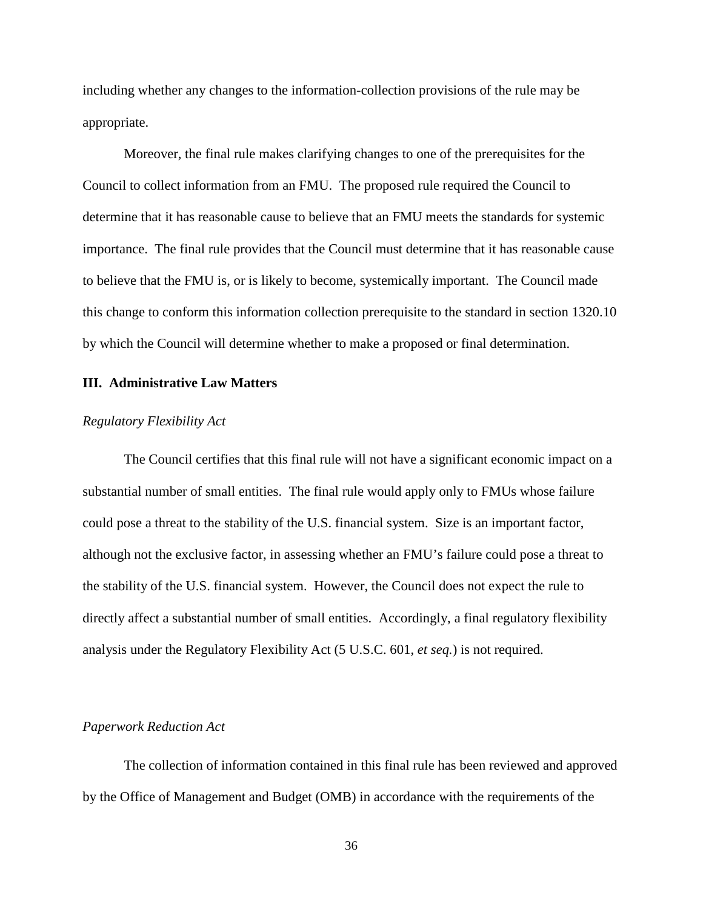including whether any changes to the information-collection provisions of the rule may be appropriate.

Moreover, the final rule makes clarifying changes to one of the prerequisites for the Council to collect information from an FMU. The proposed rule required the Council to determine that it has reasonable cause to believe that an FMU meets the standards for systemic importance. The final rule provides that the Council must determine that it has reasonable cause to believe that the FMU is, or is likely to become, systemically important. The Council made this change to conform this information collection prerequisite to the standard in section 1320.10 by which the Council will determine whether to make a proposed or final determination.

## III. Administrative Law Matters

*Regulatory Flexibility Act*

The Council certifies that this final rule will not have a significant economic impact on a substantial number of small entities. The final rule would apply only to FMUs whose failure could pose a threat to the stability of the U.S. financial system. Size is an important factor, although not the exclusive factor, in assessing whether an FMU's failure could pose a threat to the stability of the U.S. financial system. However, the Council does not expect the rule to directly affect a substantial number of small entities. Accordingly, a final regulatory flexibility analysis under the Regulatory Flexibility Act (5 U.S.C. 601, *et seq.*) is not required.

*Paperwork Reduction Act*

The collection of information contained in this final rule has been reviewed and approved by the Office of Management and Budget (OMB) in accordance with the requirements of the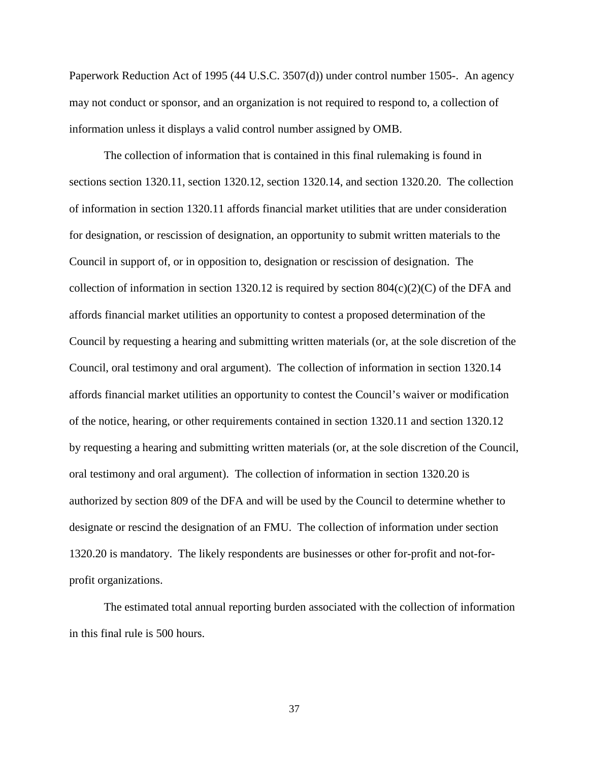Paperwork Reduction Act of 1995 (44 U.S.C. 3507(d)) under control number 1505-. An agency may not conduct or sponsor, and an organization is not required to respond to, a collection of information unless it displays a valid control number assigned by OMB.

The collection of information that is contained in this final rulemaking is found in sections section 1320.11, section 1320.12, section 1320.14, and section 1320.20. The collection of information in section 1320.11 affords financial market utilities that are under consideration for designation, or rescission of designation, an opportunity to submit written materials to the Council in support of, or in opposition to, designation or rescission of designation. The collection of information in section 1320.12 is required by section 804(c)(2)(C) of the DFA and affords financial market utilities an opportunity to contest a proposed determination of the Council by requesting a hearing and submitting written materials (or, at the sole discretion of the Council, oral testimony and oral argument). The collection of information in section 1320.14 affords financial market utilities an opportunity to contest the Council's waiver or modification of the notice, hearing, or other requirements contained in section 1320.11 and section 1320.12 by requesting a hearing and submitting written materials (or, at the sole discretion of the Council, oral testimony and oral argument). The collection of information in section 1320.20 is authorized by section 809 of the DFA and will be used by the Council to determine whether to designate or rescind the designation of an FMU. The collection of information under section 1320.20 is mandatory. The likely respondents are businesses or other for-profit and not-for-profit organizations.

The estimated total annual reporting burden associated with the collection of information in this final rule is 500 hours.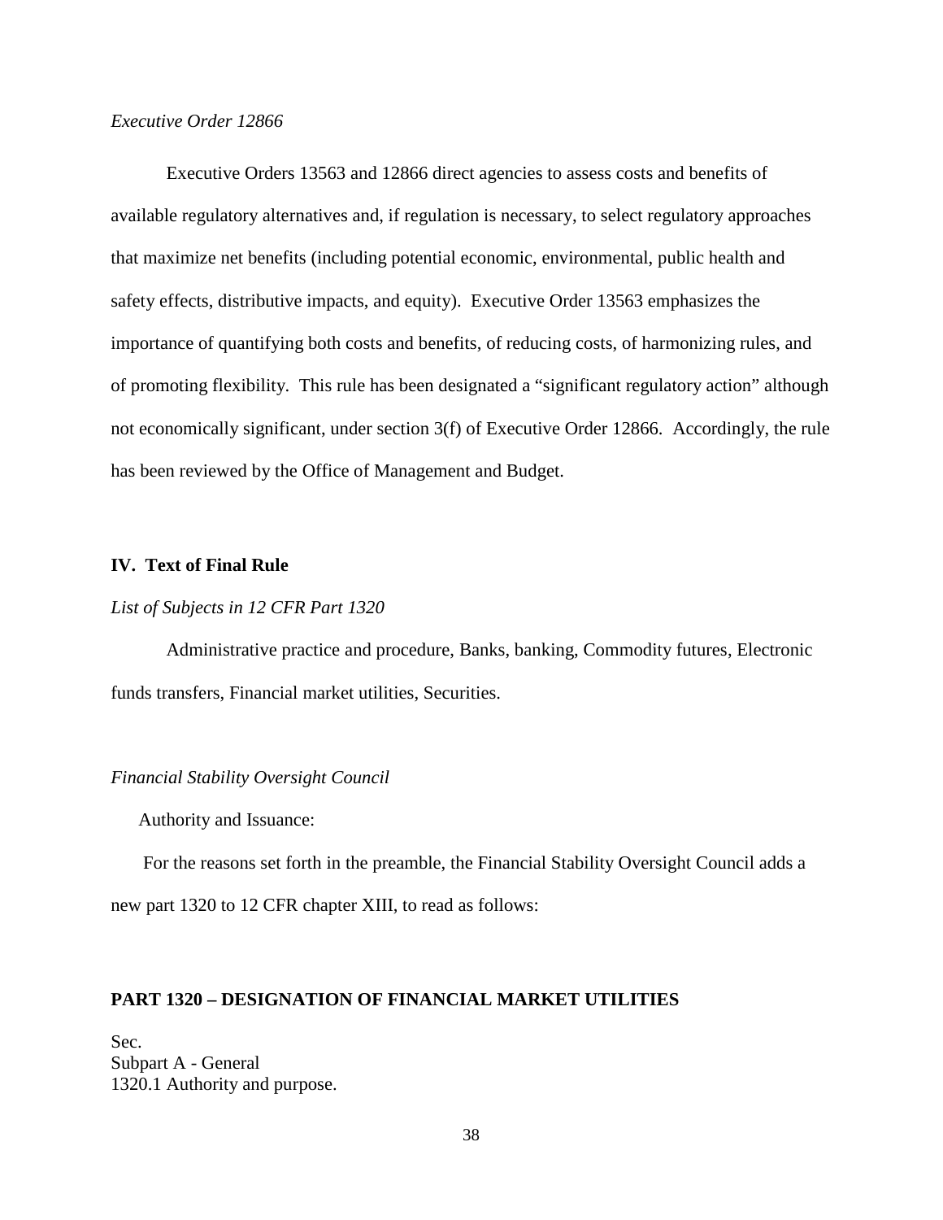*Executive Order 12866*

Executive Orders 13563 and 12866 direct agencies to assess costs and benefits of available regulatory alternatives and, if regulation is necessary, to select regulatory approaches that maximize net benefits (including potential economic, environmental, public health and safety effects, distributive impacts, and equity). Executive Order 13563 emphasizes the importance of quantifying both costs and benefits, of reducing costs, of harmonizing rules, and of promoting flexibility. This rule has been designated a "significant regulatory action" although not economically significant, under section 3(f) of Executive Order 12866. Accordingly, the rule has been reviewed by the Office of Management and Budget.

## IV. Text of Final Rule

*List of Subjects in 12 CFR Part 1320*

Administrative practice and procedure, Banks, banking, Commodity futures, Electronic funds transfers, Financial market utilities, Securities.

*Financial Stability Oversight Council*

Authority and Issuance:

For the reasons set forth in the preamble, the Financial Stability Oversight Council adds a new part 1320 to 12 CFR chapter XIII, to read as follows:

## PART 1320 – DESIGNATION OF FINANCIAL MARKET UTILITIES

Sec.
Subpart A - General
1320.1 Authority and purpose.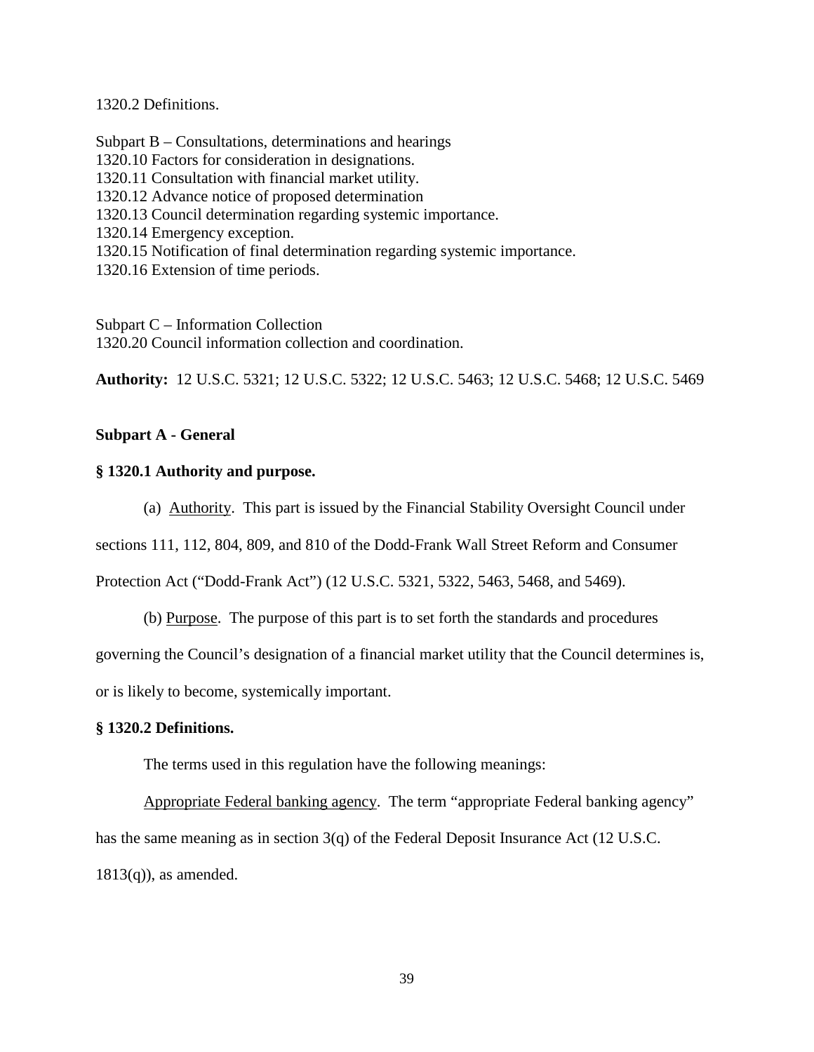1320.2 Definitions.

Subpart B – Consultations, determinations and hearings
1320.10 Factors for consideration in designations.
1320.11 Consultation with financial market utility.
1320.12 Advance notice of proposed determination
1320.13 Council determination regarding systemic importance.
1320.14 Emergency exception.
1320.15 Notification of final determination regarding systemic importance.
1320.16 Extension of time periods.

Subpart C – Information Collection
1320.20 Council information collection and coordination.

**Authority:** 12 U.S.C. 5321; 12 U.S.C. 5322; 12 U.S.C. 5463; 12 U.S.C. 5468; 12 U.S.C. 5469

**Subpart A - General**

**§ 1320.1 Authority and purpose.**

(a) Authority. This part is issued by the Financial Stability Oversight Council under sections 111, 112, 804, 809, and 810 of the Dodd-Frank Wall Street Reform and Consumer Protection Act ("Dodd-Frank Act") (12 U.S.C. 5321, 5322, 5463, 5468, and 5469).

(b) Purpose. The purpose of this part is to set forth the standards and procedures governing the Council's designation of a financial market utility that the Council determines is, or is likely to become, systemically important.

**§ 1320.2 Definitions.**

The terms used in this regulation have the following meanings:

Appropriate Federal banking agency. The term "appropriate Federal banking agency" has the same meaning as in section 3(q) of the Federal Deposit Insurance Act (12 U.S.C. 1813(q)), as amended.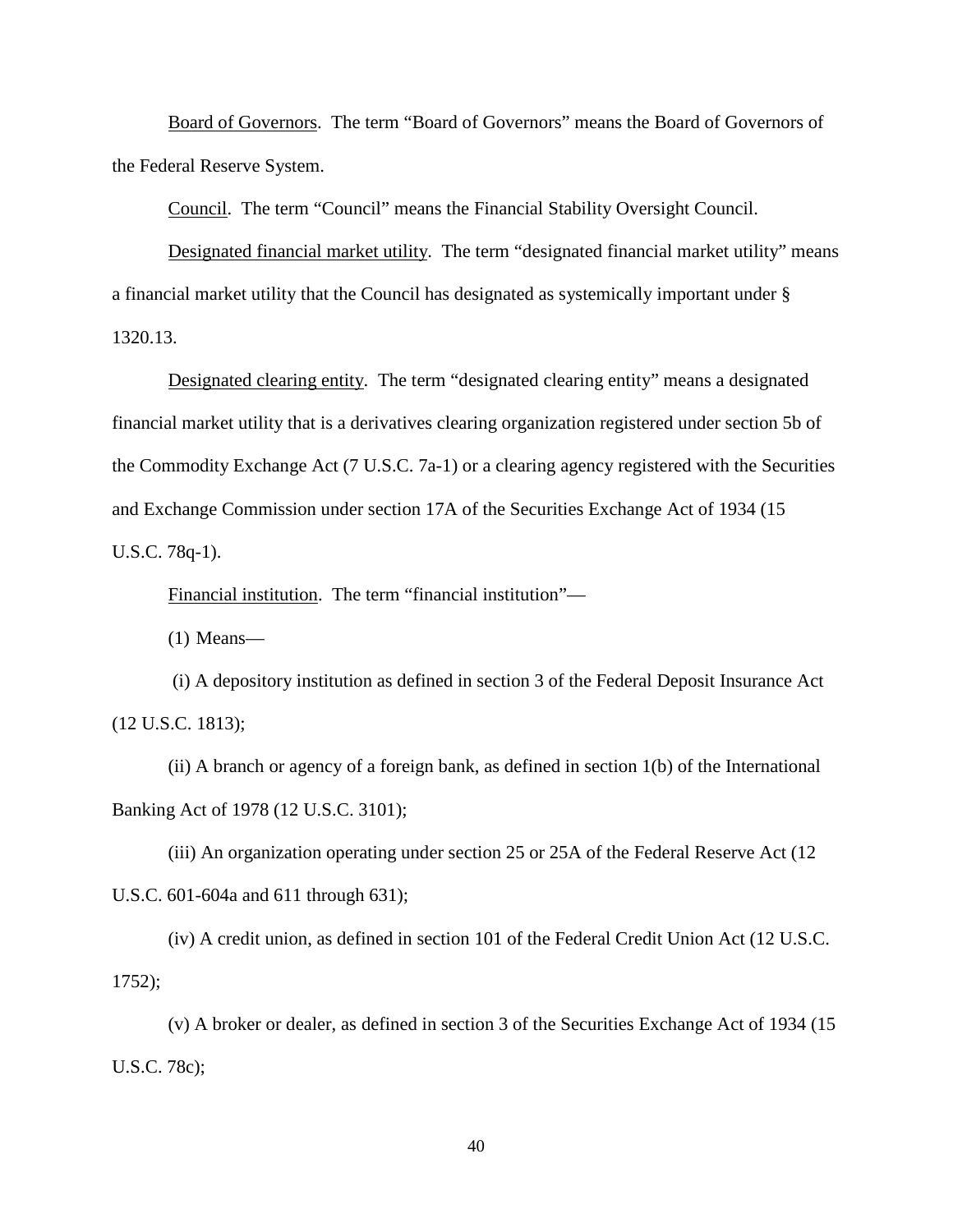Board of Governors. The term "Board of Governors" means the Board of Governors of the Federal Reserve System.

Council. The term "Council" means the Financial Stability Oversight Council.

Designated financial market utility. The term "designated financial market utility" means a financial market utility that the Council has designated as systemically important under § 1320.13.

Designated clearing entity. The term "designated clearing entity" means a designated financial market utility that is a derivatives clearing organization registered under section 5b of the Commodity Exchange Act (7 U.S.C. 7a-1) or a clearing agency registered with the Securities and Exchange Commission under section 17A of the Securities Exchange Act of 1934 (15 U.S.C. 78q-1).

Financial institution. The term "financial institution"—

(1) Means—

(i) A depository institution as defined in section 3 of the Federal Deposit Insurance Act (12 U.S.C. 1813);

(ii) A branch or agency of a foreign bank, as defined in section 1(b) of the International Banking Act of 1978 (12 U.S.C. 3101);

(iii) An organization operating under section 25 or 25A of the Federal Reserve Act (12 U.S.C. 601-604a and 611 through 631);

(iv) A credit union, as defined in section 101 of the Federal Credit Union Act (12 U.S.C. 1752);

(v) A broker or dealer, as defined in section 3 of the Securities Exchange Act of 1934 (15 U.S.C. 78c);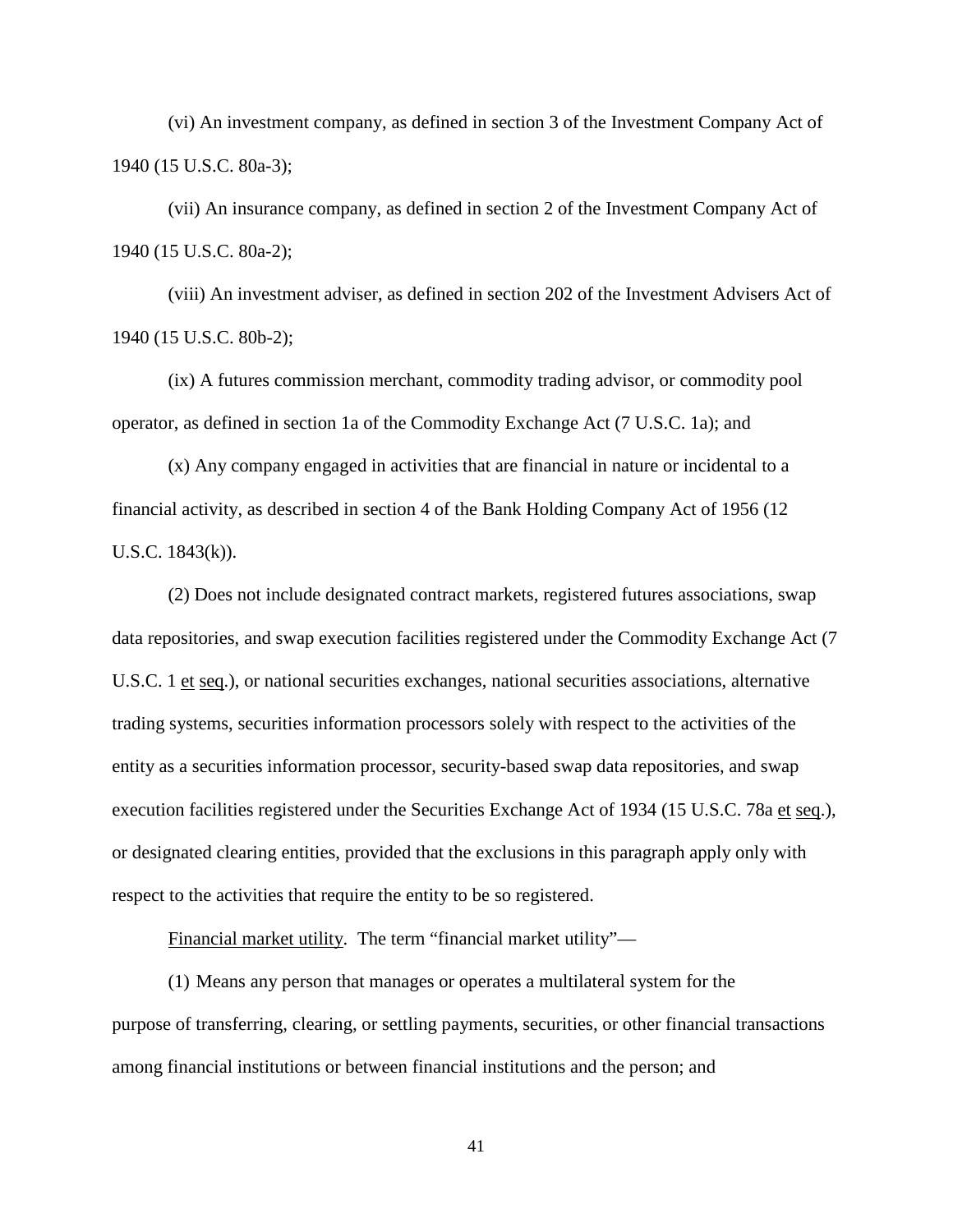(vi) An investment company, as defined in section 3 of the Investment Company Act of 1940 (15 U.S.C. 80a-3);

(vii) An insurance company, as defined in section 2 of the Investment Company Act of 1940 (15 U.S.C. 80a-2);

(viii) An investment adviser, as defined in section 202 of the Investment Advisers Act of 1940 (15 U.S.C. 80b-2);

(ix) A futures commission merchant, commodity trading advisor, or commodity pool operator, as defined in section 1a of the Commodity Exchange Act (7 U.S.C. 1a); and

(x) Any company engaged in activities that are financial in nature or incidental to a financial activity, as described in section 4 of the Bank Holding Company Act of 1956 (12 U.S.C. 1843(k)).

(2) Does not include designated contract markets, registered futures associations, swap data repositories, and swap execution facilities registered under the Commodity Exchange Act (7 U.S.C. 1 et seq.), or national securities exchanges, national securities associations, alternative trading systems, securities information processors solely with respect to the activities of the entity as a securities information processor, security-based swap data repositories, and swap execution facilities registered under the Securities Exchange Act of 1934 (15 U.S.C. 78a et seq.), or designated clearing entities, provided that the exclusions in this paragraph apply only with respect to the activities that require the entity to be so registered.

Financial market utility. The term "financial market utility"—

(1) Means any person that manages or operates a multilateral system for the purpose of transferring, clearing, or settling payments, securities, or other financial transactions among financial institutions or between financial institutions and the person; and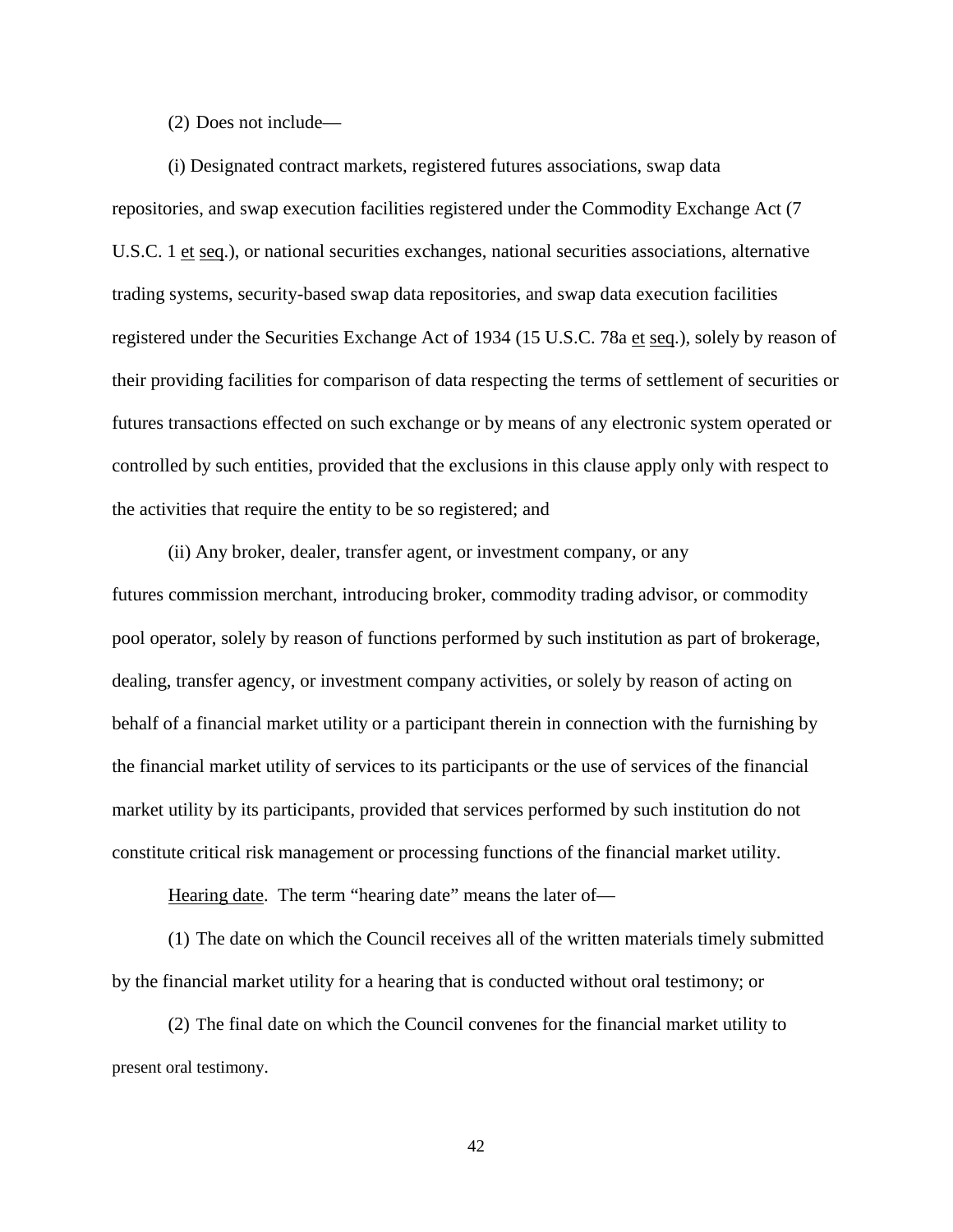(2) Does not include—

(i) Designated contract markets, registered futures associations, swap data repositories, and swap execution facilities registered under the Commodity Exchange Act (7 U.S.C. 1 et seq.), or national securities exchanges, national securities associations, alternative trading systems, security-based swap data repositories, and swap data execution facilities registered under the Securities Exchange Act of 1934 (15 U.S.C. 78a et seq.), solely by reason of their providing facilities for comparison of data respecting the terms of settlement of securities or futures transactions effected on such exchange or by means of any electronic system operated or controlled by such entities, provided that the exclusions in this clause apply only with respect to the activities that require the entity to be so registered; and

(ii) Any broker, dealer, transfer agent, or investment company, or any futures commission merchant, introducing broker, commodity trading advisor, or commodity pool operator, solely by reason of functions performed by such institution as part of brokerage, dealing, transfer agency, or investment company activities, or solely by reason of acting on behalf of a financial market utility or a participant therein in connection with the furnishing by the financial market utility of services to its participants or the use of services of the financial market utility by its participants, provided that services performed by such institution do not constitute critical risk management or processing functions of the financial market utility.

Hearing date. The term "hearing date" means the later of—

(1) The date on which the Council receives all of the written materials timely submitted by the financial market utility for a hearing that is conducted without oral testimony; or

(2) The final date on which the Council convenes for the financial market utility to present oral testimony.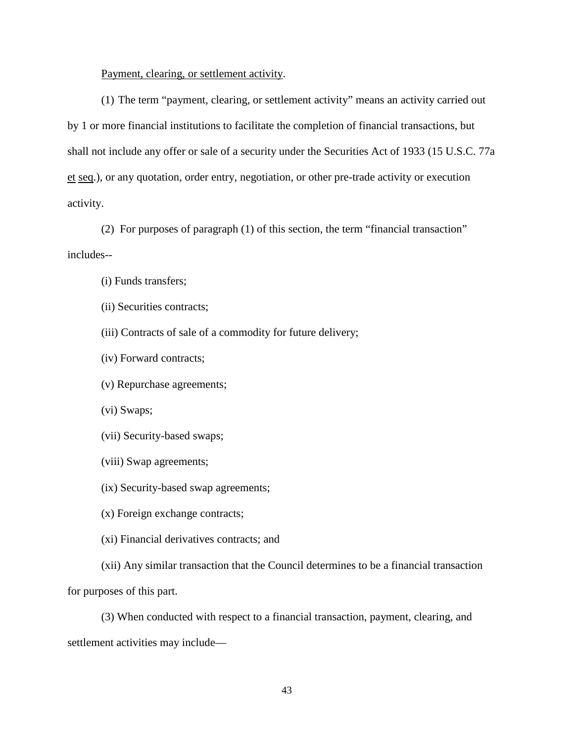Payment, clearing, or settlement activity.

(1) The term "payment, clearing, or settlement activity" means an activity carried out by 1 or more financial institutions to facilitate the completion of financial transactions, but shall not include any offer or sale of a security under the Securities Act of 1933 (15 U.S.C. 77a et seq.), or any quotation, order entry, negotiation, or other pre-trade activity or execution activity.

(2) For purposes of paragraph (1) of this section, the term "financial transaction" includes--

(i) Funds transfers;

(ii) Securities contracts;

(iii) Contracts of sale of a commodity for future delivery;

(iv) Forward contracts;

(v) Repurchase agreements;

(vi) Swaps;

(vii) Security-based swaps;

(viii) Swap agreements;

(ix) Security-based swap agreements;

(x) Foreign exchange contracts;

(xi) Financial derivatives contracts; and

(xii) Any similar transaction that the Council determines to be a financial transaction for purposes of this part.

(3) When conducted with respect to a financial transaction, payment, clearing, and settlement activities may include—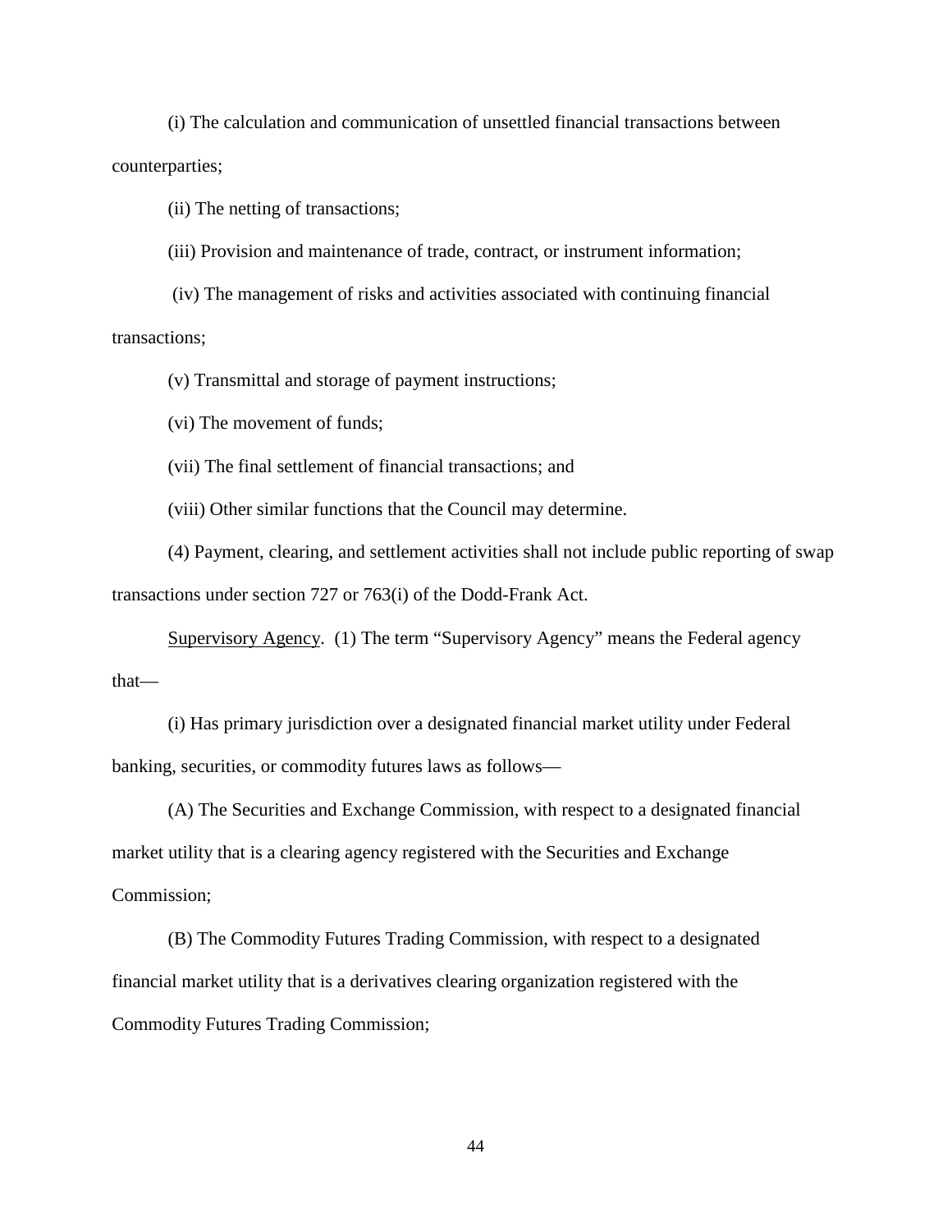(i) The calculation and communication of unsettled financial transactions between counterparties;

(ii) The netting of transactions;

(iii) Provision and maintenance of trade, contract, or instrument information;

(iv) The management of risks and activities associated with continuing financial transactions;

(v) Transmittal and storage of payment instructions;

(vi) The movement of funds;

(vii) The final settlement of financial transactions; and

(viii) Other similar functions that the Council may determine.

(4) Payment, clearing, and settlement activities shall not include public reporting of swap transactions under section 727 or 763(i) of the Dodd-Frank Act.

<u>Supervisory Agency</u>. (1) The term “Supervisory Agency” means the Federal agency that—

(i) Has primary jurisdiction over a designated financial market utility under Federal banking, securities, or commodity futures laws as follows—

(A) The Securities and Exchange Commission, with respect to a designated financial market utility that is a clearing agency registered with the Securities and Exchange Commission;

(B) The Commodity Futures Trading Commission, with respect to a designated financial market utility that is a derivatives clearing organization registered with the Commodity Futures Trading Commission;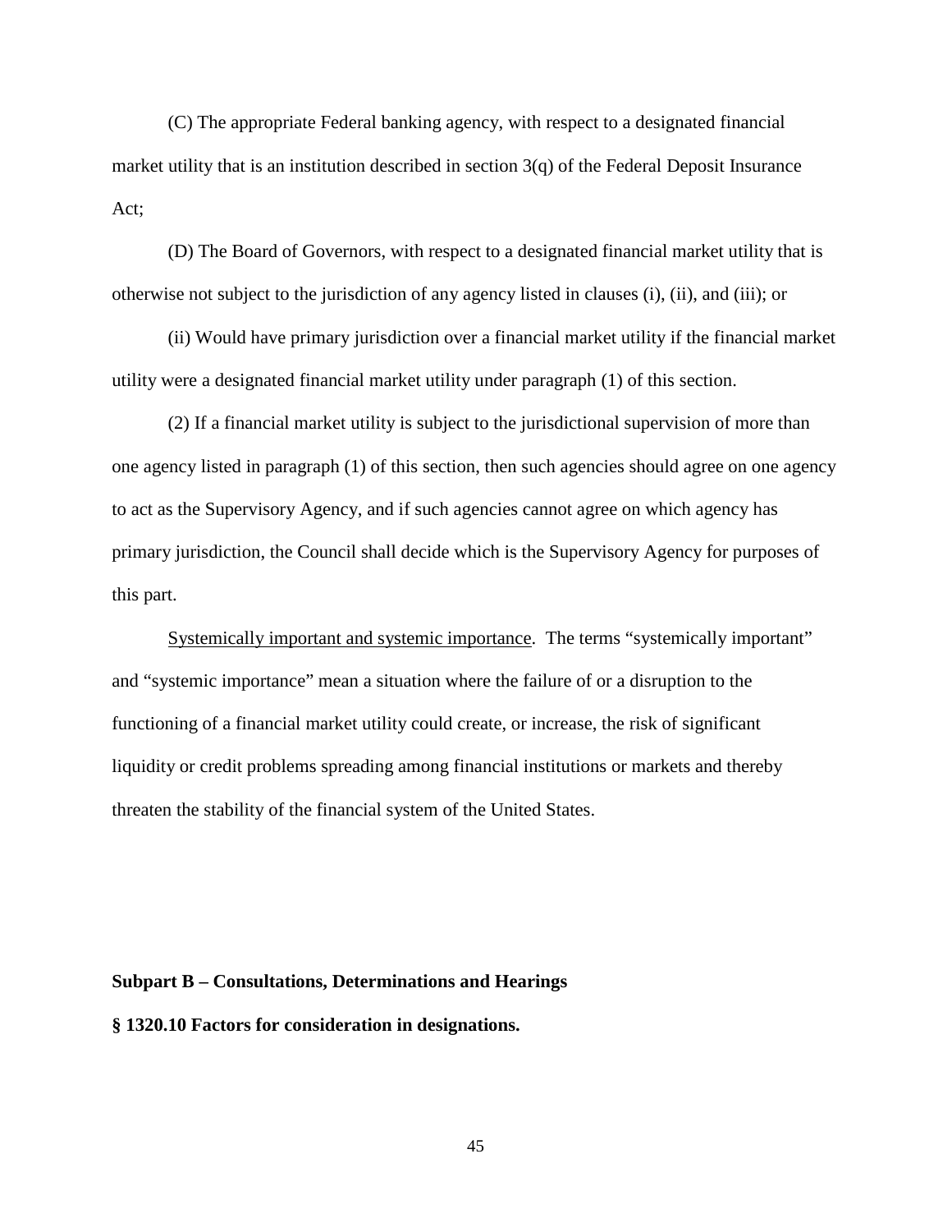(C) The appropriate Federal banking agency, with respect to a designated financial market utility that is an institution described in section 3(q) of the Federal Deposit Insurance Act;

(D) The Board of Governors, with respect to a designated financial market utility that is otherwise not subject to the jurisdiction of any agency listed in clauses (i), (ii), and (iii); or

(ii) Would have primary jurisdiction over a financial market utility if the financial market utility were a designated financial market utility under paragraph (1) of this section.

(2) If a financial market utility is subject to the jurisdictional supervision of more than one agency listed in paragraph (1) of this section, then such agencies should agree on one agency to act as the Supervisory Agency, and if such agencies cannot agree on which agency has primary jurisdiction, the Council shall decide which is the Supervisory Agency for purposes of this part.

Systemically important and systemic importance. The terms "systemically important" and "systemic importance" mean a situation where the failure of or a disruption to the functioning of a financial market utility could create, or increase, the risk of significant liquidity or credit problems spreading among financial institutions or markets and thereby threaten the stability of the financial system of the United States.

**Subpart B – Consultations, Determinations and Hearings**

**§ 1320.10 Factors for consideration in designations.**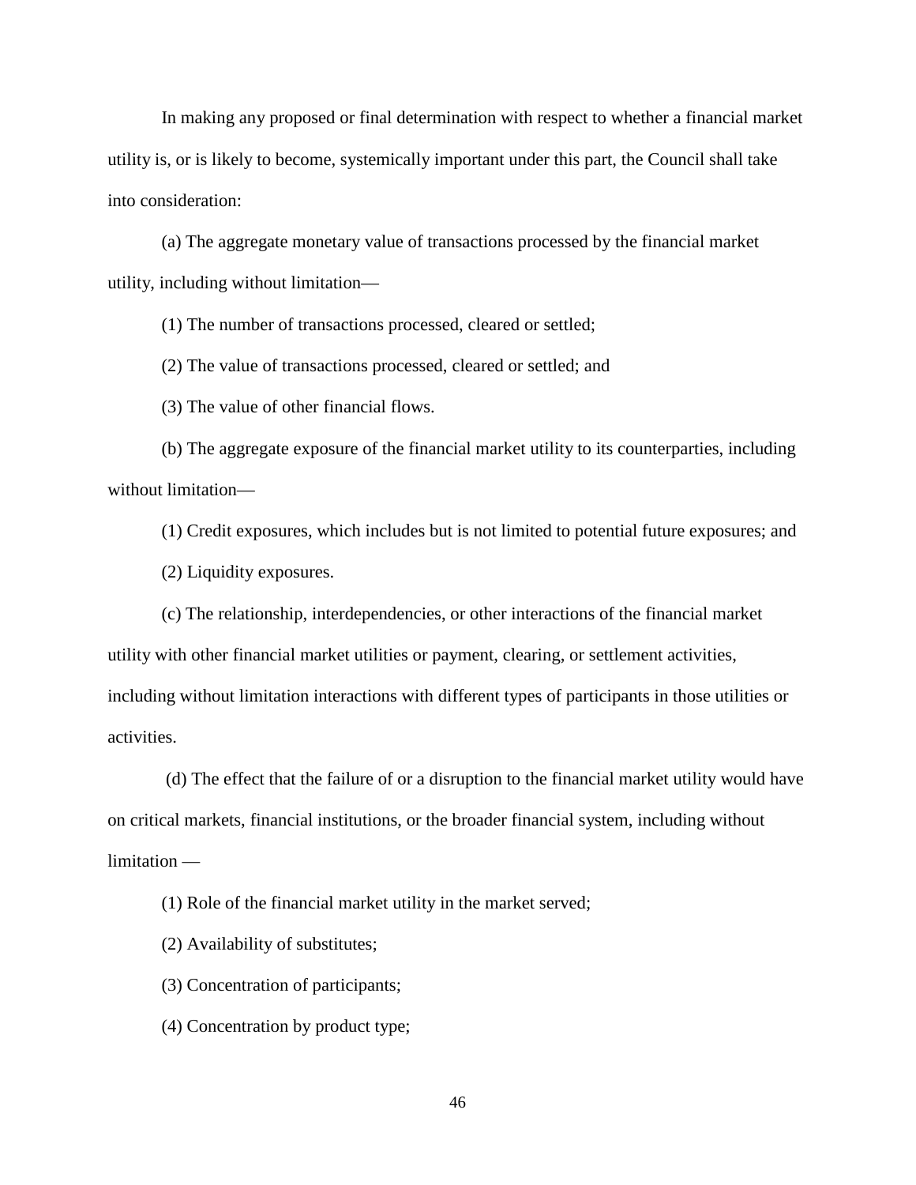In making any proposed or final determination with respect to whether a financial market utility is, or is likely to become, systemically important under this part, the Council shall take into consideration:

(a) The aggregate monetary value of transactions processed by the financial market utility, including without limitation—

(1) The number of transactions processed, cleared or settled;

(2) The value of transactions processed, cleared or settled; and

(3) The value of other financial flows.

(b) The aggregate exposure of the financial market utility to its counterparties, including without limitation—

(1) Credit exposures, which includes but is not limited to potential future exposures; and

(2) Liquidity exposures.

(c) The relationship, interdependencies, or other interactions of the financial market utility with other financial market utilities or payment, clearing, or settlement activities, including without limitation interactions with different types of participants in those utilities or activities.

(d) The effect that the failure of or a disruption to the financial market utility would have on critical markets, financial institutions, or the broader financial system, including without limitation —

(1) Role of the financial market utility in the market served;

(2) Availability of substitutes;

(3) Concentration of participants;

(4) Concentration by product type;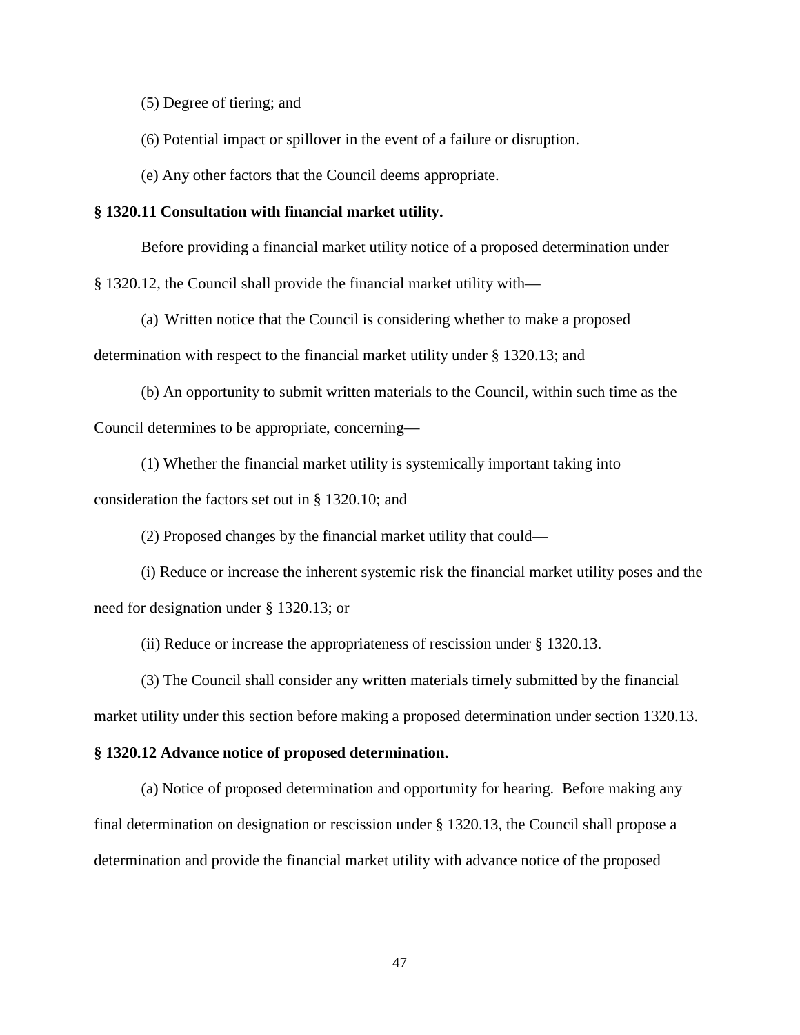(5) Degree of tiering; and

(6) Potential impact or spillover in the event of a failure or disruption.

(e) Any other factors that the Council deems appropriate.

**§ 1320.11 Consultation with financial market utility.**

Before providing a financial market utility notice of a proposed determination under § 1320.12, the Council shall provide the financial market utility with—

(a) Written notice that the Council is considering whether to make a proposed determination with respect to the financial market utility under § 1320.13; and

(b) An opportunity to submit written materials to the Council, within such time as the Council determines to be appropriate, concerning—

(1) Whether the financial market utility is systemically important taking into consideration the factors set out in § 1320.10; and

(2) Proposed changes by the financial market utility that could—

(i) Reduce or increase the inherent systemic risk the financial market utility poses and the need for designation under § 1320.13; or

(ii) Reduce or increase the appropriateness of rescission under § 1320.13.

(3) The Council shall consider any written materials timely submitted by the financial market utility under this section before making a proposed determination under section 1320.13.

**§ 1320.12 Advance notice of proposed determination.**

(a) Notice of proposed determination and opportunity for hearing. Before making any final determination on designation or rescission under § 1320.13, the Council shall propose a determination and provide the financial market utility with advance notice of the proposed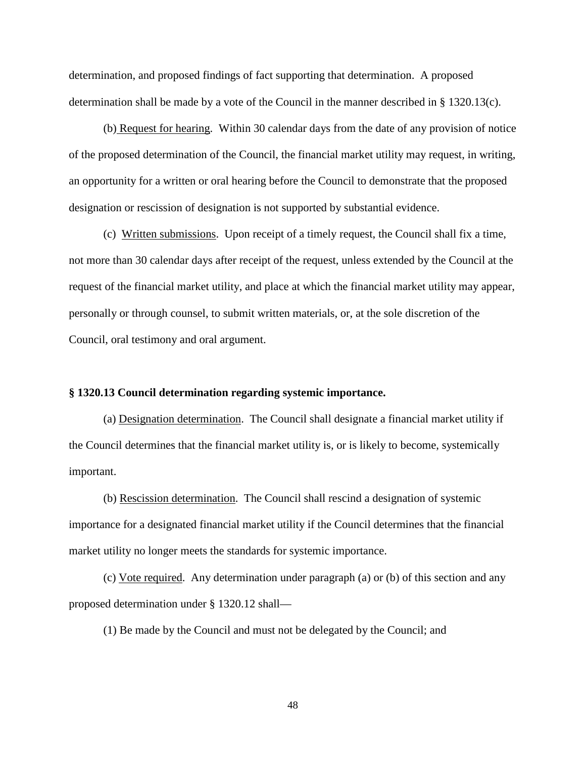determination, and proposed findings of fact supporting that determination. A proposed determination shall be made by a vote of the Council in the manner described in § 1320.13(c).

(b) Request for hearing. Within 30 calendar days from the date of any provision of notice of the proposed determination of the Council, the financial market utility may request, in writing, an opportunity for a written or oral hearing before the Council to demonstrate that the proposed designation or rescission of designation is not supported by substantial evidence.

(c) Written submissions. Upon receipt of a timely request, the Council shall fix a time, not more than 30 calendar days after receipt of the request, unless extended by the Council at the request of the financial market utility, and place at which the financial market utility may appear, personally or through counsel, to submit written materials, or, at the sole discretion of the Council, oral testimony and oral argument.

**§ 1320.13 Council determination regarding systemic importance.**

(a) Designation determination. The Council shall designate a financial market utility if the Council determines that the financial market utility is, or is likely to become, systemically important.

(b) Rescission determination. The Council shall rescind a designation of systemic importance for a designated financial market utility if the Council determines that the financial market utility no longer meets the standards for systemic importance.

(c) Vote required. Any determination under paragraph (a) or (b) of this section and any proposed determination under § 1320.12 shall—

(1) Be made by the Council and must not be delegated by the Council; and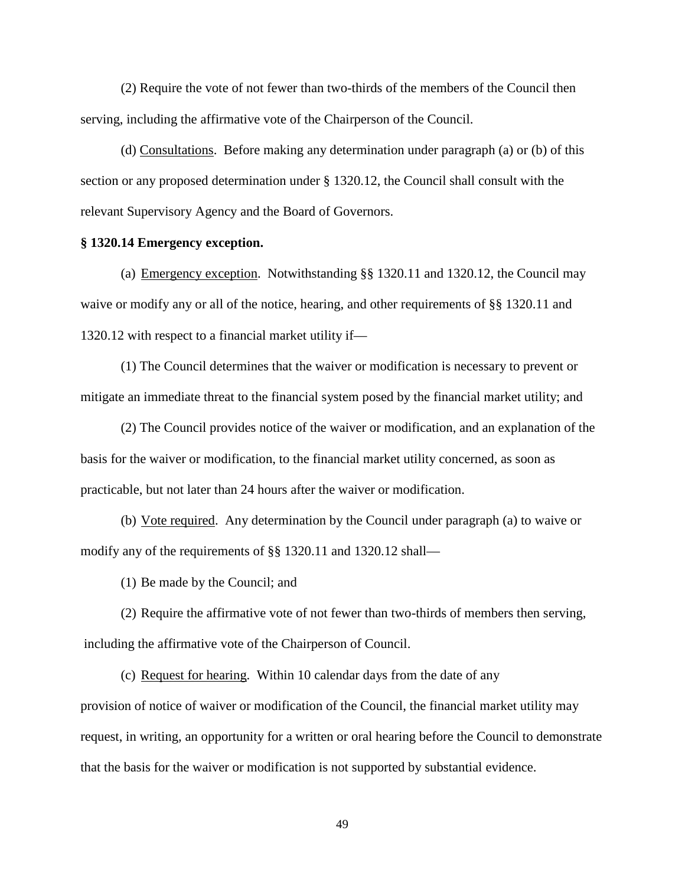(2) Require the vote of not fewer than two-thirds of the members of the Council then serving, including the affirmative vote of the Chairperson of the Council.

(d) Consultations. Before making any determination under paragraph (a) or (b) of this section or any proposed determination under § 1320.12, the Council shall consult with the relevant Supervisory Agency and the Board of Governors.

**§ 1320.14 Emergency exception.**

(a) Emergency exception. Notwithstanding §§ 1320.11 and 1320.12, the Council may waive or modify any or all of the notice, hearing, and other requirements of §§ 1320.11 and 1320.12 with respect to a financial market utility if—

(1) The Council determines that the waiver or modification is necessary to prevent or mitigate an immediate threat to the financial system posed by the financial market utility; and

(2) The Council provides notice of the waiver or modification, and an explanation of the basis for the waiver or modification, to the financial market utility concerned, as soon as practicable, but not later than 24 hours after the waiver or modification.

(b) Vote required. Any determination by the Council under paragraph (a) to waive or modify any of the requirements of §§ 1320.11 and 1320.12 shall—

(1) Be made by the Council; and

(2) Require the affirmative vote of not fewer than two-thirds of members then serving, including the affirmative vote of the Chairperson of Council.

(c) Request for hearing. Within 10 calendar days from the date of any provision of notice of waiver or modification of the Council, the financial market utility may request, in writing, an opportunity for a written or oral hearing before the Council to demonstrate that the basis for the waiver or modification is not supported by substantial evidence.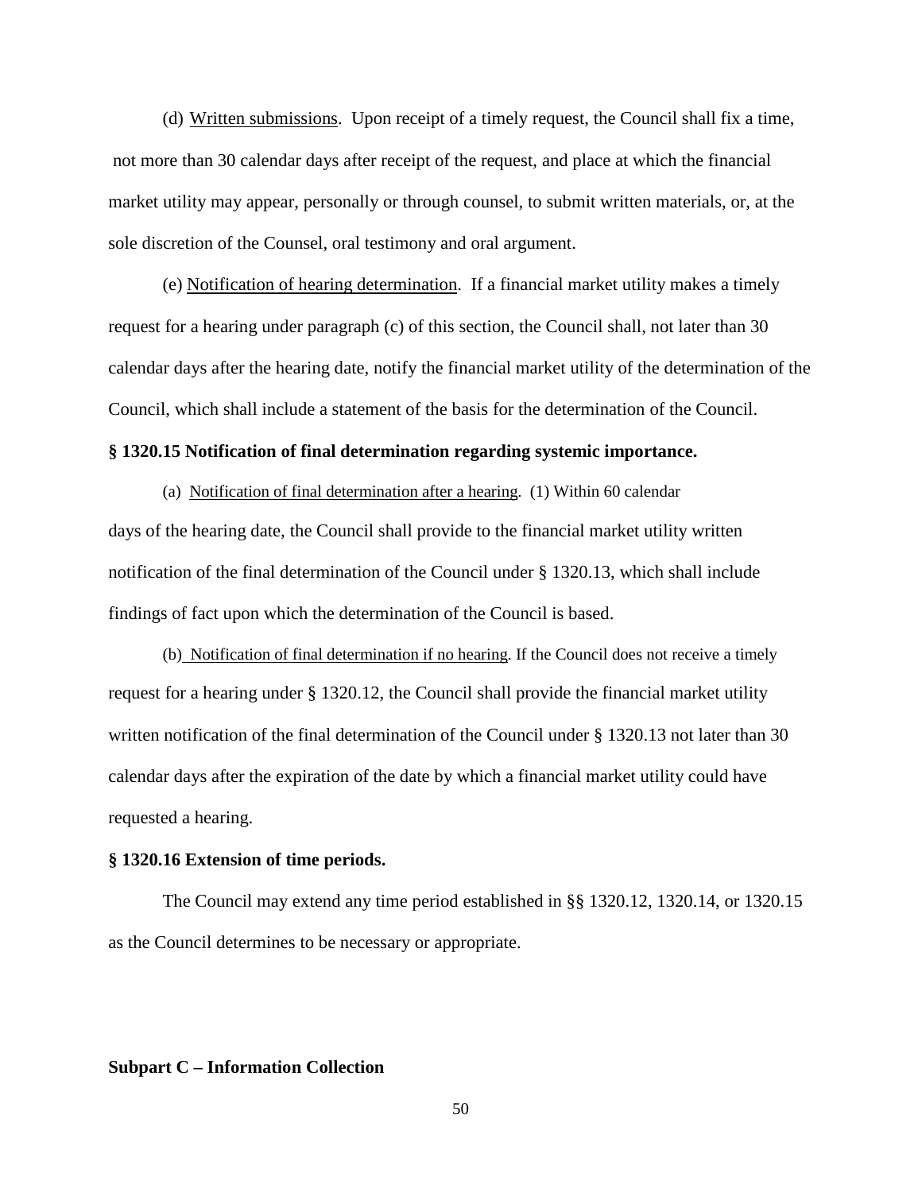(d) Written submissions. Upon receipt of a timely request, the Council shall fix a time, not more than 30 calendar days after receipt of the request, and place at which the financial market utility may appear, personally or through counsel, to submit written materials, or, at the sole discretion of the Counsel, oral testimony and oral argument.

(e) Notification of hearing determination. If a financial market utility makes a timely request for a hearing under paragraph (c) of this section, the Council shall, not later than 30 calendar days after the hearing date, notify the financial market utility of the determination of the Council, which shall include a statement of the basis for the determination of the Council.

**§ 1320.15 Notification of final determination regarding systemic importance.**

(a) Notification of final determination after a hearing. (1) Within 60 calendar days of the hearing date, the Council shall provide to the financial market utility written notification of the final determination of the Council under § 1320.13, which shall include findings of fact upon which the determination of the Council is based.

(b) Notification of final determination if no hearing. If the Council does not receive a timely request for a hearing under § 1320.12, the Council shall provide the financial market utility written notification of the final determination of the Council under § 1320.13 not later than 30 calendar days after the expiration of the date by which a financial market utility could have requested a hearing.

**§ 1320.16 Extension of time periods.**

The Council may extend any time period established in §§ 1320.12, 1320.14, or 1320.15 as the Council determines to be necessary or appropriate.

**Subpart C – Information Collection**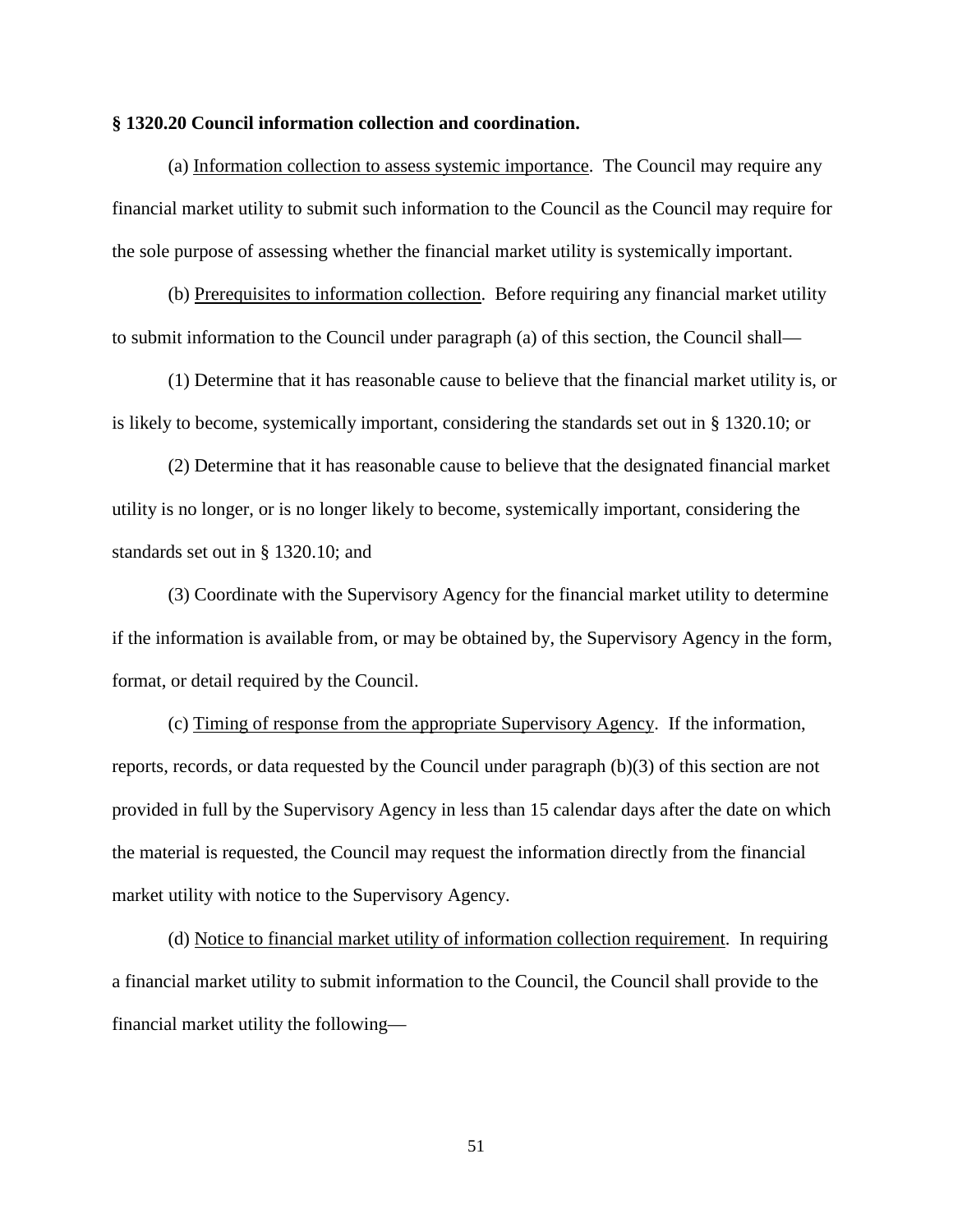**§ 1320.20 Council information collection and coordination.**

(a) Information collection to assess systemic importance. The Council may require any financial market utility to submit such information to the Council as the Council may require for the sole purpose of assessing whether the financial market utility is systemically important.

(b) Prerequisites to information collection. Before requiring any financial market utility to submit information to the Council under paragraph (a) of this section, the Council shall—

(1) Determine that it has reasonable cause to believe that the financial market utility is, or is likely to become, systemically important, considering the standards set out in § 1320.10; or

(2) Determine that it has reasonable cause to believe that the designated financial market utility is no longer, or is no longer likely to become, systemically important, considering the standards set out in § 1320.10; and

(3) Coordinate with the Supervisory Agency for the financial market utility to determine if the information is available from, or may be obtained by, the Supervisory Agency in the form, format, or detail required by the Council.

(c) Timing of response from the appropriate Supervisory Agency. If the information, reports, records, or data requested by the Council under paragraph (b)(3) of this section are not provided in full by the Supervisory Agency in less than 15 calendar days after the date on which the material is requested, the Council may request the information directly from the financial market utility with notice to the Supervisory Agency.

(d) Notice to financial market utility of information collection requirement. In requiring a financial market utility to submit information to the Council, the Council shall provide to the financial market utility the following—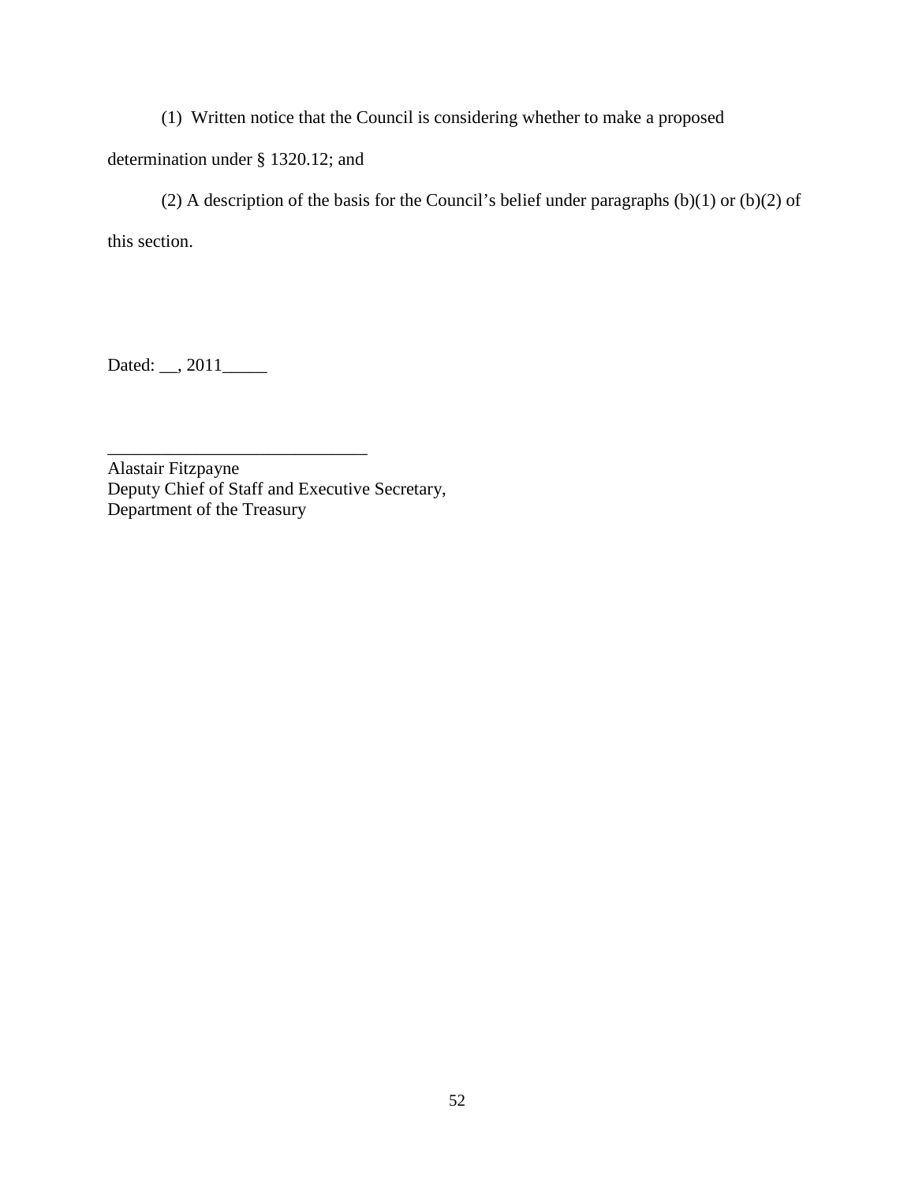(1) Written notice that the Council is considering whether to make a proposed determination under § 1320.12; and

(2) A description of the basis for the Council's belief under paragraphs (b)(1) or (b)(2) of this section.

Dated: __, 2011_____

_____________________________

Alastair Fitzpayne
Deputy Chief of Staff and Executive Secretary,
Department of the Treasury